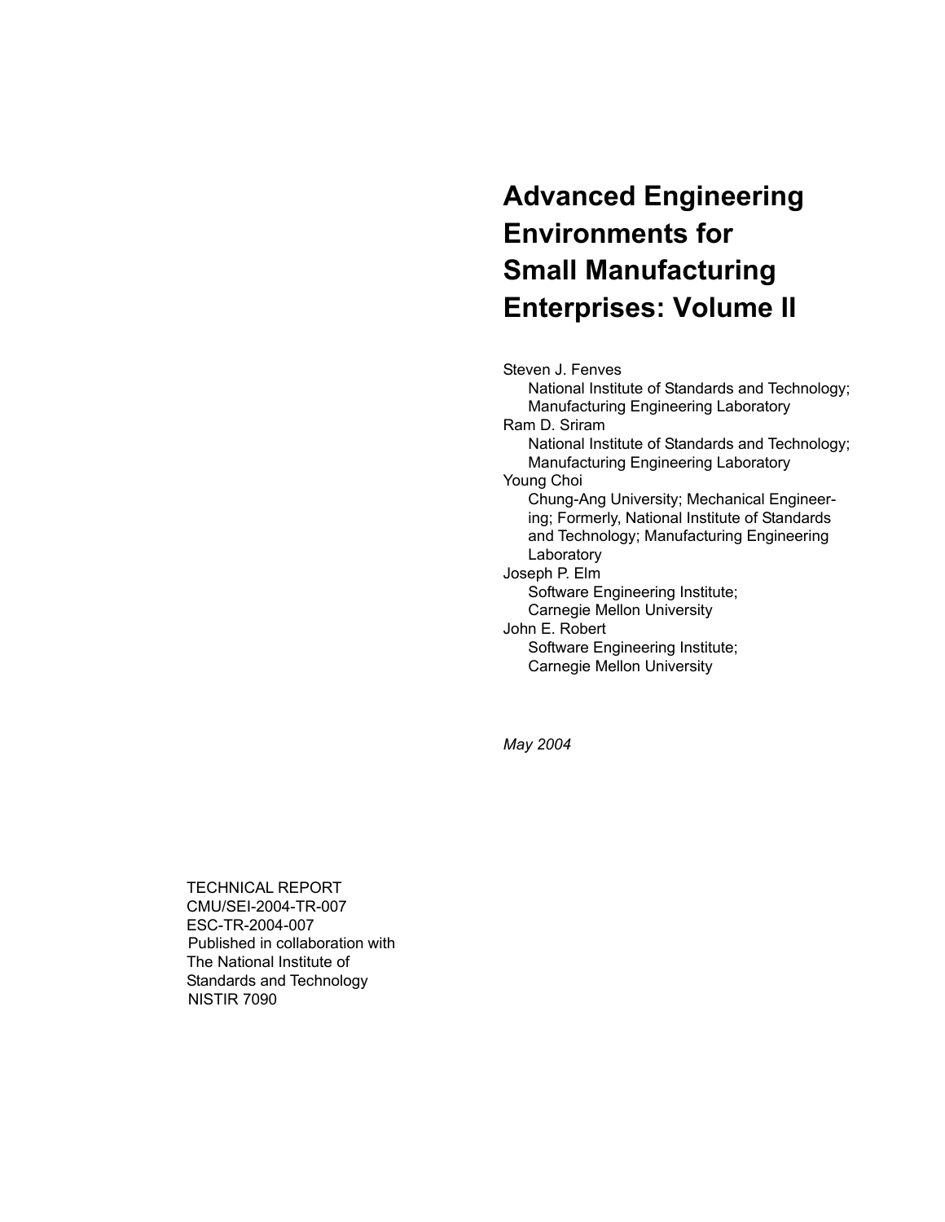# Advanced Engineering Environments for Small Manufacturing Enterprises: Volume II

Steven J. Fenves
National Institute of Standards and Technology; Manufacturing Engineering Laboratory

Ram D. Sriram
National Institute of Standards and Technology; Manufacturing Engineering Laboratory

Young Choi
Chung-Ang University; Mechanical Engineering; Formerly, National Institute of Standards and Technology; Manufacturing Engineering Laboratory

Joseph P. Elm
Software Engineering Institute; Carnegie Mellon University

John E. Robert
Software Engineering Institute; Carnegie Mellon University

*May 2004*

TECHNICAL REPORT
CMU/SEI-2004-TR-007
ESC-TR-2004-007
Published in collaboration with
The National Institute of Standards and Technology
NISTIR 7090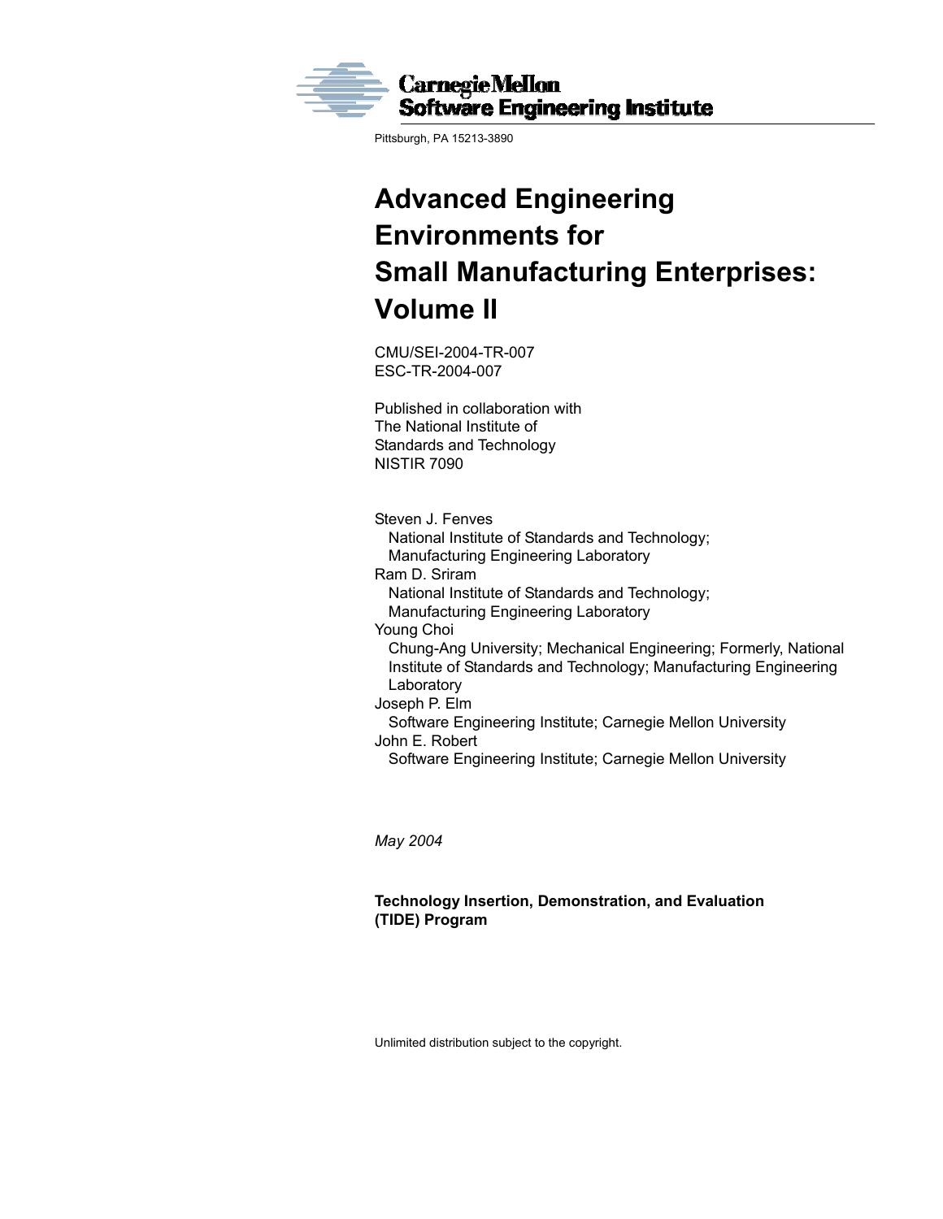Carnegie Mellon
Software Engineering Institute

Pittsburgh, PA 15213-3890

# Advanced Engineering Environments for Small Manufacturing Enterprises: Volume II

CMU/SEI-2004-TR-007
ESC-TR-2004-007

Published in collaboration with
The National Institute of
Standards and Technology
NISTIR 7090

Steven J. Fenves
  National Institute of Standards and Technology;
  Manufacturing Engineering Laboratory
Ram D. Sriram
  National Institute of Standards and Technology;
  Manufacturing Engineering Laboratory
Young Choi
  Chung-Ang University; Mechanical Engineering; Formerly, National Institute of Standards and Technology; Manufacturing Engineering Laboratory
Joseph P. Elm
  Software Engineering Institute; Carnegie Mellon University
John E. Robert
  Software Engineering Institute; Carnegie Mellon University

*May 2004*

**Technology Insertion, Demonstration, and Evaluation (TIDE) Program**

Unlimited distribution subject to the copyright.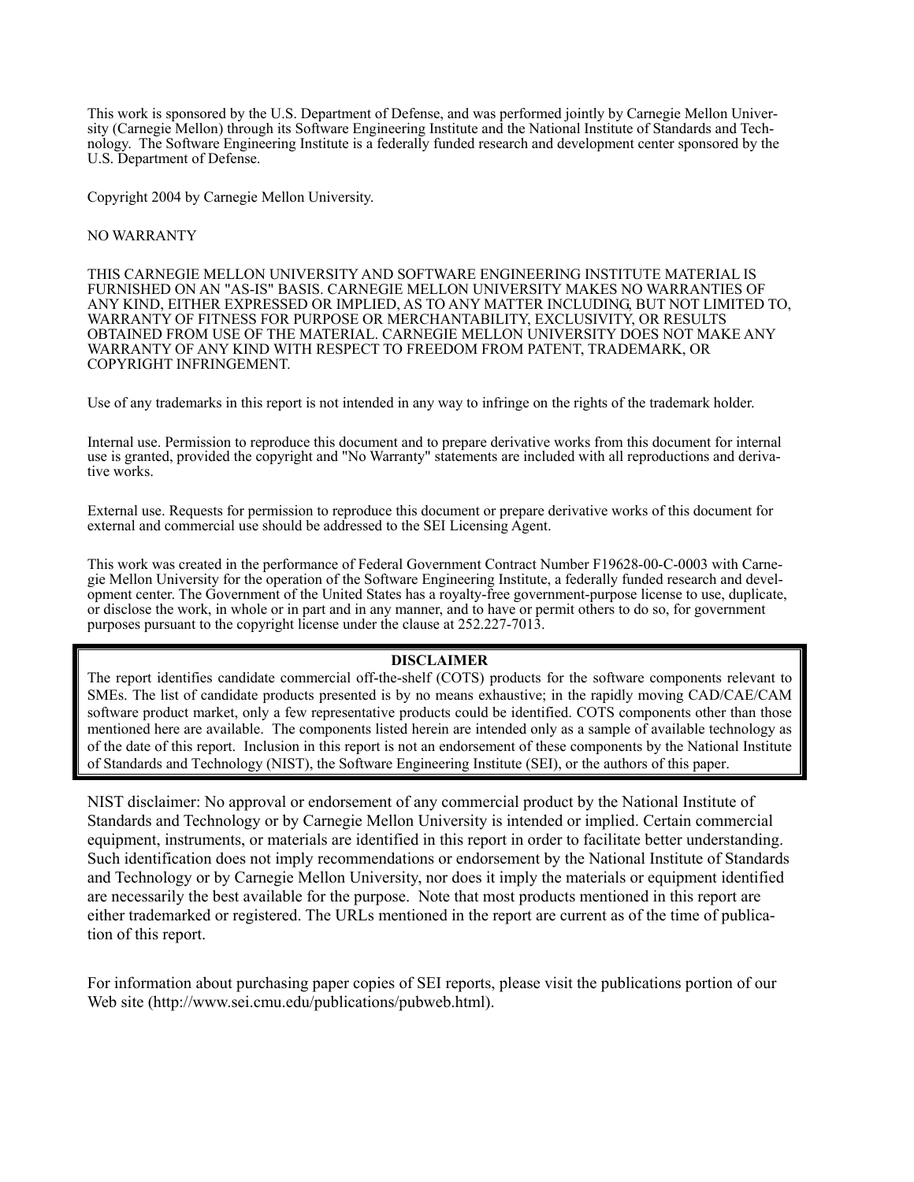This work is sponsored by the U.S. Department of Defense, and was performed jointly by Carnegie Mellon University (Carnegie Mellon) through its Software Engineering Institute and the National Institute of Standards and Technology. The Software Engineering Institute is a federally funded research and development center sponsored by the U.S. Department of Defense.

Copyright 2004 by Carnegie Mellon University.

NO WARRANTY

THIS CARNEGIE MELLON UNIVERSITY AND SOFTWARE ENGINEERING INSTITUTE MATERIAL IS FURNISHED ON AN "AS-IS" BASIS. CARNEGIE MELLON UNIVERSITY MAKES NO WARRANTIES OF ANY KIND, EITHER EXPRESSED OR IMPLIED, AS TO ANY MATTER INCLUDING, BUT NOT LIMITED TO, WARRANTY OF FITNESS FOR PURPOSE OR MERCHANTABILITY, EXCLUSIVITY, OR RESULTS OBTAINED FROM USE OF THE MATERIAL. CARNEGIE MELLON UNIVERSITY DOES NOT MAKE ANY WARRANTY OF ANY KIND WITH RESPECT TO FREEDOM FROM PATENT, TRADEMARK, OR COPYRIGHT INFRINGEMENT.

Use of any trademarks in this report is not intended in any way to infringe on the rights of the trademark holder.

Internal use. Permission to reproduce this document and to prepare derivative works from this document for internal use is granted, provided the copyright and "No Warranty" statements are included with all reproductions and derivative works.

External use. Requests for permission to reproduce this document or prepare derivative works of this document for external and commercial use should be addressed to the SEI Licensing Agent.

This work was created in the performance of Federal Government Contract Number F19628-00-C-0003 with Carnegie Mellon University for the operation of the Software Engineering Institute, a federally funded research and development center. The Government of the United States has a royalty-free government-purpose license to use, duplicate, or disclose the work, in whole or in part and in any manner, and to have or permit others to do so, for government purposes pursuant to the copyright license under the clause at 252.227-7013.

**DISCLAIMER**

The report identifies candidate commercial off-the-shelf (COTS) products for the software components relevant to SMEs. The list of candidate products presented is by no means exhaustive; in the rapidly moving CAD/CAE/CAM software product market, only a few representative products could be identified. COTS components other than those mentioned here are available. The components listed herein are intended only as a sample of available technology as of the date of this report. Inclusion in this report is not an endorsement of these components by the National Institute of Standards and Technology (NIST), the Software Engineering Institute (SEI), or the authors of this paper.

NIST disclaimer: No approval or endorsement of any commercial product by the National Institute of Standards and Technology or by Carnegie Mellon University is intended or implied. Certain commercial equipment, instruments, or materials are identified in this report in order to facilitate better understanding. Such identification does not imply recommendations or endorsement by the National Institute of Standards and Technology or by Carnegie Mellon University, nor does it imply the materials or equipment identified are necessarily the best available for the purpose. Note that most products mentioned in this report are either trademarked or registered. The URLs mentioned in the report are current as of the time of publication of this report.

For information about purchasing paper copies of SEI reports, please visit the publications portion of our Web site (http://www.sei.cmu.edu/publications/pubweb.html).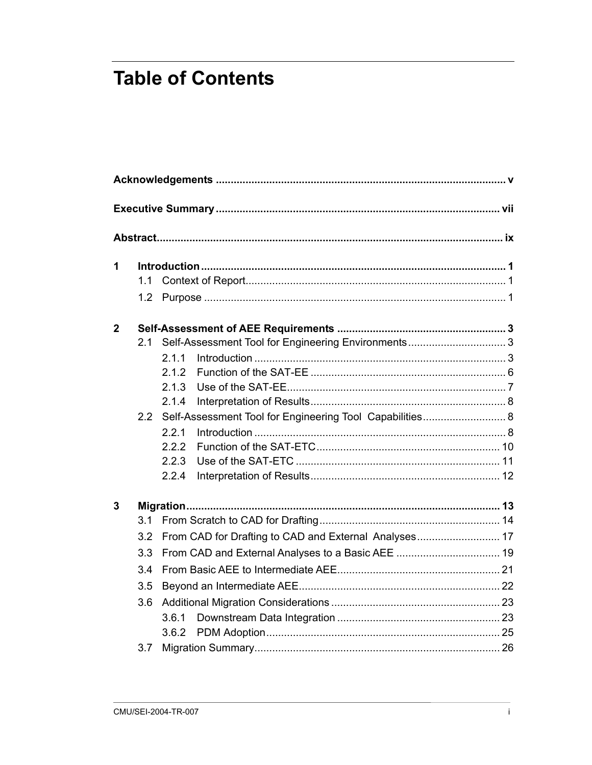# Table of Contents

**Acknowledgements** ..................................................................................... v

**Executive Summary** ................................................................................... vii

**Abstract** ....................................................................................................... ix

**1 Introduction** .............................................................................................. 1
- 1.1 Context of Report........................................................................... 1
- 1.2 Purpose ........................................................................................... 1

**2 Self-Assessment of AEE Requirements** ................................................ 3
- 2.1 Self-Assessment Tool for Engineering Environments ................... 3
  - 2.1.1 Introduction ............................................................................. 3
  - 2.1.2 Function of the SAT-EE ........................................................... 6
  - 2.1.3 Use of the SAT-EE.................................................................... 7
  - 2.1.4 Interpretation of Results........................................................... 8
- 2.2 Self-Assessment Tool for Engineering Tool Capabilities ................. 8
  - 2.2.1 Introduction ............................................................................. 8
  - 2.2.2 Function of the SAT-ETC........................................................ 10
  - 2.2.3 Use of the SAT-ETC ................................................................ 11
  - 2.2.4 Interpretation of Results.......................................................... 12

**3 Migration** .................................................................................................. 13
- 3.1 From Scratch to CAD for Drafting ................................................ 14
- 3.2 From CAD for Drafting to CAD and External Analyses ................ 17
- 3.3 From CAD and External Analyses to a Basic AEE ...................... 19
- 3.4 From Basic AEE to Intermediate AEE.......................................... 21
- 3.5 Beyond an Intermediate AEE....................................................... 22
- 3.6 Additional Migration Considerations ............................................ 23
  - 3.6.1 Downstream Data Integration ................................................ 23
  - 3.6.2 PDM Adoption......................................................................... 25
- 3.7 Migration Summary...................................................................... 26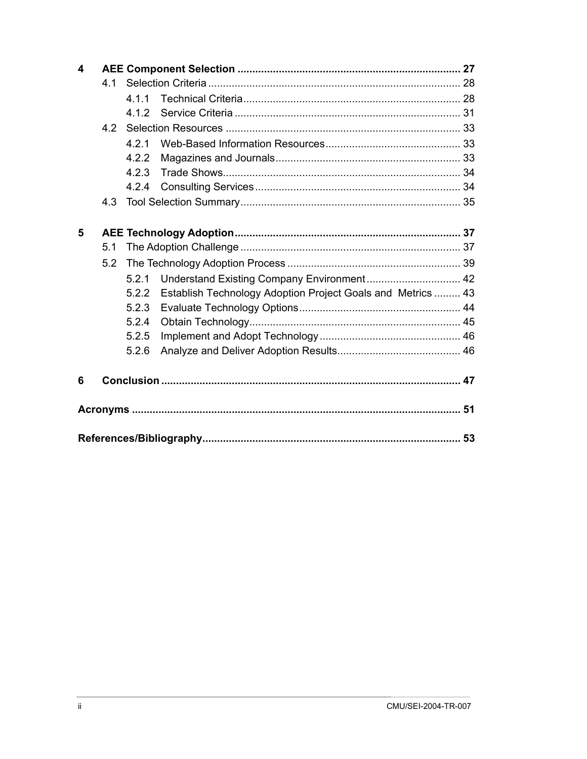4 **AEE Component Selection** ... 27

- 4.1 Selection Criteria ... 28
  - 4.1.1 Technical Criteria ... 28
  - 4.1.2 Service Criteria ... 31
- 4.2 Selection Resources ... 33
  - 4.2.1 Web-Based Information Resources ... 33
  - 4.2.2 Magazines and Journals ... 33
  - 4.2.3 Trade Shows ... 34
  - 4.2.4 Consulting Services ... 34
- 4.3 Tool Selection Summary ... 35

5 **AEE Technology Adoption** ... 37

- 5.1 The Adoption Challenge ... 37
- 5.2 The Technology Adoption Process ... 39
  - 5.2.1 Understand Existing Company Environment ... 42
  - 5.2.2 Establish Technology Adoption Project Goals and Metrics ... 43
  - 5.2.3 Evaluate Technology Options ... 44
  - 5.2.4 Obtain Technology ... 45
  - 5.2.5 Implement and Adopt Technology ... 46
  - 5.2.6 Analyze and Deliver Adoption Results ... 46

6 **Conclusion** ... 47

**Acronyms** ... 51

**References/Bibliography** ... 53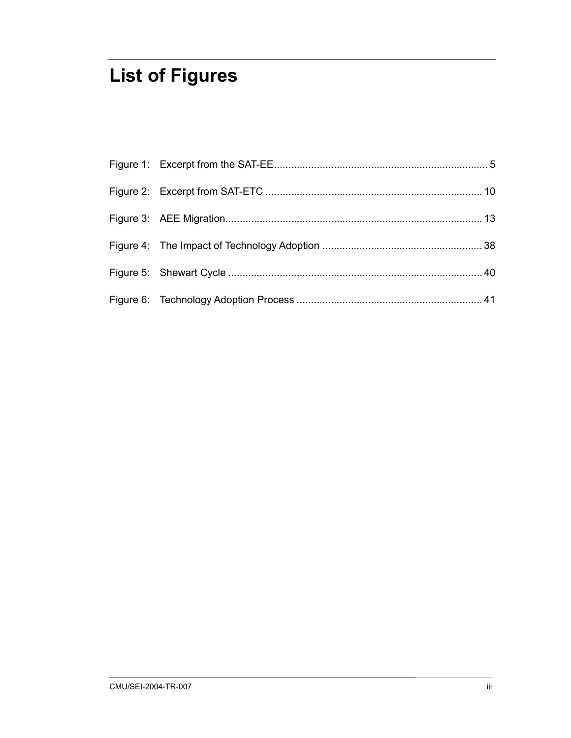# List of Figures

Figure 1: Excerpt from the SAT-EE .......... 5

Figure 2: Excerpt from SAT-ETC .......... 10

Figure 3: AEE Migration .......... 13

Figure 4: The Impact of Technology Adoption .......... 38

Figure 5: Shewart Cycle .......... 40

Figure 6: Technology Adoption Process .......... 41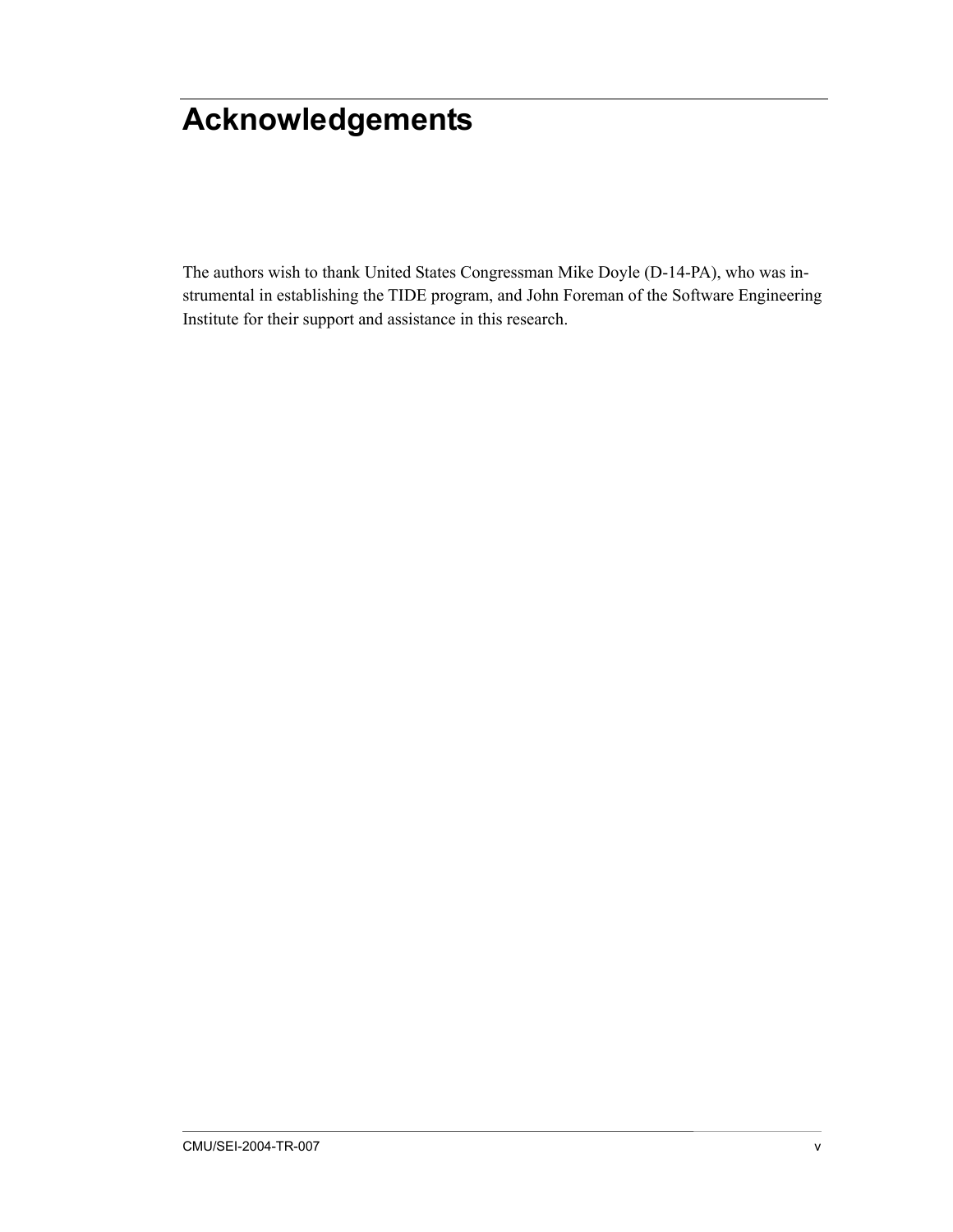# Acknowledgements

The authors wish to thank United States Congressman Mike Doyle (D-14-PA), who was instrumental in establishing the TIDE program, and John Foreman of the Software Engineering Institute for their support and assistance in this research.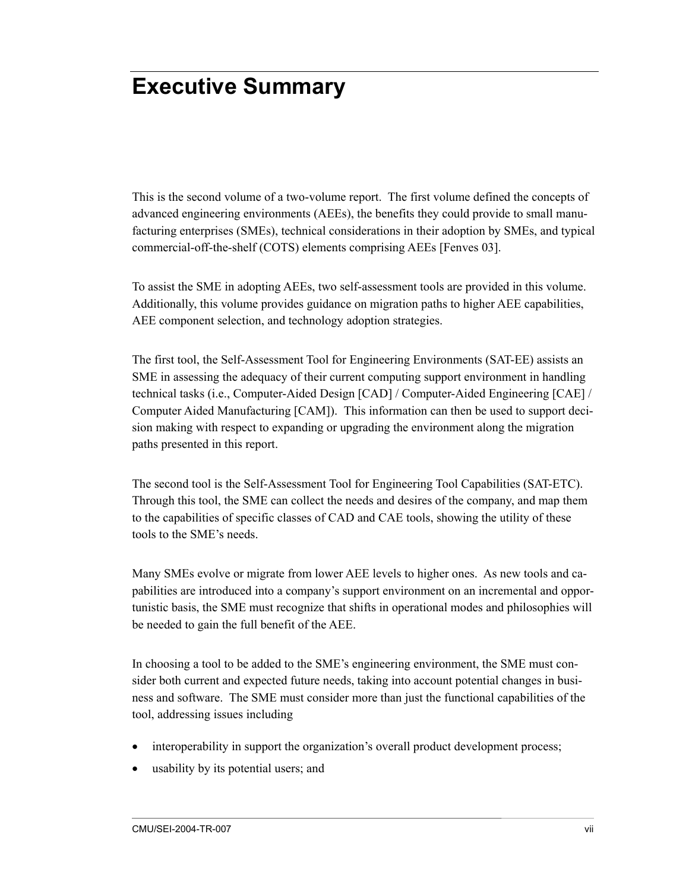# Executive Summary

This is the second volume of a two-volume report. The first volume defined the concepts of advanced engineering environments (AEEs), the benefits they could provide to small manufacturing enterprises (SMEs), technical considerations in their adoption by SMEs, and typical commercial-off-the-shelf (COTS) elements comprising AEEs [Fenves 03].

To assist the SME in adopting AEEs, two self-assessment tools are provided in this volume. Additionally, this volume provides guidance on migration paths to higher AEE capabilities, AEE component selection, and technology adoption strategies.

The first tool, the Self-Assessment Tool for Engineering Environments (SAT-EE) assists an SME in assessing the adequacy of their current computing support environment in handling technical tasks (i.e., Computer-Aided Design [CAD] / Computer-Aided Engineering [CAE] / Computer Aided Manufacturing [CAM]). This information can then be used to support decision making with respect to expanding or upgrading the environment along the migration paths presented in this report.

The second tool is the Self-Assessment Tool for Engineering Tool Capabilities (SAT-ETC). Through this tool, the SME can collect the needs and desires of the company, and map them to the capabilities of specific classes of CAD and CAE tools, showing the utility of these tools to the SME's needs.

Many SMEs evolve or migrate from lower AEE levels to higher ones. As new tools and capabilities are introduced into a company's support environment on an incremental and opportunistic basis, the SME must recognize that shifts in operational modes and philosophies will be needed to gain the full benefit of the AEE.

In choosing a tool to be added to the SME's engineering environment, the SME must consider both current and expected future needs, taking into account potential changes in business and software. The SME must consider more than just the functional capabilities of the tool, addressing issues including

- interoperability in support the organization's overall product development process;
- usability by its potential users; and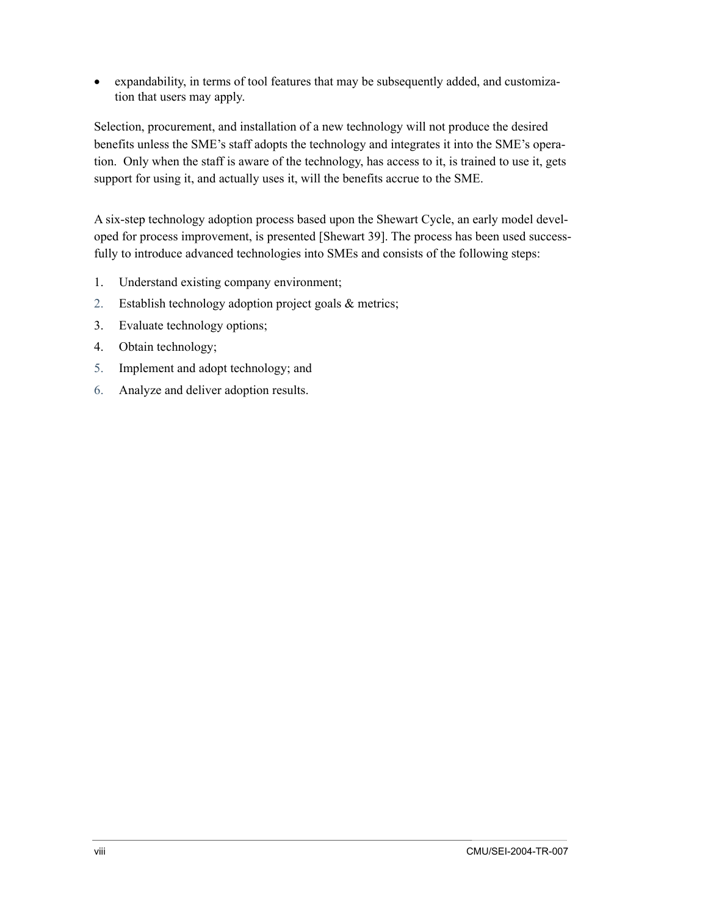- expandability, in terms of tool features that may be subsequently added, and customization that users may apply.

Selection, procurement, and installation of a new technology will not produce the desired benefits unless the SME's staff adopts the technology and integrates it into the SME's operation. Only when the staff is aware of the technology, has access to it, is trained to use it, gets support for using it, and actually uses it, will the benefits accrue to the SME.

A six-step technology adoption process based upon the Shewart Cycle, an early model developed for process improvement, is presented [Shewart 39]. The process has been used successfully to introduce advanced technologies into SMEs and consists of the following steps:

1. Understand existing company environment;
2. Establish technology adoption project goals & metrics;
3. Evaluate technology options;
4. Obtain technology;
5. Implement and adopt technology; and
6. Analyze and deliver adoption results.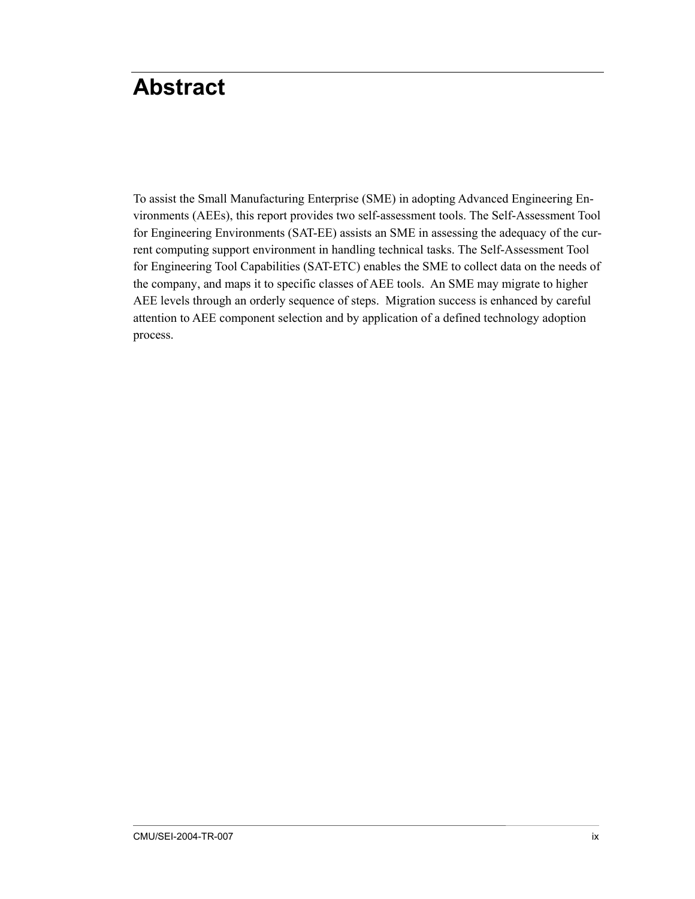# Abstract

To assist the Small Manufacturing Enterprise (SME) in adopting Advanced Engineering Environments (AEEs), this report provides two self-assessment tools. The Self-Assessment Tool for Engineering Environments (SAT-EE) assists an SME in assessing the adequacy of the current computing support environment in handling technical tasks. The Self-Assessment Tool for Engineering Tool Capabilities (SAT-ETC) enables the SME to collect data on the needs of the company, and maps it to specific classes of AEE tools. An SME may migrate to higher AEE levels through an orderly sequence of steps. Migration success is enhanced by careful attention to AEE component selection and by application of a defined technology adoption process.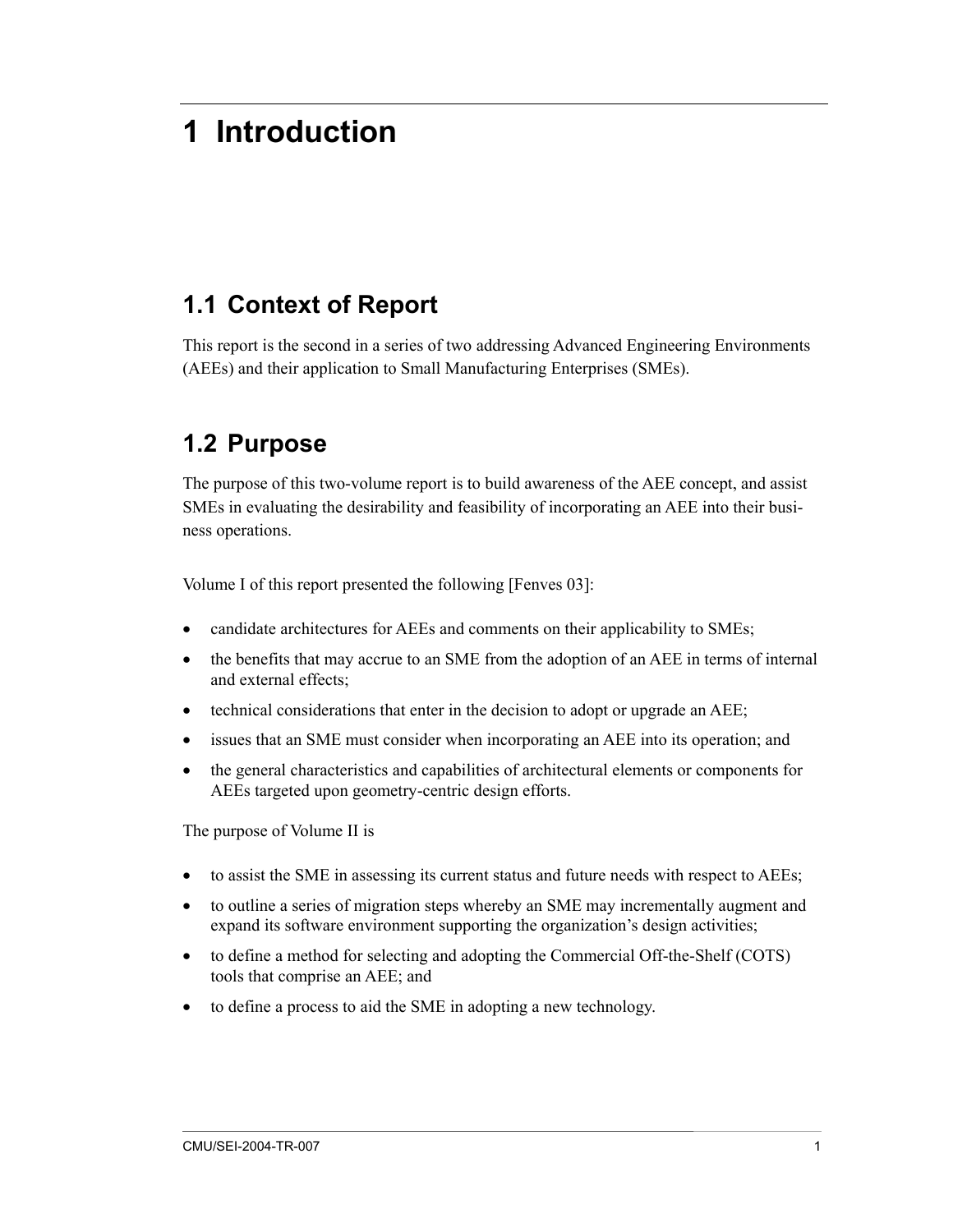# 1 Introduction

## 1.1 Context of Report

This report is the second in a series of two addressing Advanced Engineering Environments (AEEs) and their application to Small Manufacturing Enterprises (SMEs).

## 1.2 Purpose

The purpose of this two-volume report is to build awareness of the AEE concept, and assist SMEs in evaluating the desirability and feasibility of incorporating an AEE into their business operations.

Volume I of this report presented the following [Fenves 03]:

- candidate architectures for AEEs and comments on their applicability to SMEs;
- the benefits that may accrue to an SME from the adoption of an AEE in terms of internal and external effects;
- technical considerations that enter in the decision to adopt or upgrade an AEE;
- issues that an SME must consider when incorporating an AEE into its operation; and
- the general characteristics and capabilities of architectural elements or components for AEEs targeted upon geometry-centric design efforts.

The purpose of Volume II is

- to assist the SME in assessing its current status and future needs with respect to AEEs;
- to outline a series of migration steps whereby an SME may incrementally augment and expand its software environment supporting the organization's design activities;
- to define a method for selecting and adopting the Commercial Off-the-Shelf (COTS) tools that comprise an AEE; and
- to define a process to aid the SME in adopting a new technology.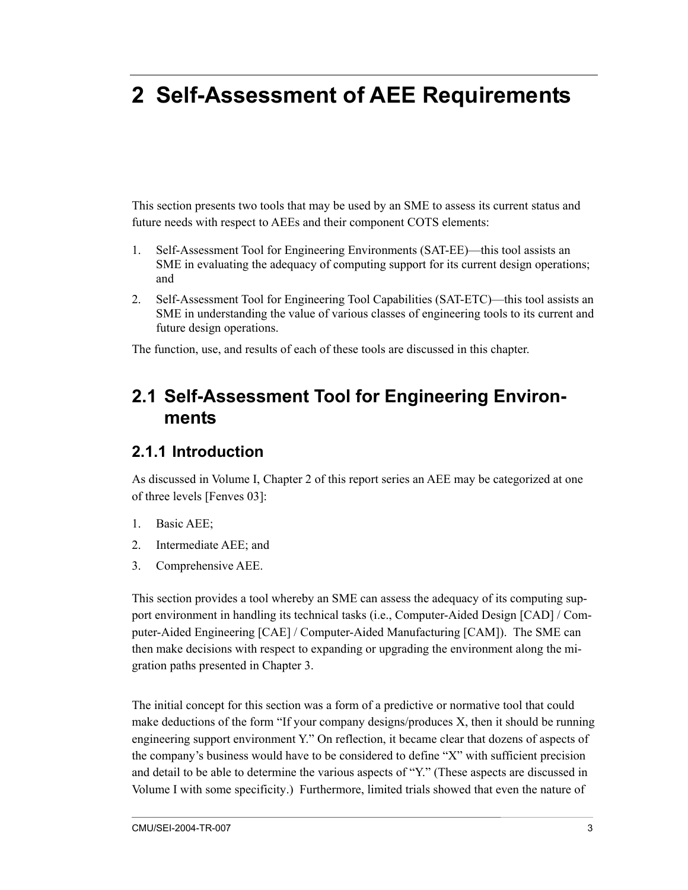# 2 Self-Assessment of AEE Requirements

This section presents two tools that may be used by an SME to assess its current status and future needs with respect to AEEs and their component COTS elements:

1. Self-Assessment Tool for Engineering Environments (SAT-EE)—this tool assists an SME in evaluating the adequacy of computing support for its current design operations; and
2. Self-Assessment Tool for Engineering Tool Capabilities (SAT-ETC)—this tool assists an SME in understanding the value of various classes of engineering tools to its current and future design operations.

The function, use, and results of each of these tools are discussed in this chapter.

## 2.1 Self-Assessment Tool for Engineering Environments

### 2.1.1 Introduction

As discussed in Volume I, Chapter 2 of this report series an AEE may be categorized at one of three levels [Fenves 03]:

1. Basic AEE;
2. Intermediate AEE; and
3. Comprehensive AEE.

This section provides a tool whereby an SME can assess the adequacy of its computing support environment in handling its technical tasks (i.e., Computer-Aided Design [CAD] / Computer-Aided Engineering [CAE] / Computer-Aided Manufacturing [CAM]). The SME can then make decisions with respect to expanding or upgrading the environment along the migration paths presented in Chapter 3.

The initial concept for this section was a form of a predictive or normative tool that could make deductions of the form "If your company designs/produces X, then it should be running engineering support environment Y." On reflection, it became clear that dozens of aspects of the company's business would have to be considered to define "X" with sufficient precision and detail to be able to determine the various aspects of "Y." (These aspects are discussed in Volume I with some specificity.) Furthermore, limited trials showed that even the nature of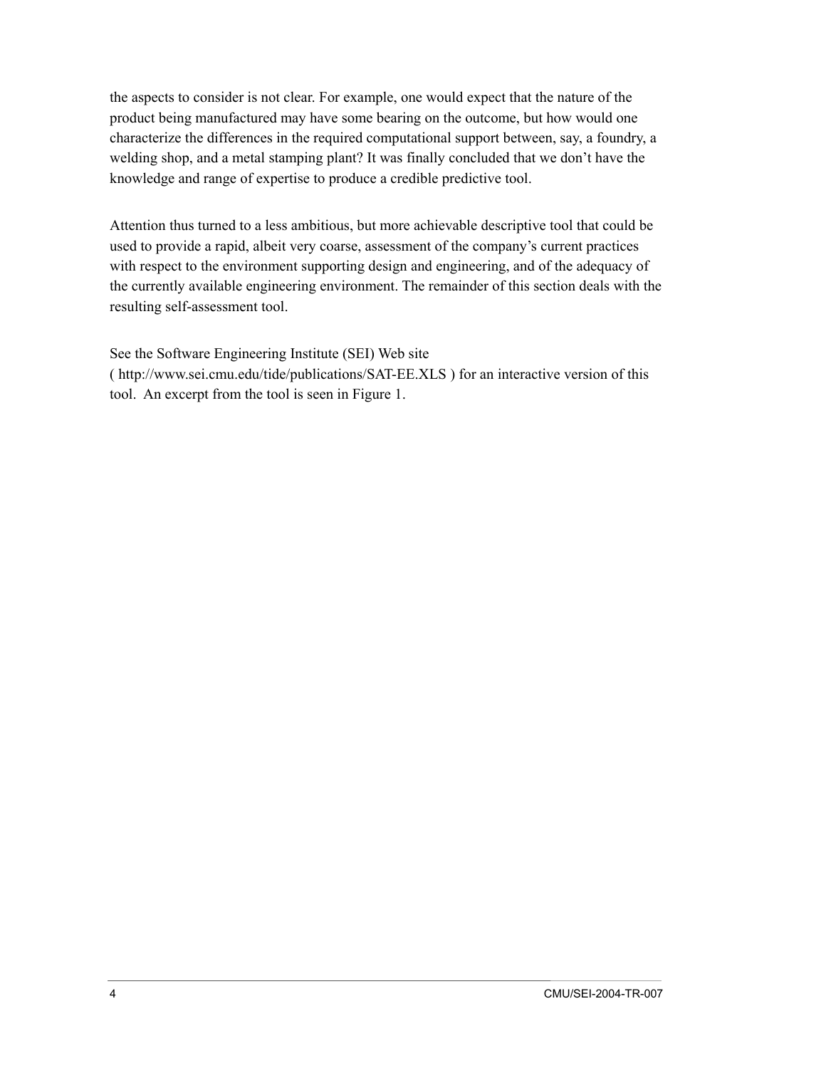the aspects to consider is not clear. For example, one would expect that the nature of the product being manufactured may have some bearing on the outcome, but how would one characterize the differences in the required computational support between, say, a foundry, a welding shop, and a metal stamping plant? It was finally concluded that we don't have the knowledge and range of expertise to produce a credible predictive tool.

Attention thus turned to a less ambitious, but more achievable descriptive tool that could be used to provide a rapid, albeit very coarse, assessment of the company's current practices with respect to the environment supporting design and engineering, and of the adequacy of the currently available engineering environment. The remainder of this section deals with the resulting self-assessment tool.

See the Software Engineering Institute (SEI) Web site ( http://www.sei.cmu.edu/tide/publications/SAT-EE.XLS ) for an interactive version of this tool. An excerpt from the tool is seen in Figure 1.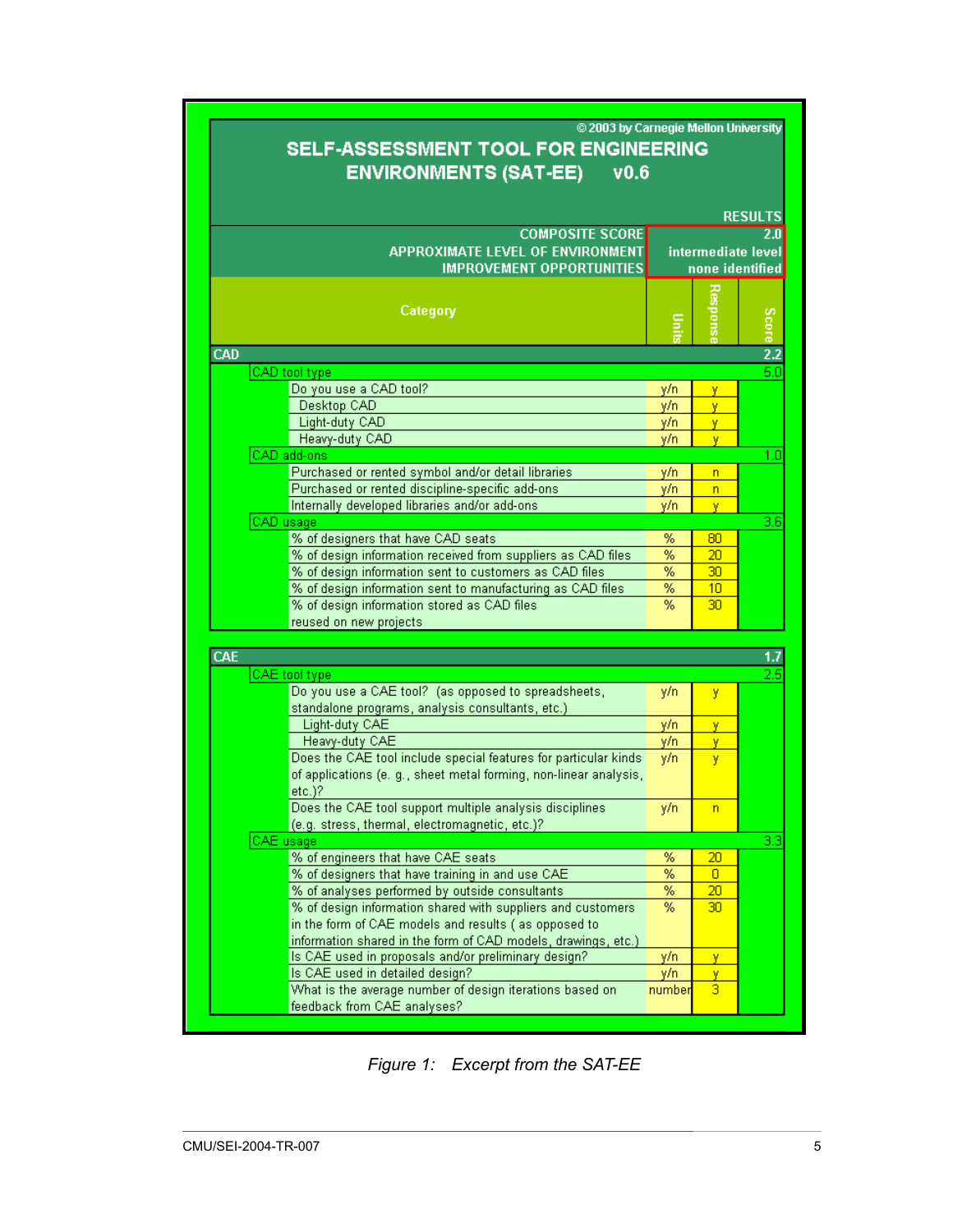© 2003 by Carnegie Mellon University

**SELF-ASSESSMENT TOOL FOR ENGINEERING ENVIRONMENTS (SAT-EE) v0.6**

| | RESULTS |
|---|---|
| COMPOSITE SCORE | 2.0 |
| APPROXIMATE LEVEL OF ENVIRONMENT | intermediate level |
| IMPROVEMENT OPPORTUNITIES | none identified |

| Category | Units | Response | Score |
|---|---|---|---|
| **CAD** | | | 2.2 |
| CAD tool type | | | 5.0 |
| Do you use a CAD tool? | y/n | y | |
| Desktop CAD | y/n | y | |
| Light-duty CAD | y/n | y | |
| Heavy-duty CAD | y/n | y | |
| CAD add-ons | | | 1.0 |
| Purchased or rented symbol and/or detail libraries | y/n | n | |
| Purchased or rented discipline-specific add-ons | y/n | n | |
| Internally developed libraries and/or add-ons | y/n | y | |
| CAD usage | | | 3.6 |
| % of designers that have CAD seats | % | 80 | |
| % of design information received from suppliers as CAD files | % | 20 | |
| % of design information sent to customers as CAD files | % | 30 | |
| % of design information sent to manufacturing as CAD files | % | 10 | |
| % of design information stored as CAD files reused on new projects | % | 30 | |
| **CAE** | | | 1.7 |
| CAE tool type | | | 2.5 |
| Do you use a CAE tool? (as opposed to spreadsheets, standalone programs, analysis consultants, etc.) | y/n | y | |
| Light-duty CAE | y/n | y | |
| Heavy-duty CAE | y/n | y | |
| Does the CAE tool include special features for particular kinds of applications (e. g., sheet metal forming, non-linear analysis, etc.)? | y/n | y | |
| Does the CAE tool support multiple analysis disciplines (e.g. stress, thermal, electromagnetic, etc.)? | y/n | n | |
| CAE usage | | | 3.3 |
| % of engineers that have CAE seats | % | 20 | |
| % of designers that have training in and use CAE | % | 0 | |
| % of analyses performed by outside consultants | % | 20 | |
| % of design information shared with suppliers and customers in the form of CAE models and results ( as opposed to information shared in the form of CAD models, drawings, etc.) | % | 30 | |
| Is CAE used in proposals and/or preliminary design? | y/n | y | |
| Is CAE used in detailed design? | y/n | y | |
| What is the average number of design iterations based on feedback from CAE analyses? | number | 3 | |

*Figure 1: Excerpt from the SAT-EE*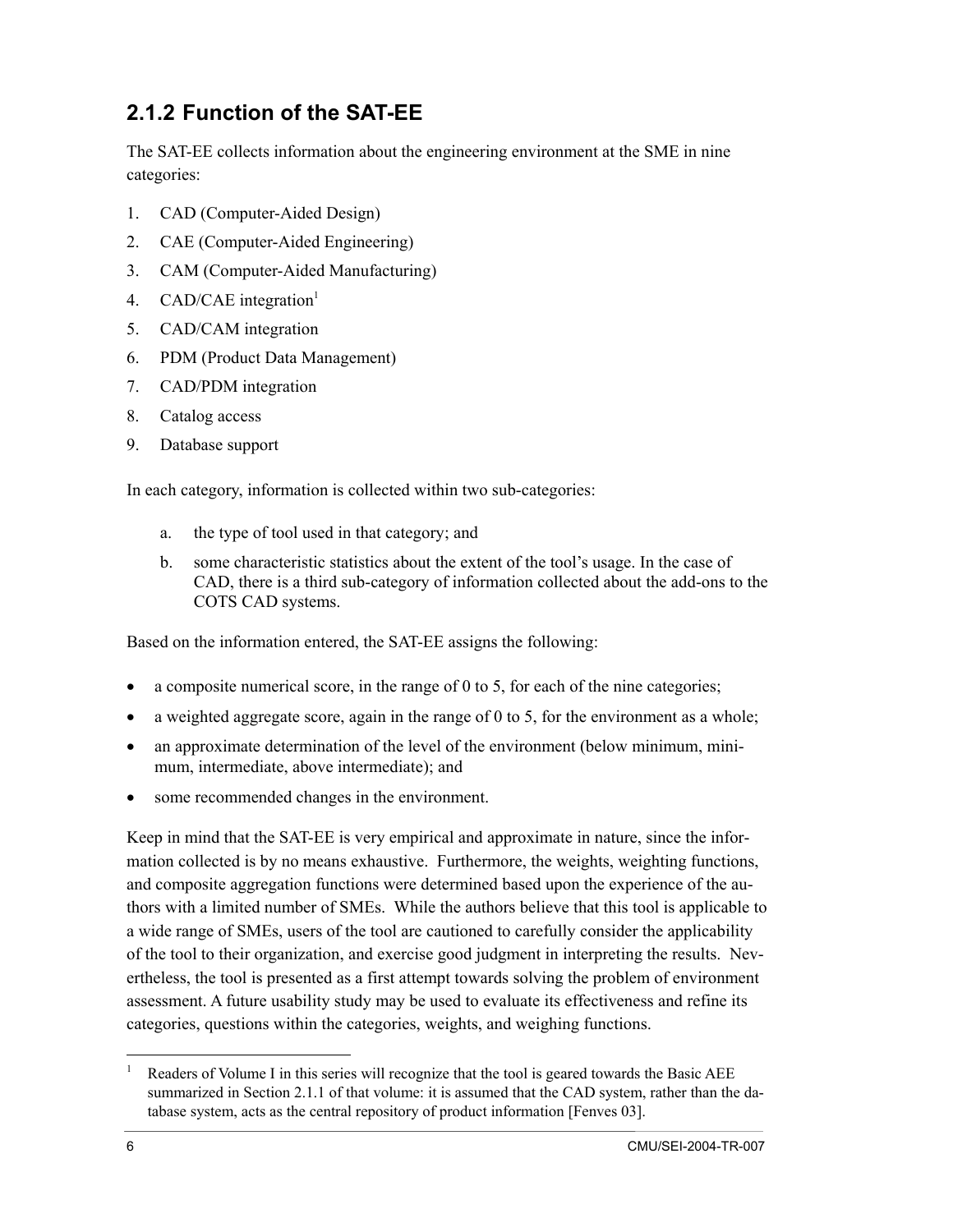### 2.1.2 Function of the SAT-EE

The SAT-EE collects information about the engineering environment at the SME in nine categories:

1. CAD (Computer-Aided Design)
2. CAE (Computer-Aided Engineering)
3. CAM (Computer-Aided Manufacturing)
4. CAD/CAE integration[1]
5. CAD/CAM integration
6. PDM (Product Data Management)
7. CAD/PDM integration
8. Catalog access
9. Database support

In each category, information is collected within two sub-categories:

a. the type of tool used in that category; and

b. some characteristic statistics about the extent of the tool's usage. In the case of CAD, there is a third sub-category of information collected about the add-ons to the COTS CAD systems.

Based on the information entered, the SAT-EE assigns the following:

- a composite numerical score, in the range of 0 to 5, for each of the nine categories;
- a weighted aggregate score, again in the range of 0 to 5, for the environment as a whole;
- an approximate determination of the level of the environment (below minimum, minimum, intermediate, above intermediate); and
- some recommended changes in the environment.

Keep in mind that the SAT-EE is very empirical and approximate in nature, since the information collected is by no means exhaustive. Furthermore, the weights, weighting functions, and composite aggregation functions were determined based upon the experience of the authors with a limited number of SMEs. While the authors believe that this tool is applicable to a wide range of SMEs, users of the tool are cautioned to carefully consider the applicability of the tool to their organization, and exercise good judgment in interpreting the results. Nevertheless, the tool is presented as a first attempt towards solving the problem of environment assessment. A future usability study may be used to evaluate its effectiveness and refine its categories, questions within the categories, weights, and weighing functions.

---

[1] Readers of Volume I in this series will recognize that the tool is geared towards the Basic AEE summarized in Section 2.1.1 of that volume: it is assumed that the CAD system, rather than the database system, acts as the central repository of product information [Fenves 03].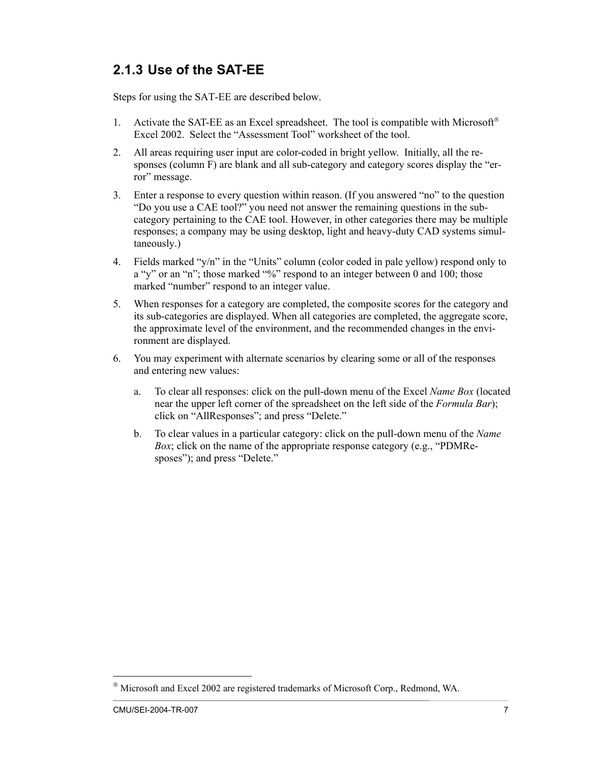### 2.1.3 Use of the SAT-EE

Steps for using the SAT-EE are described below.

1. Activate the SAT-EE as an Excel spreadsheet. The tool is compatible with Microsoft® Excel 2002. Select the "Assessment Tool" worksheet of the tool.
2. All areas requiring user input are color-coded in bright yellow. Initially, all the responses (column F) are blank and all sub-category and category scores display the "error" message.
3. Enter a response to every question within reason. (If you answered "no" to the question "Do you use a CAE tool?" you need not answer the remaining questions in the sub-category pertaining to the CAE tool. However, in other categories there may be multiple responses; a company may be using desktop, light and heavy-duty CAD systems simultaneously.)
4. Fields marked "y/n" in the "Units" column (color coded in pale yellow) respond only to a "y" or an "n"; those marked "%" respond to an integer between 0 and 100; those marked "number" respond to an integer value.
5. When responses for a category are completed, the composite scores for the category and its sub-categories are displayed. When all categories are completed, the aggregate score, the approximate level of the environment, and the recommended changes in the environment are displayed.
6. You may experiment with alternate scenarios by clearing some or all of the responses and entering new values:
   a. To clear all responses: click on the pull-down menu of the Excel *Name Box* (located near the upper left corner of the spreadsheet on the left side of the *Formula Bar*); click on "AllResponses"; and press "Delete."
   b. To clear values in a particular category: click on the pull-down menu of the *Name Box*; click on the name of the appropriate response category (e.g., "PDMResposes"); and press "Delete."

---

® Microsoft and Excel 2002 are registered trademarks of Microsoft Corp., Redmond, WA.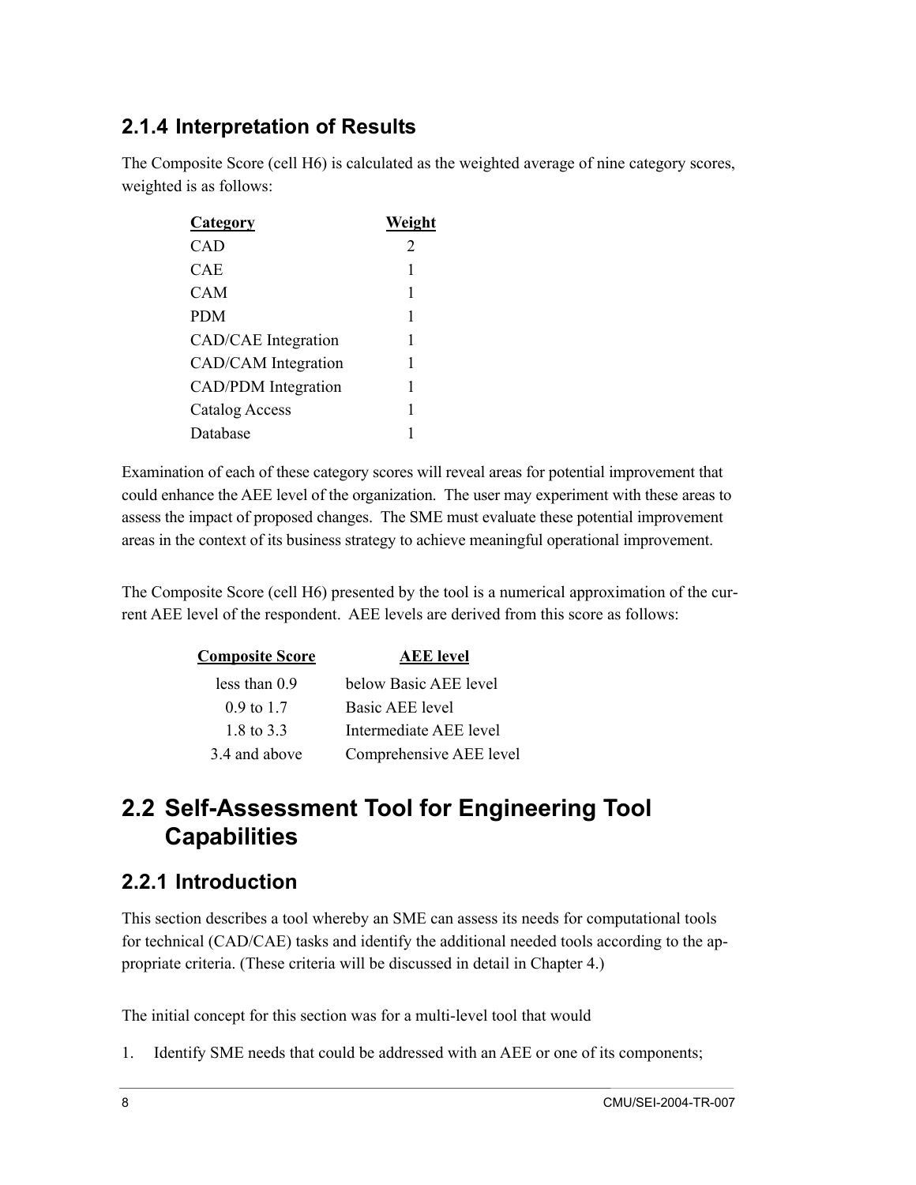### 2.1.4 Interpretation of Results

The Composite Score (cell H6) is calculated as the weighted average of nine category scores, weighted is as follows:

| Category | Weight |
|---|---|
| CAD | 2 |
| CAE | 1 |
| CAM | 1 |
| PDM | 1 |
| CAD/CAE Integration | 1 |
| CAD/CAM Integration | 1 |
| CAD/PDM Integration | 1 |
| Catalog Access | 1 |
| Database | 1 |

Examination of each of these category scores will reveal areas for potential improvement that could enhance the AEE level of the organization. The user may experiment with these areas to assess the impact of proposed changes. The SME must evaluate these potential improvement areas in the context of its business strategy to achieve meaningful operational improvement.

The Composite Score (cell H6) presented by the tool is a numerical approximation of the current AEE level of the respondent. AEE levels are derived from this score as follows:

| Composite Score | AEE level |
|---|---|
| less than 0.9 | below Basic AEE level |
| 0.9 to 1.7 | Basic AEE level |
| 1.8 to 3.3 | Intermediate AEE level |
| 3.4 and above | Comprehensive AEE level |

## 2.2 Self-Assessment Tool for Engineering Tool Capabilities

### 2.2.1 Introduction

This section describes a tool whereby an SME can assess its needs for computational tools for technical (CAD/CAE) tasks and identify the additional needed tools according to the appropriate criteria. (These criteria will be discussed in detail in Chapter 4.)

The initial concept for this section was for a multi-level tool that would

1. Identify SME needs that could be addressed with an AEE or one of its components;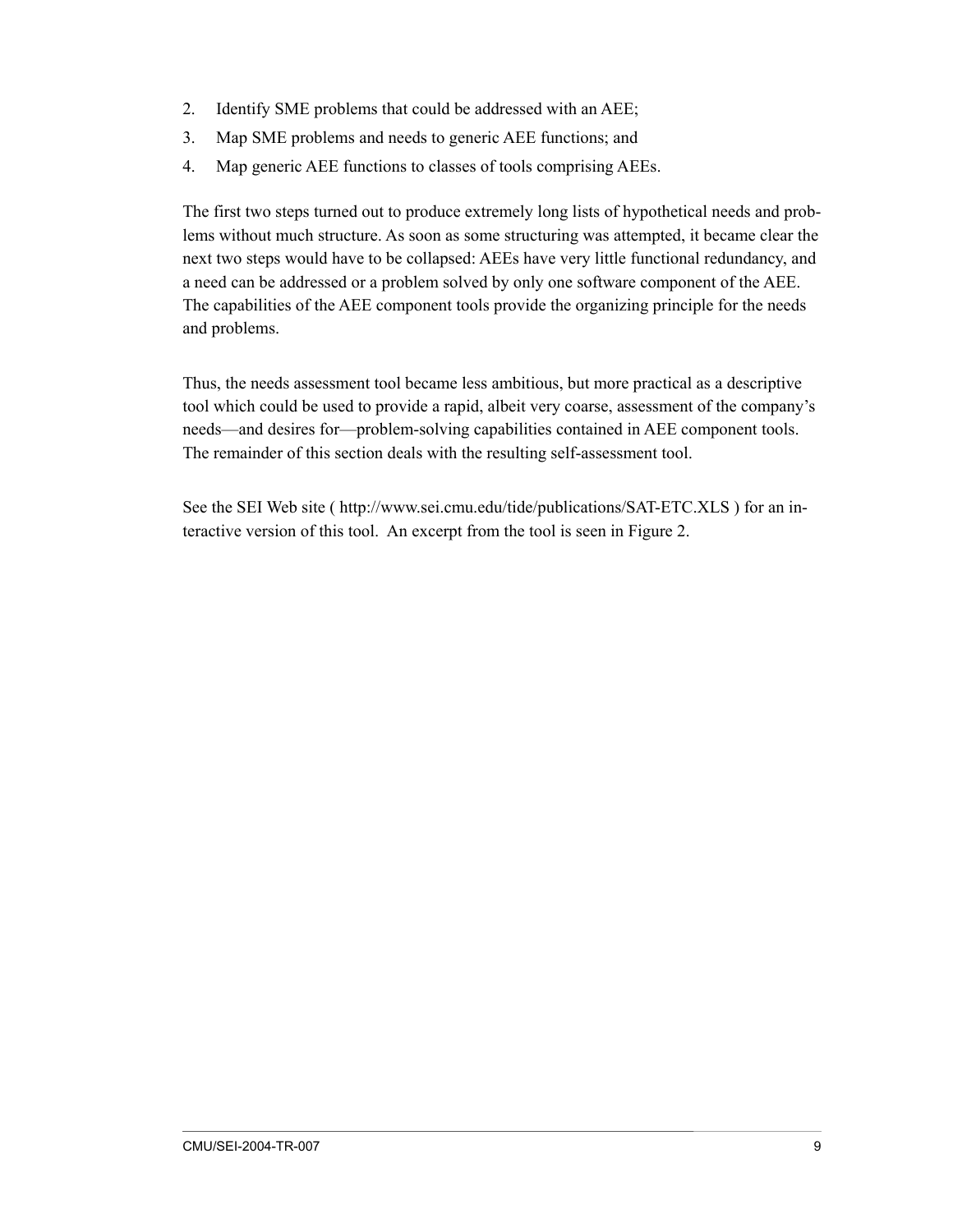2. Identify SME problems that could be addressed with an AEE;
3. Map SME problems and needs to generic AEE functions; and
4. Map generic AEE functions to classes of tools comprising AEEs.

The first two steps turned out to produce extremely long lists of hypothetical needs and problems without much structure. As soon as some structuring was attempted, it became clear the next two steps would have to be collapsed: AEEs have very little functional redundancy, and a need can be addressed or a problem solved by only one software component of the AEE. The capabilities of the AEE component tools provide the organizing principle for the needs and problems.

Thus, the needs assessment tool became less ambitious, but more practical as a descriptive tool which could be used to provide a rapid, albeit very coarse, assessment of the company's needs—and desires for—problem-solving capabilities contained in AEE component tools. The remainder of this section deals with the resulting self-assessment tool.

See the SEI Web site ( http://www.sei.cmu.edu/tide/publications/SAT-ETC.XLS ) for an interactive version of this tool. An excerpt from the tool is seen in Figure 2.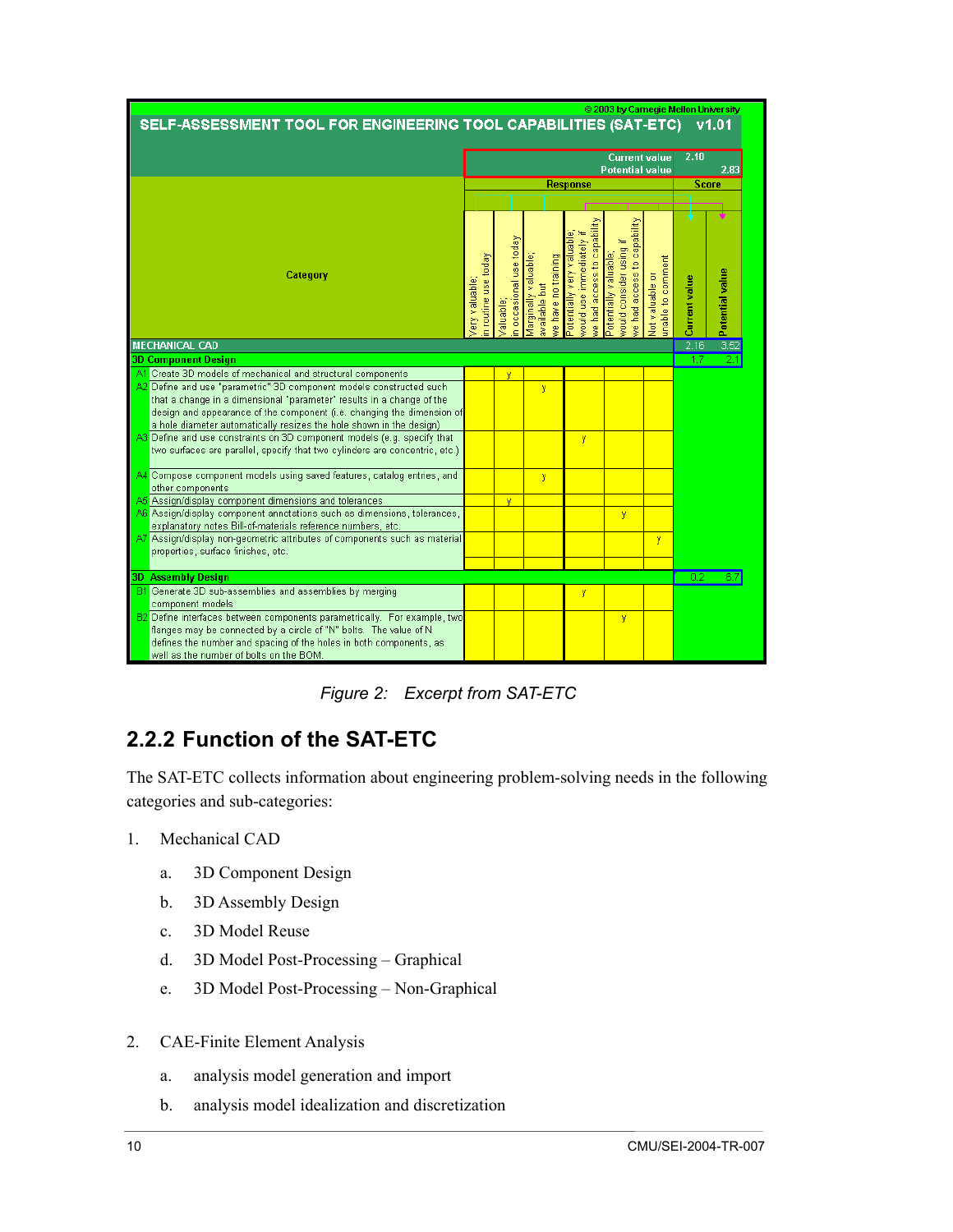© 2003 by Carnegie Mellon University

**SELF-ASSESSMENT TOOL FOR ENGINEERING TOOL CAPABILITIES (SAT-ETC) v1.01**

| | Current value | 2.10 |
|---|---|---|
| | Potential value | 2.83 |

| Category | Very valuable; in routine use today | Valuable; in occasional use today | Marginally valuable; available but we have no training | Potentially very valuable; would use immediately if we had access to capability | Potentially valuable; would consider using if we had access to capability | Not valuable or unable to comment | Current value | Potential value |
|---|---|---|---|---|---|---|---|---|
| **MECHANICAL CAD** | | | | | | | 2.16 | 3.52 |
| **3D Component Design** | | | | | | | 1.7 | 2.1 |
| A1 Create 3D models of mechanical and structural components | | y | | | | | | |
| A2 Define and use "parametric" 3D component models constructed such that a change in a dimensional "parameter" results in a change of the design and appearance of the component (i.e. changing the dimension of a hole diameter automatically resizes the hole shown in the design) | | | y | | | | | |
| A3 Define and use constraints on 3D component models (e.g. specify that two surfaces are parallel, specify that two cylinders are concentric, etc.) | | | | y | | | | |
| A4 Compose component models using saved features, catalog entries, and other components | | | y | | | | | |
| A5 Assign/display component dimensions and tolerances | | y | | | | | | |
| A6 Assign/display component annotations such as dimensions, tolerances, explanatory notes Bill-of-materials reference numbers, etc. | | | | | y | | | |
| A7 Assign/display non-geometric attributes of components such as material properties, surface finishes, etc. | | | | | | y | | |
| **3D Assembly Design** | | | | | | | 0.2 | 6.7 |
| B1 Generate 3D sub-assemblies and assemblies by merging component models | | | | y | | | | |
| B2 Define interfaces between components parametrically. For example, two flanges may be connected by a circle of "N" bolts. The value of N defines the number and spacing of the holes in both components, as well as the number of bolts on the BOM. | | | | | y | | | |

*Figure 2: Excerpt from SAT-ETC*

## 2.2.2 Function of the SAT-ETC

The SAT-ETC collects information about engineering problem-solving needs in the following categories and sub-categories:

1. Mechanical CAD
   a. 3D Component Design
   b. 3D Assembly Design
   c. 3D Model Reuse
   d. 3D Model Post-Processing – Graphical
   e. 3D Model Post-Processing – Non-Graphical

2. CAE-Finite Element Analysis
   a. analysis model generation and import
   b. analysis model idealization and discretization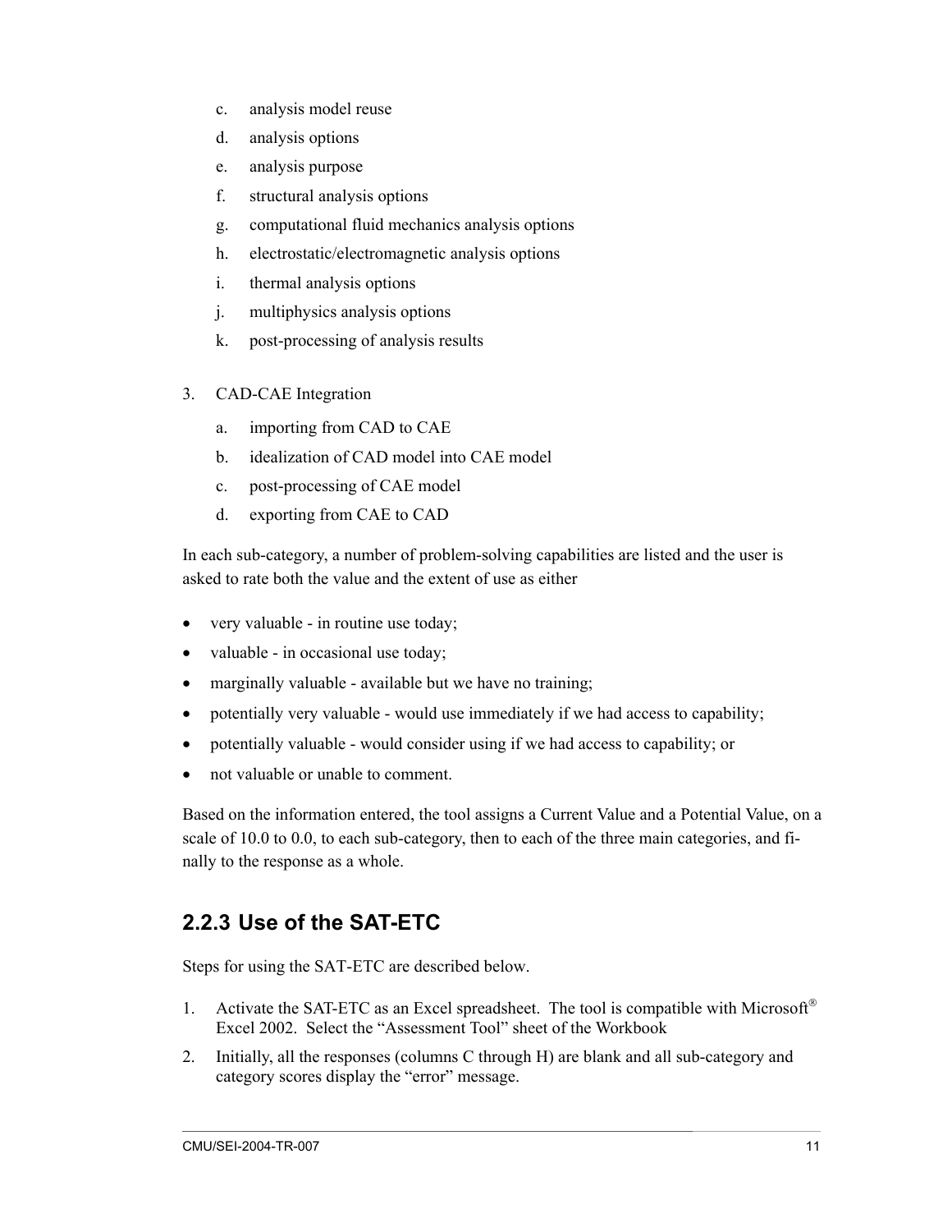c. analysis model reuse

d. analysis options

e. analysis purpose

f. structural analysis options

g. computational fluid mechanics analysis options

h. electrostatic/electromagnetic analysis options

i. thermal analysis options

j. multiphysics analysis options

k. post-processing of analysis results

3. CAD-CAE Integration

   a. importing from CAD to CAE

   b. idealization of CAD model into CAE model

   c. post-processing of CAE model

   d. exporting from CAE to CAD

In each sub-category, a number of problem-solving capabilities are listed and the user is asked to rate both the value and the extent of use as either

- very valuable - in routine use today;
- valuable - in occasional use today;
- marginally valuable - available but we have no training;
- potentially very valuable - would use immediately if we had access to capability;
- potentially valuable - would consider using if we had access to capability; or
- not valuable or unable to comment.

Based on the information entered, the tool assigns a Current Value and a Potential Value, on a scale of 10.0 to 0.0, to each sub-category, then to each of the three main categories, and finally to the response as a whole.

### 2.2.3 Use of the SAT-ETC

Steps for using the SAT-ETC are described below.

1. Activate the SAT-ETC as an Excel spreadsheet. The tool is compatible with Microsoft® Excel 2002. Select the "Assessment Tool" sheet of the Workbook
2. Initially, all the responses (columns C through H) are blank and all sub-category and category scores display the "error" message.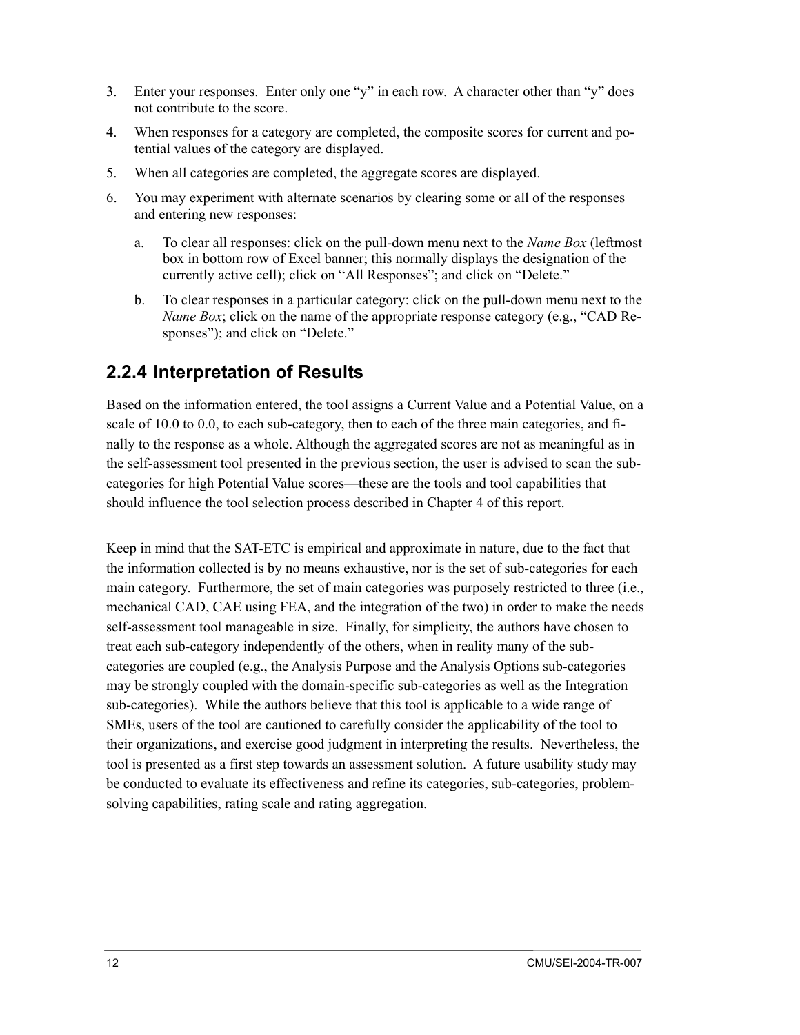3. Enter your responses. Enter only one “y” in each row. A character other than “y” does not contribute to the score.
4. When responses for a category are completed, the composite scores for current and potential values of the category are displayed.
5. When all categories are completed, the aggregate scores are displayed.
6. You may experiment with alternate scenarios by clearing some or all of the responses and entering new responses:
    a. To clear all responses: click on the pull-down menu next to the *Name Box* (leftmost box in bottom row of Excel banner; this normally displays the designation of the currently active cell); click on “All Responses”; and click on “Delete.”
    b. To clear responses in a particular category: click on the pull-down menu next to the *Name Box*; click on the name of the appropriate response category (e.g., “CAD Responses”); and click on “Delete.”

### 2.2.4 Interpretation of Results

Based on the information entered, the tool assigns a Current Value and a Potential Value, on a scale of 10.0 to 0.0, to each sub-category, then to each of the three main categories, and finally to the response as a whole. Although the aggregated scores are not as meaningful as in the self-assessment tool presented in the previous section, the user is advised to scan the sub-categories for high Potential Value scores—these are the tools and tool capabilities that should influence the tool selection process described in Chapter 4 of this report.

Keep in mind that the SAT-ETC is empirical and approximate in nature, due to the fact that the information collected is by no means exhaustive, nor is the set of sub-categories for each main category. Furthermore, the set of main categories was purposely restricted to three (i.e., mechanical CAD, CAE using FEA, and the integration of the two) in order to make the needs self-assessment tool manageable in size. Finally, for simplicity, the authors have chosen to treat each sub-category independently of the others, when in reality many of the sub-categories are coupled (e.g., the Analysis Purpose and the Analysis Options sub-categories may be strongly coupled with the domain-specific sub-categories as well as the Integration sub-categories). While the authors believe that this tool is applicable to a wide range of SMEs, users of the tool are cautioned to carefully consider the applicability of the tool to their organizations, and exercise good judgment in interpreting the results. Nevertheless, the tool is presented as a first step towards an assessment solution. A future usability study may be conducted to evaluate its effectiveness and refine its categories, sub-categories, problem-solving capabilities, rating scale and rating aggregation.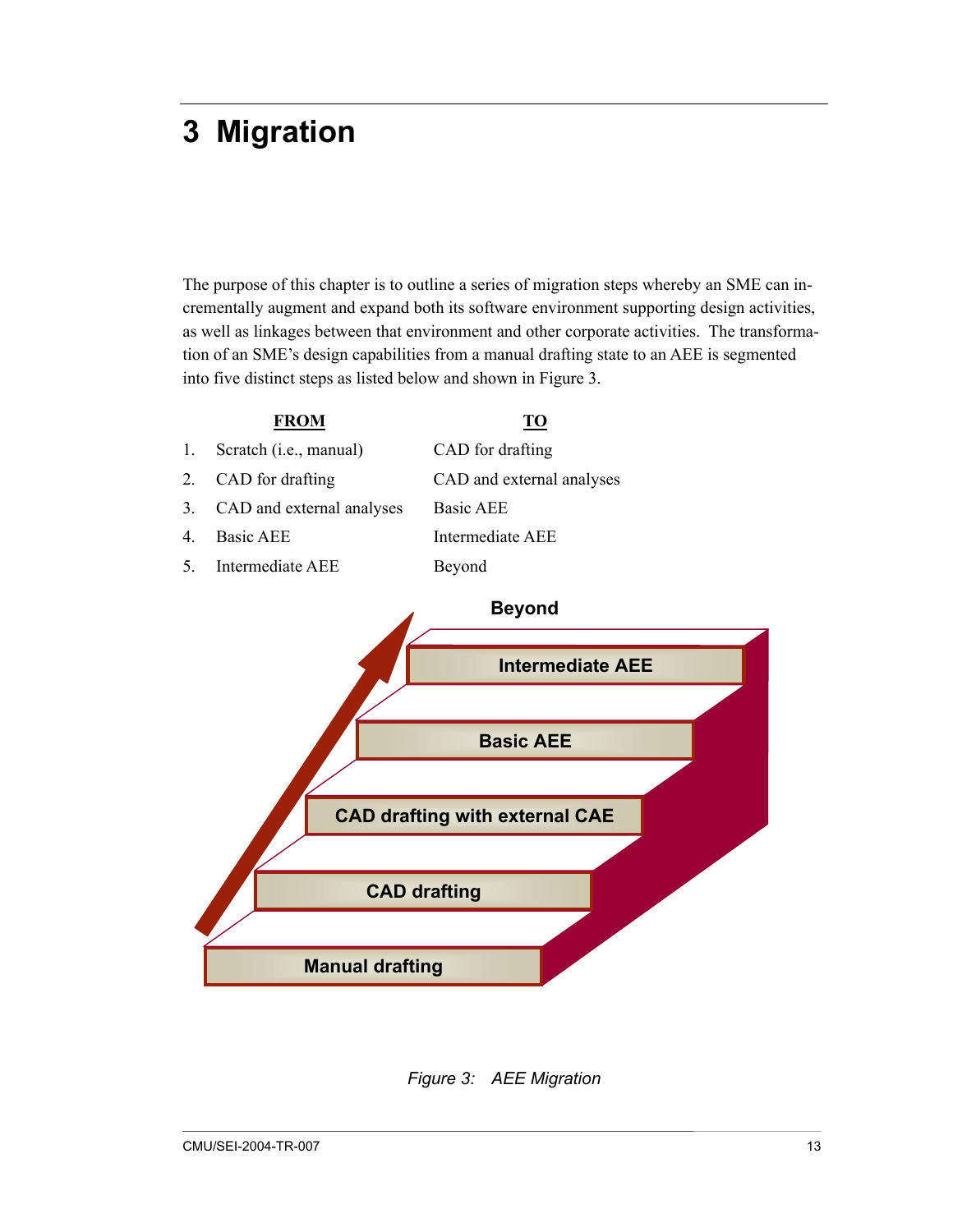# 3 Migration

The purpose of this chapter is to outline a series of migration steps whereby an SME can incrementally augment and expand both its software environment supporting design activities, as well as linkages between that environment and other corporate activities. The transformation of an SME's design capabilities from a manual drafting state to an AEE is segmented into five distinct steps as listed below and shown in Figure 3.

| | FROM | TO |
|---|---|---|
| 1. | Scratch (i.e., manual) | CAD for drafting |
| 2. | CAD for drafting | CAD and external analyses |
| 3. | CAD and external analyses | Basic AEE |
| 4. | Basic AEE | Intermediate AEE |
| 5. | Intermediate AEE | Beyond |

Beyond

Intermediate AEE

Basic AEE

CAD drafting with external CAE

CAD drafting

Manual drafting

*Figure 3: AEE Migration*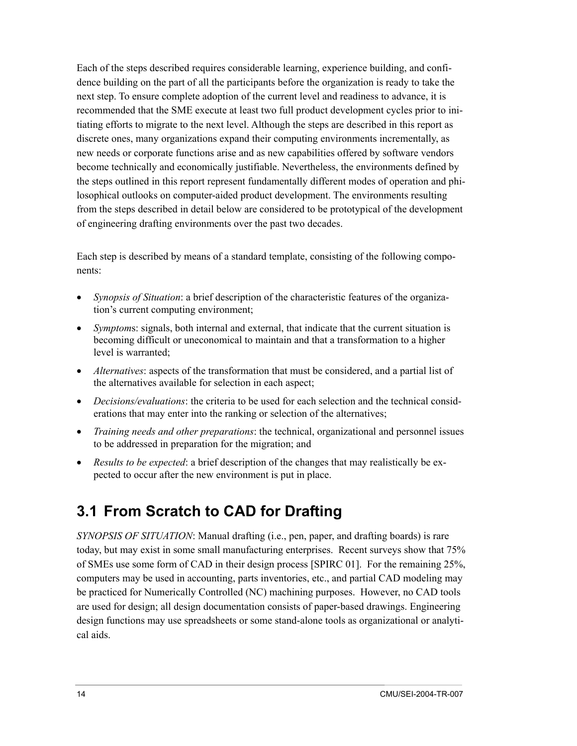Each of the steps described requires considerable learning, experience building, and confidence building on the part of all the participants before the organization is ready to take the next step. To ensure complete adoption of the current level and readiness to advance, it is recommended that the SME execute at least two full product development cycles prior to initiating efforts to migrate to the next level. Although the steps are described in this report as discrete ones, many organizations expand their computing environments incrementally, as new needs or corporate functions arise and as new capabilities offered by software vendors become technically and economically justifiable. Nevertheless, the environments defined by the steps outlined in this report represent fundamentally different modes of operation and philosophical outlooks on computer-aided product development. The environments resulting from the steps described in detail below are considered to be prototypical of the development of engineering drafting environments over the past two decades.

Each step is described by means of a standard template, consisting of the following components:

- *Synopsis of Situation*: a brief description of the characteristic features of the organization's current computing environment;
- *Symptom*s: signals, both internal and external, that indicate that the current situation is becoming difficult or uneconomical to maintain and that a transformation to a higher level is warranted;
- *Alternatives*: aspects of the transformation that must be considered, and a partial list of the alternatives available for selection in each aspect;
- *Decisions/evaluations*: the criteria to be used for each selection and the technical considerations that may enter into the ranking or selection of the alternatives;
- *Training needs and other preparations*: the technical, organizational and personnel issues to be addressed in preparation for the migration; and
- *Results to be expected*: a brief description of the changes that may realistically be expected to occur after the new environment is put in place.

## 3.1 From Scratch to CAD for Drafting

*SYNOPSIS OF SITUATION*: Manual drafting (i.e., pen, paper, and drafting boards) is rare today, but may exist in some small manufacturing enterprises. Recent surveys show that 75% of SMEs use some form of CAD in their design process [SPIRC 01]. For the remaining 25%, computers may be used in accounting, parts inventories, etc., and partial CAD modeling may be practiced for Numerically Controlled (NC) machining purposes. However, no CAD tools are used for design; all design documentation consists of paper-based drawings. Engineering design functions may use spreadsheets or some stand-alone tools as organizational or analytical aids.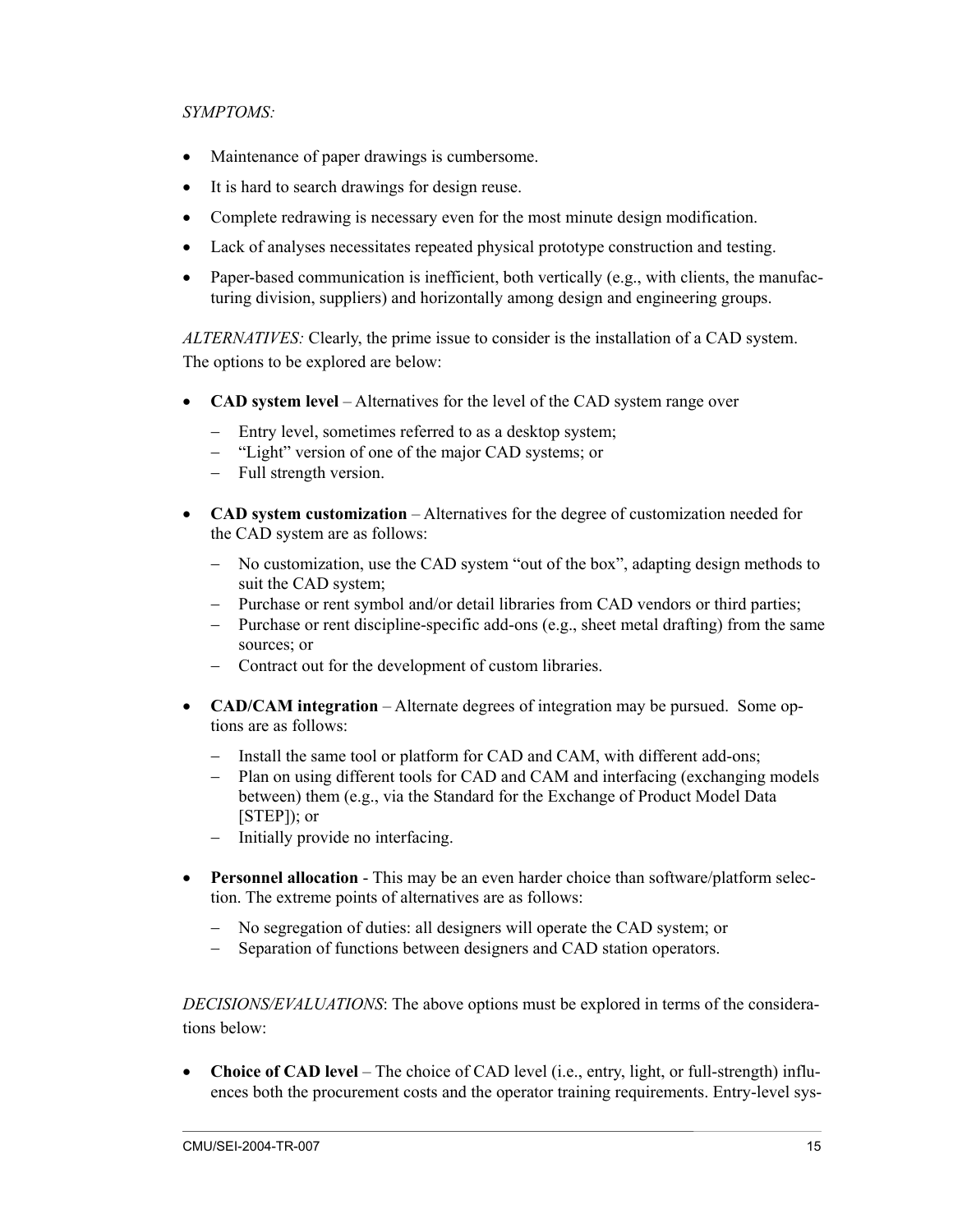*SYMPTOMS:*

- Maintenance of paper drawings is cumbersome.
- It is hard to search drawings for design reuse.
- Complete redrawing is necessary even for the most minute design modification.
- Lack of analyses necessitates repeated physical prototype construction and testing.
- Paper-based communication is inefficient, both vertically (e.g., with clients, the manufacturing division, suppliers) and horizontally among design and engineering groups.

*ALTERNATIVES:* Clearly, the prime issue to consider is the installation of a CAD system. The options to be explored are below:

- **CAD system level** – Alternatives for the level of the CAD system range over
  - Entry level, sometimes referred to as a desktop system;
  - "Light" version of one of the major CAD systems; or
  - Full strength version.
- **CAD system customization** – Alternatives for the degree of customization needed for the CAD system are as follows:
  - No customization, use the CAD system "out of the box", adapting design methods to suit the CAD system;
  - Purchase or rent symbol and/or detail libraries from CAD vendors or third parties;
  - Purchase or rent discipline-specific add-ons (e.g., sheet metal drafting) from the same sources; or
  - Contract out for the development of custom libraries.
- **CAD/CAM integration** – Alternate degrees of integration may be pursued. Some options are as follows:
  - Install the same tool or platform for CAD and CAM, with different add-ons;
  - Plan on using different tools for CAD and CAM and interfacing (exchanging models between) them (e.g., via the Standard for the Exchange of Product Model Data [STEP]); or
  - Initially provide no interfacing.
- **Personnel allocation** - This may be an even harder choice than software/platform selection. The extreme points of alternatives are as follows:
  - No segregation of duties: all designers will operate the CAD system; or
  - Separation of functions between designers and CAD station operators.

*DECISIONS/EVALUATIONS*: The above options must be explored in terms of the considerations below:

- **Choice of CAD level** – The choice of CAD level (i.e., entry, light, or full-strength) influences both the procurement costs and the operator training requirements. Entry-level sys-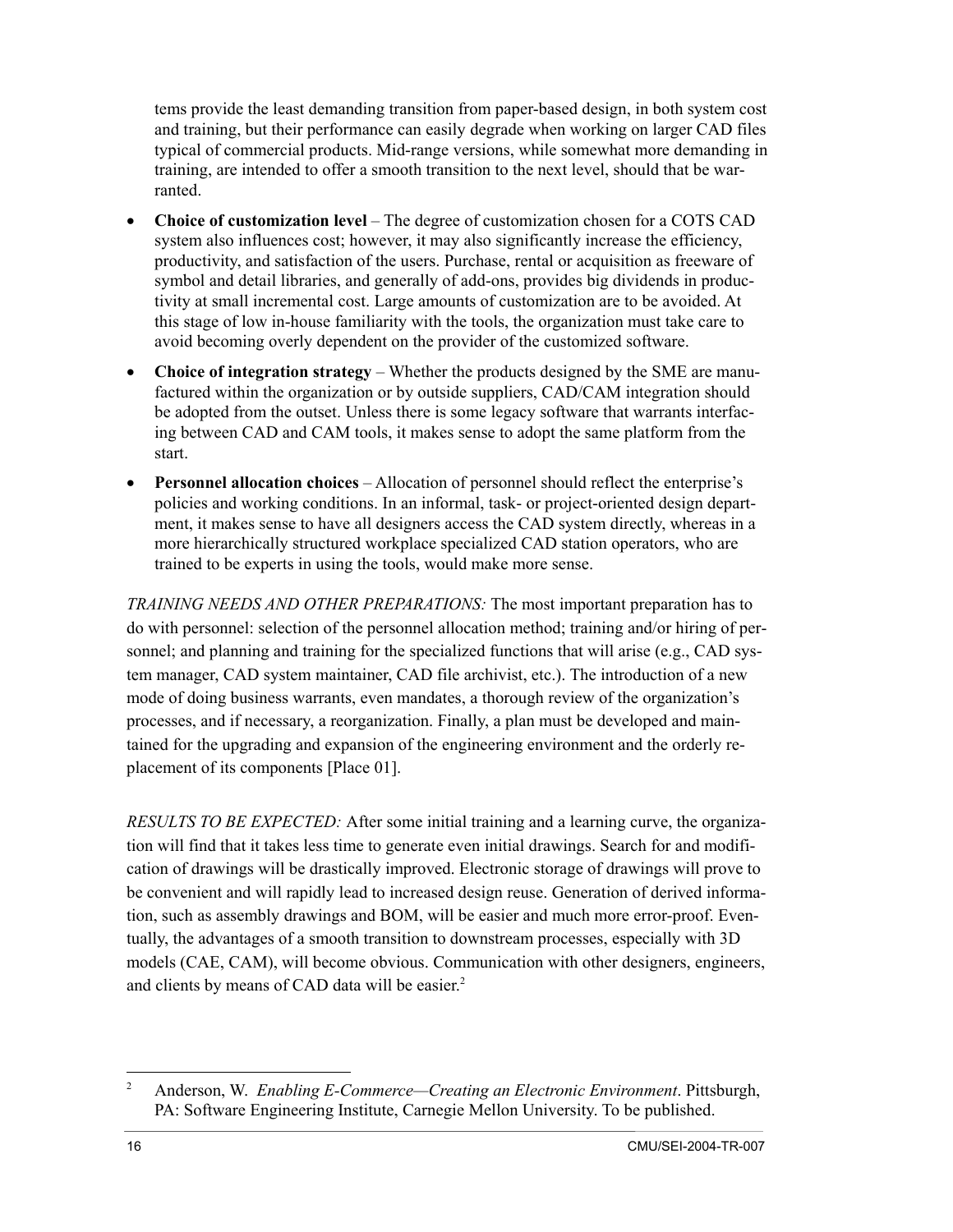tems provide the least demanding transition from paper-based design, in both system cost and training, but their performance can easily degrade when working on larger CAD files typical of commercial products. Mid-range versions, while somewhat more demanding in training, are intended to offer a smooth transition to the next level, should that be warranted.

- **Choice of customization level** – The degree of customization chosen for a COTS CAD system also influences cost; however, it may also significantly increase the efficiency, productivity, and satisfaction of the users. Purchase, rental or acquisition as freeware of symbol and detail libraries, and generally of add-ons, provides big dividends in productivity at small incremental cost. Large amounts of customization are to be avoided. At this stage of low in-house familiarity with the tools, the organization must take care to avoid becoming overly dependent on the provider of the customized software.
- **Choice of integration strategy** – Whether the products designed by the SME are manufactured within the organization or by outside suppliers, CAD/CAM integration should be adopted from the outset. Unless there is some legacy software that warrants interfacing between CAD and CAM tools, it makes sense to adopt the same platform from the start.
- **Personnel allocation choices** – Allocation of personnel should reflect the enterprise's policies and working conditions. In an informal, task- or project-oriented design department, it makes sense to have all designers access the CAD system directly, whereas in a more hierarchically structured workplace specialized CAD station operators, who are trained to be experts in using the tools, would make more sense.

*TRAINING NEEDS AND OTHER PREPARATIONS:* The most important preparation has to do with personnel: selection of the personnel allocation method; training and/or hiring of personnel; and planning and training for the specialized functions that will arise (e.g., CAD system manager, CAD system maintainer, CAD file archivist, etc.). The introduction of a new mode of doing business warrants, even mandates, a thorough review of the organization's processes, and if necessary, a reorganization. Finally, a plan must be developed and maintained for the upgrading and expansion of the engineering environment and the orderly replacement of its components [Place 01].

*RESULTS TO BE EXPECTED:* After some initial training and a learning curve, the organization will find that it takes less time to generate even initial drawings. Search for and modification of drawings will be drastically improved. Electronic storage of drawings will prove to be convenient and will rapidly lead to increased design reuse. Generation of derived information, such as assembly drawings and BOM, will be easier and much more error-proof. Eventually, the advantages of a smooth transition to downstream processes, especially with 3D models (CAE, CAM), will become obvious. Communication with other designers, engineers, and clients by means of CAD data will be easier.[2]

[2] Anderson, W. *Enabling E-Commerce—Creating an Electronic Environment*. Pittsburgh, PA: Software Engineering Institute, Carnegie Mellon University. To be published.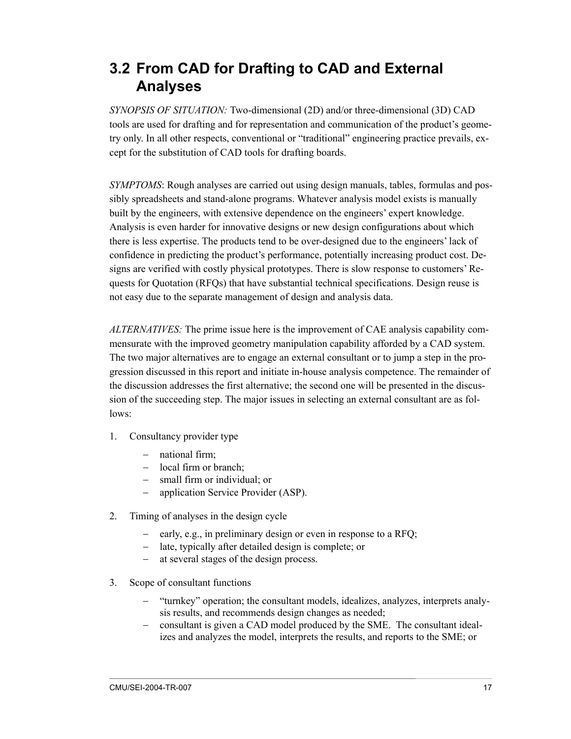## 3.2 From CAD for Drafting to CAD and External Analyses

*SYNOPSIS OF SITUATION:* Two-dimensional (2D) and/or three-dimensional (3D) CAD tools are used for drafting and for representation and communication of the product's geometry only. In all other respects, conventional or "traditional" engineering practice prevails, except for the substitution of CAD tools for drafting boards.

*SYMPTOMS*: Rough analyses are carried out using design manuals, tables, formulas and possibly spreadsheets and stand-alone programs. Whatever analysis model exists is manually built by the engineers, with extensive dependence on the engineers' expert knowledge. Analysis is even harder for innovative designs or new design configurations about which there is less expertise. The products tend to be over-designed due to the engineers' lack of confidence in predicting the product's performance, potentially increasing product cost. Designs are verified with costly physical prototypes. There is slow response to customers' Requests for Quotation (RFQs) that have substantial technical specifications. Design reuse is not easy due to the separate management of design and analysis data.

*ALTERNATIVES:* The prime issue here is the improvement of CAE analysis capability commensurate with the improved geometry manipulation capability afforded by a CAD system. The two major alternatives are to engage an external consultant or to jump a step in the progression discussed in this report and initiate in-house analysis competence. The remainder of the discussion addresses the first alternative; the second one will be presented in the discussion of the succeeding step. The major issues in selecting an external consultant are as follows:

1. Consultancy provider type
   - national firm;
   - local firm or branch;
   - small firm or individual; or
   - application Service Provider (ASP).
2. Timing of analyses in the design cycle
   - early, e.g., in preliminary design or even in response to a RFQ;
   - late, typically after detailed design is complete; or
   - at several stages of the design process.
3. Scope of consultant functions
   - "turnkey" operation; the consultant models, idealizes, analyzes, interprets analysis results, and recommends design changes as needed;
   - consultant is given a CAD model produced by the SME. The consultant idealizes and analyzes the model, interprets the results, and reports to the SME; or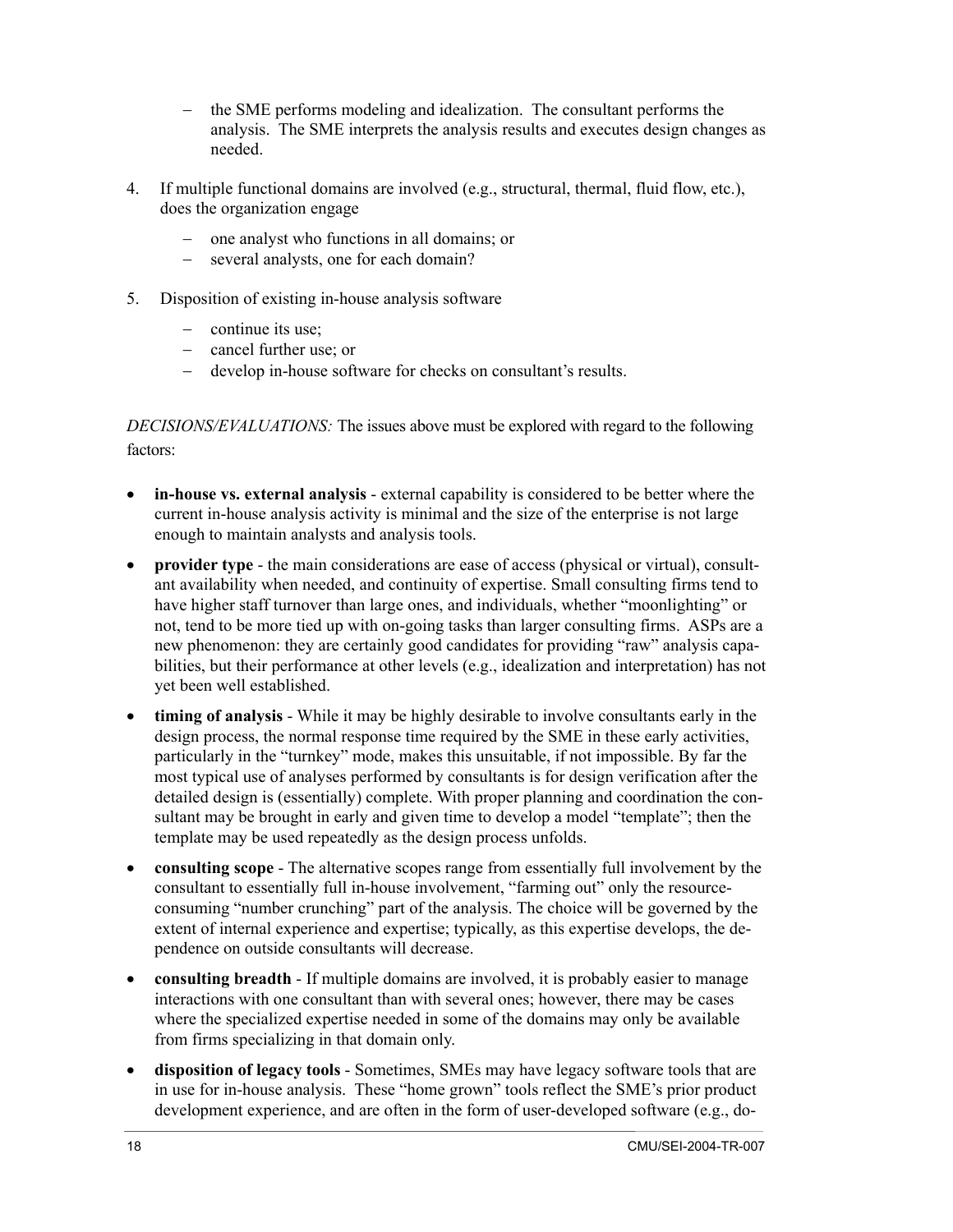- the SME performs modeling and idealization. The consultant performs the analysis. The SME interprets the analysis results and executes design changes as needed.

4. If multiple functional domains are involved (e.g., structural, thermal, fluid flow, etc.), does the organization engage
   - one analyst who functions in all domains; or
   - several analysts, one for each domain?

5. Disposition of existing in-house analysis software
   - continue its use;
   - cancel further use; or
   - develop in-house software for checks on consultant's results.

*DECISIONS/EVALUATIONS:* The issues above must be explored with regard to the following factors:

- **in-house vs. external analysis** - external capability is considered to be better where the current in-house analysis activity is minimal and the size of the enterprise is not large enough to maintain analysts and analysis tools.
- **provider type** - the main considerations are ease of access (physical or virtual), consultant availability when needed, and continuity of expertise. Small consulting firms tend to have higher staff turnover than large ones, and individuals, whether "moonlighting" or not, tend to be more tied up with on-going tasks than larger consulting firms. ASPs are a new phenomenon: they are certainly good candidates for providing "raw" analysis capabilities, but their performance at other levels (e.g., idealization and interpretation) has not yet been well established.
- **timing of analysis** - While it may be highly desirable to involve consultants early in the design process, the normal response time required by the SME in these early activities, particularly in the "turnkey" mode, makes this unsuitable, if not impossible. By far the most typical use of analyses performed by consultants is for design verification after the detailed design is (essentially) complete. With proper planning and coordination the consultant may be brought in early and given time to develop a model "template"; then the template may be used repeatedly as the design process unfolds.
- **consulting scope** - The alternative scopes range from essentially full involvement by the consultant to essentially full in-house involvement, "farming out" only the resource-consuming "number crunching" part of the analysis. The choice will be governed by the extent of internal experience and expertise; typically, as this expertise develops, the dependence on outside consultants will decrease.
- **consulting breadth** - If multiple domains are involved, it is probably easier to manage interactions with one consultant than with several ones; however, there may be cases where the specialized expertise needed in some of the domains may only be available from firms specializing in that domain only.
- **disposition of legacy tools** - Sometimes, SMEs may have legacy software tools that are in use for in-house analysis. These "home grown" tools reflect the SME's prior product development experience, and are often in the form of user-developed software (e.g., do-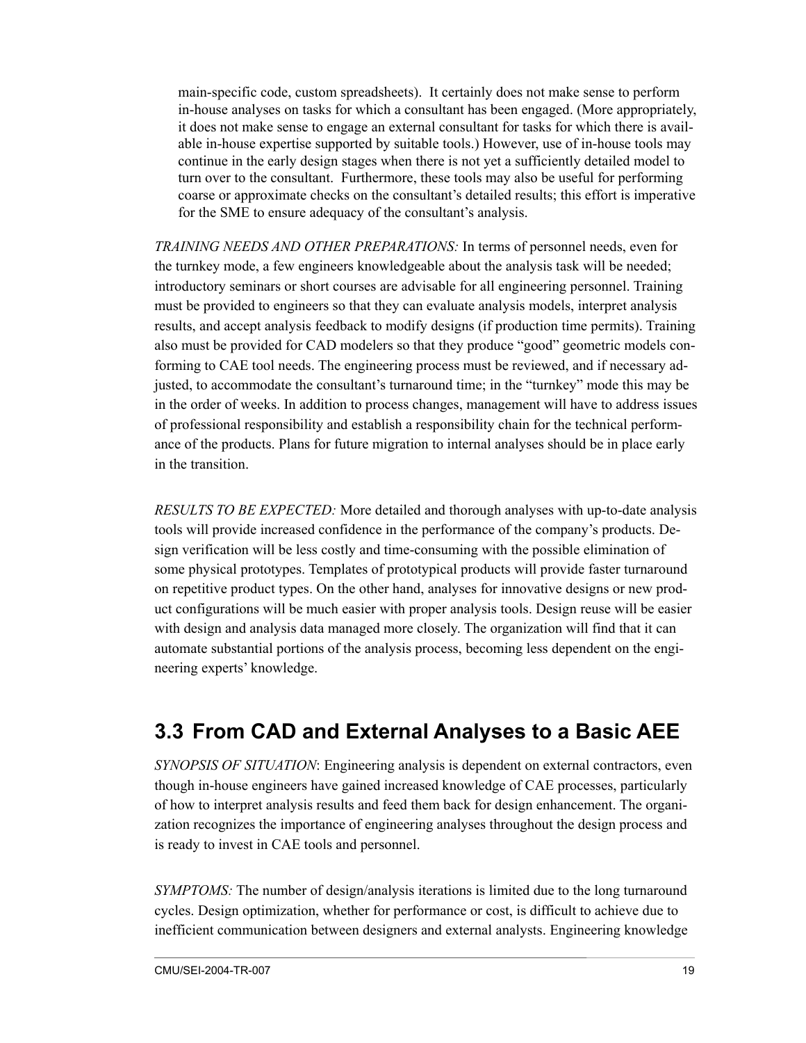main-specific code, custom spreadsheets). It certainly does not make sense to perform in-house analyses on tasks for which a consultant has been engaged. (More appropriately, it does not make sense to engage an external consultant for tasks for which there is available in-house expertise supported by suitable tools.) However, use of in-house tools may continue in the early design stages when there is not yet a sufficiently detailed model to turn over to the consultant. Furthermore, these tools may also be useful for performing coarse or approximate checks on the consultant's detailed results; this effort is imperative for the SME to ensure adequacy of the consultant's analysis.

*TRAINING NEEDS AND OTHER PREPARATIONS:* In terms of personnel needs, even for the turnkey mode, a few engineers knowledgeable about the analysis task will be needed; introductory seminars or short courses are advisable for all engineering personnel. Training must be provided to engineers so that they can evaluate analysis models, interpret analysis results, and accept analysis feedback to modify designs (if production time permits). Training also must be provided for CAD modelers so that they produce "good" geometric models conforming to CAE tool needs. The engineering process must be reviewed, and if necessary adjusted, to accommodate the consultant's turnaround time; in the "turnkey" mode this may be in the order of weeks. In addition to process changes, management will have to address issues of professional responsibility and establish a responsibility chain for the technical performance of the products. Plans for future migration to internal analyses should be in place early in the transition.

*RESULTS TO BE EXPECTED:* More detailed and thorough analyses with up-to-date analysis tools will provide increased confidence in the performance of the company's products. Design verification will be less costly and time-consuming with the possible elimination of some physical prototypes. Templates of prototypical products will provide faster turnaround on repetitive product types. On the other hand, analyses for innovative designs or new product configurations will be much easier with proper analysis tools. Design reuse will be easier with design and analysis data managed more closely. The organization will find that it can automate substantial portions of the analysis process, becoming less dependent on the engineering experts' knowledge.

## 3.3 From CAD and External Analyses to a Basic AEE

*SYNOPSIS OF SITUATION*: Engineering analysis is dependent on external contractors, even though in-house engineers have gained increased knowledge of CAE processes, particularly of how to interpret analysis results and feed them back for design enhancement. The organization recognizes the importance of engineering analyses throughout the design process and is ready to invest in CAE tools and personnel.

*SYMPTOMS:* The number of design/analysis iterations is limited due to the long turnaround cycles. Design optimization, whether for performance or cost, is difficult to achieve due to inefficient communication between designers and external analysts. Engineering knowledge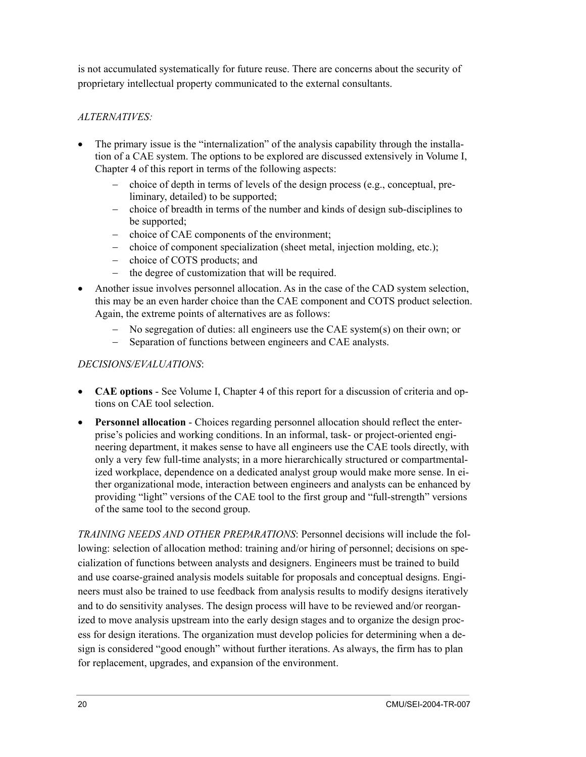is not accumulated systematically for future reuse. There are concerns about the security of proprietary intellectual property communicated to the external consultants.

*ALTERNATIVES:*

- The primary issue is the "internalization" of the analysis capability through the installation of a CAE system. The options to be explored are discussed extensively in Volume I, Chapter 4 of this report in terms of the following aspects:
  - choice of depth in terms of levels of the design process (e.g., conceptual, preliminary, detailed) to be supported;
  - choice of breadth in terms of the number and kinds of design sub-disciplines to be supported;
  - choice of CAE components of the environment;
  - choice of component specialization (sheet metal, injection molding, etc.);
  - choice of COTS products; and
  - the degree of customization that will be required.
- Another issue involves personnel allocation. As in the case of the CAD system selection, this may be an even harder choice than the CAE component and COTS product selection. Again, the extreme points of alternatives are as follows:
  - No segregation of duties: all engineers use the CAE system(s) on their own; or
  - Separation of functions between engineers and CAE analysts.

*DECISIONS/EVALUATIONS*:

- **CAE options** - See Volume I, Chapter 4 of this report for a discussion of criteria and options on CAE tool selection.
- **Personnel allocation** - Choices regarding personnel allocation should reflect the enterprise's policies and working conditions. In an informal, task- or project-oriented engineering department, it makes sense to have all engineers use the CAE tools directly, with only a very few full-time analysts; in a more hierarchically structured or compartmentalized workplace, dependence on a dedicated analyst group would make more sense. In either organizational mode, interaction between engineers and analysts can be enhanced by providing "light" versions of the CAE tool to the first group and "full-strength" versions of the same tool to the second group.

*TRAINING NEEDS AND OTHER PREPARATIONS*: Personnel decisions will include the following: selection of allocation method: training and/or hiring of personnel; decisions on specialization of functions between analysts and designers. Engineers must be trained to build and use coarse-grained analysis models suitable for proposals and conceptual designs. Engineers must also be trained to use feedback from analysis results to modify designs iteratively and to do sensitivity analyses. The design process will have to be reviewed and/or reorganized to move analysis upstream into the early design stages and to organize the design process for design iterations. The organization must develop policies for determining when a design is considered "good enough" without further iterations. As always, the firm has to plan for replacement, upgrades, and expansion of the environment.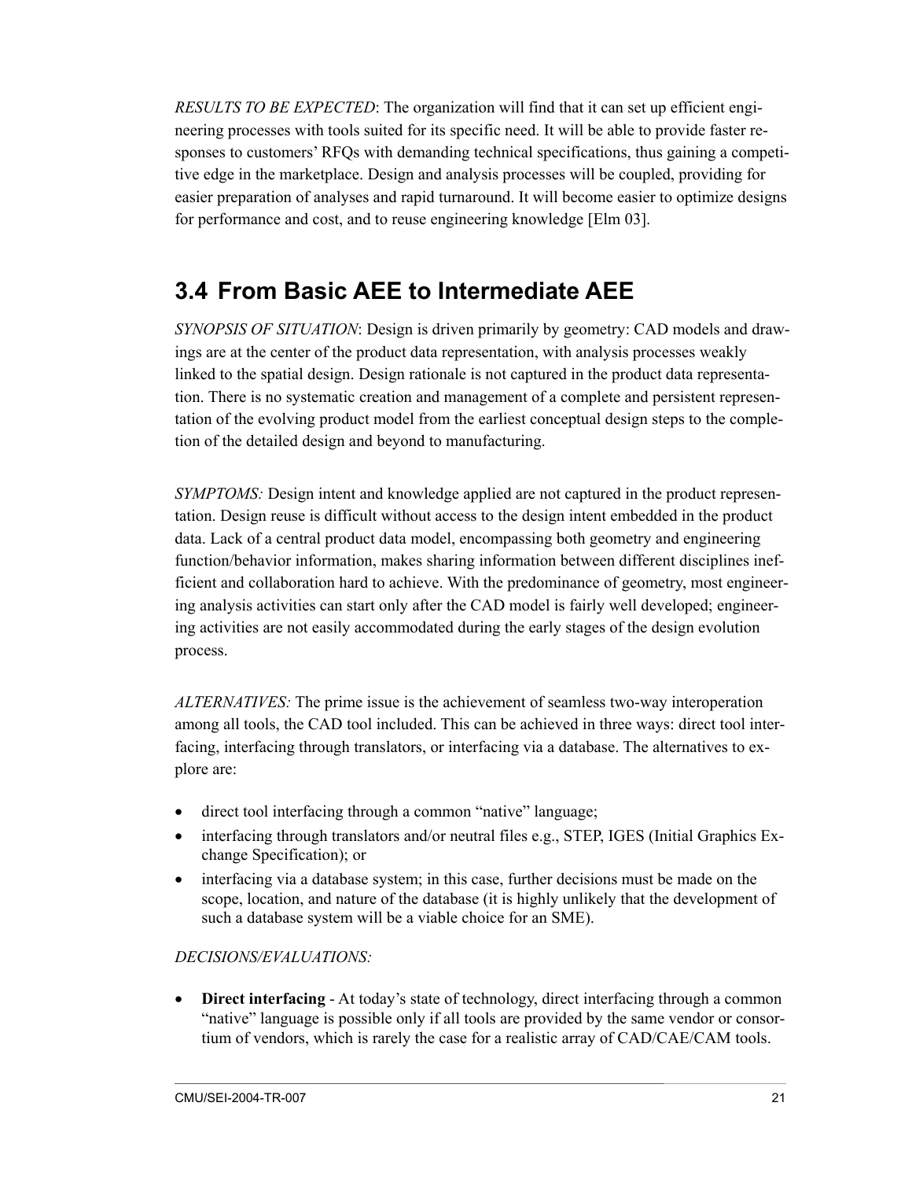*RESULTS TO BE EXPECTED*: The organization will find that it can set up efficient engineering processes with tools suited for its specific need. It will be able to provide faster responses to customers' RFQs with demanding technical specifications, thus gaining a competitive edge in the marketplace. Design and analysis processes will be coupled, providing for easier preparation of analyses and rapid turnaround. It will become easier to optimize designs for performance and cost, and to reuse engineering knowledge [Elm 03].

## 3.4 From Basic AEE to Intermediate AEE

*SYNOPSIS OF SITUATION*: Design is driven primarily by geometry: CAD models and drawings are at the center of the product data representation, with analysis processes weakly linked to the spatial design. Design rationale is not captured in the product data representation. There is no systematic creation and management of a complete and persistent representation of the evolving product model from the earliest conceptual design steps to the completion of the detailed design and beyond to manufacturing.

*SYMPTOMS:* Design intent and knowledge applied are not captured in the product representation. Design reuse is difficult without access to the design intent embedded in the product data. Lack of a central product data model, encompassing both geometry and engineering function/behavior information, makes sharing information between different disciplines inefficient and collaboration hard to achieve. With the predominance of geometry, most engineering analysis activities can start only after the CAD model is fairly well developed; engineering activities are not easily accommodated during the early stages of the design evolution process.

*ALTERNATIVES:* The prime issue is the achievement of seamless two-way interoperation among all tools, the CAD tool included. This can be achieved in three ways: direct tool interfacing, interfacing through translators, or interfacing via a database. The alternatives to explore are:

- direct tool interfacing through a common "native" language;
- interfacing through translators and/or neutral files e.g., STEP, IGES (Initial Graphics Exchange Specification); or
- interfacing via a database system; in this case, further decisions must be made on the scope, location, and nature of the database (it is highly unlikely that the development of such a database system will be a viable choice for an SME).

*DECISIONS/EVALUATIONS:*

- **Direct interfacing** - At today's state of technology, direct interfacing through a common "native" language is possible only if all tools are provided by the same vendor or consortium of vendors, which is rarely the case for a realistic array of CAD/CAE/CAM tools.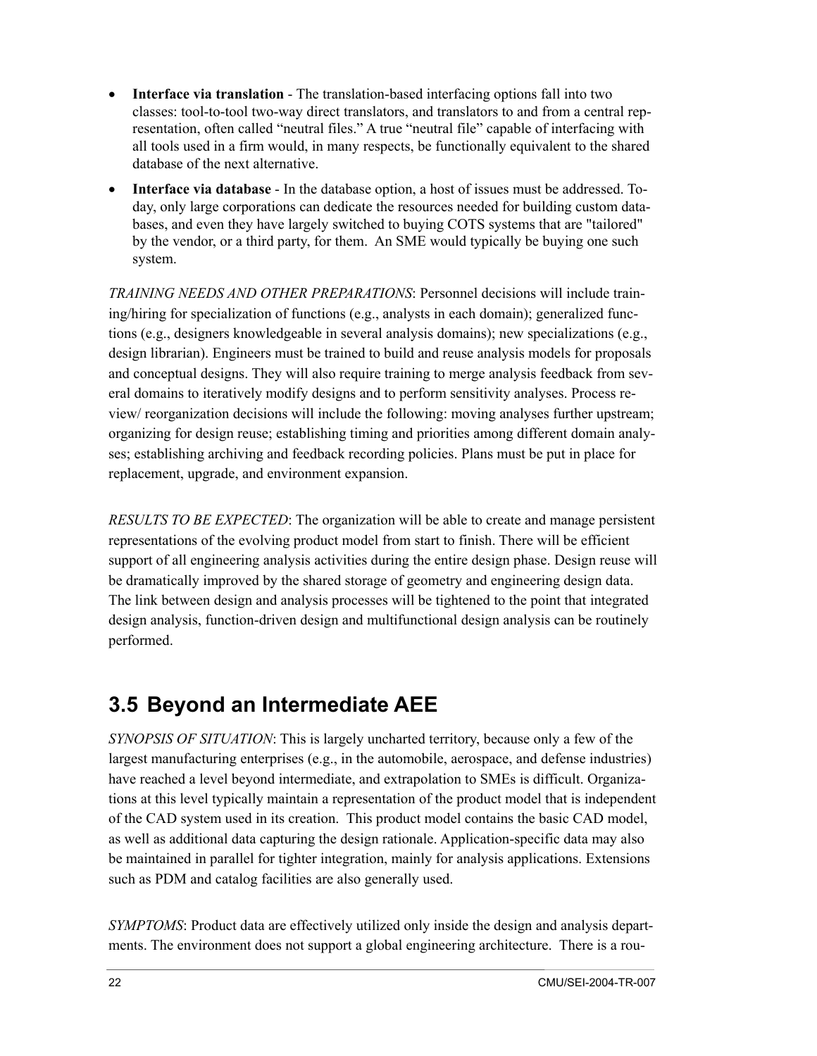- **Interface via translation** - The translation-based interfacing options fall into two classes: tool-to-tool two-way direct translators, and translators to and from a central representation, often called "neutral files." A true "neutral file" capable of interfacing with all tools used in a firm would, in many respects, be functionally equivalent to the shared database of the next alternative.
- **Interface via database** - In the database option, a host of issues must be addressed. Today, only large corporations can dedicate the resources needed for building custom databases, and even they have largely switched to buying COTS systems that are "tailored" by the vendor, or a third party, for them. An SME would typically be buying one such system.

*TRAINING NEEDS AND OTHER PREPARATIONS*: Personnel decisions will include training/hiring for specialization of functions (e.g., analysts in each domain); generalized functions (e.g., designers knowledgeable in several analysis domains); new specializations (e.g., design librarian). Engineers must be trained to build and reuse analysis models for proposals and conceptual designs. They will also require training to merge analysis feedback from several domains to iteratively modify designs and to perform sensitivity analyses. Process review/ reorganization decisions will include the following: moving analyses further upstream; organizing for design reuse; establishing timing and priorities among different domain analyses; establishing archiving and feedback recording policies. Plans must be put in place for replacement, upgrade, and environment expansion.

*RESULTS TO BE EXPECTED*: The organization will be able to create and manage persistent representations of the evolving product model from start to finish. There will be efficient support of all engineering analysis activities during the entire design phase. Design reuse will be dramatically improved by the shared storage of geometry and engineering design data. The link between design and analysis processes will be tightened to the point that integrated design analysis, function-driven design and multifunctional design analysis can be routinely performed.

## 3.5 Beyond an Intermediate AEE

*SYNOPSIS OF SITUATION*: This is largely uncharted territory, because only a few of the largest manufacturing enterprises (e.g., in the automobile, aerospace, and defense industries) have reached a level beyond intermediate, and extrapolation to SMEs is difficult. Organizations at this level typically maintain a representation of the product model that is independent of the CAD system used in its creation. This product model contains the basic CAD model, as well as additional data capturing the design rationale. Application-specific data may also be maintained in parallel for tighter integration, mainly for analysis applications. Extensions such as PDM and catalog facilities are also generally used.

*SYMPTOMS*: Product data are effectively utilized only inside the design and analysis departments. The environment does not support a global engineering architecture. There is a rou-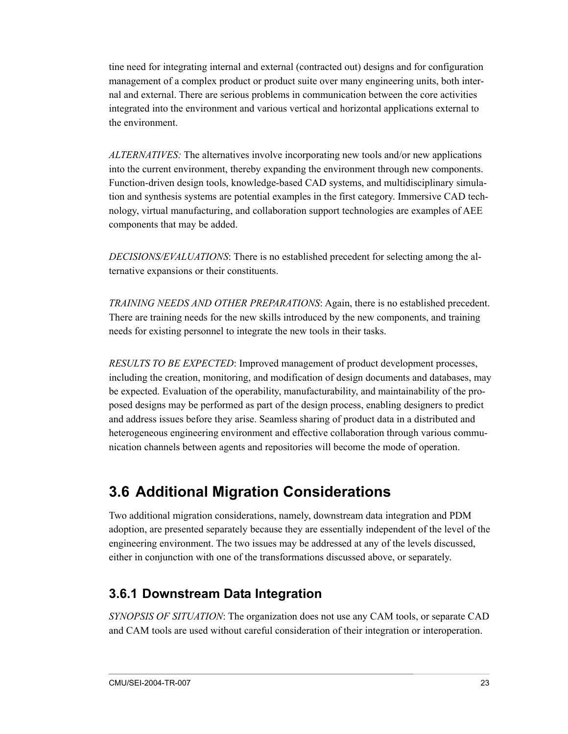tine need for integrating internal and external (contracted out) designs and for configuration management of a complex product or product suite over many engineering units, both internal and external. There are serious problems in communication between the core activities integrated into the environment and various vertical and horizontal applications external to the environment.

*ALTERNATIVES:* The alternatives involve incorporating new tools and/or new applications into the current environment, thereby expanding the environment through new components. Function-driven design tools, knowledge-based CAD systems, and multidisciplinary simulation and synthesis systems are potential examples in the first category. Immersive CAD technology, virtual manufacturing, and collaboration support technologies are examples of AEE components that may be added.

*DECISIONS/EVALUATIONS*: There is no established precedent for selecting among the alternative expansions or their constituents.

*TRAINING NEEDS AND OTHER PREPARATIONS*: Again, there is no established precedent. There are training needs for the new skills introduced by the new components, and training needs for existing personnel to integrate the new tools in their tasks.

*RESULTS TO BE EXPECTED*: Improved management of product development processes, including the creation, monitoring, and modification of design documents and databases, may be expected. Evaluation of the operability, manufacturability, and maintainability of the proposed designs may be performed as part of the design process, enabling designers to predict and address issues before they arise. Seamless sharing of product data in a distributed and heterogeneous engineering environment and effective collaboration through various communication channels between agents and repositories will become the mode of operation.

## 3.6 Additional Migration Considerations

Two additional migration considerations, namely, downstream data integration and PDM adoption, are presented separately because they are essentially independent of the level of the engineering environment. The two issues may be addressed at any of the levels discussed, either in conjunction with one of the transformations discussed above, or separately.

### 3.6.1 Downstream Data Integration

*SYNOPSIS OF SITUATION*: The organization does not use any CAM tools, or separate CAD and CAM tools are used without careful consideration of their integration or interoperation.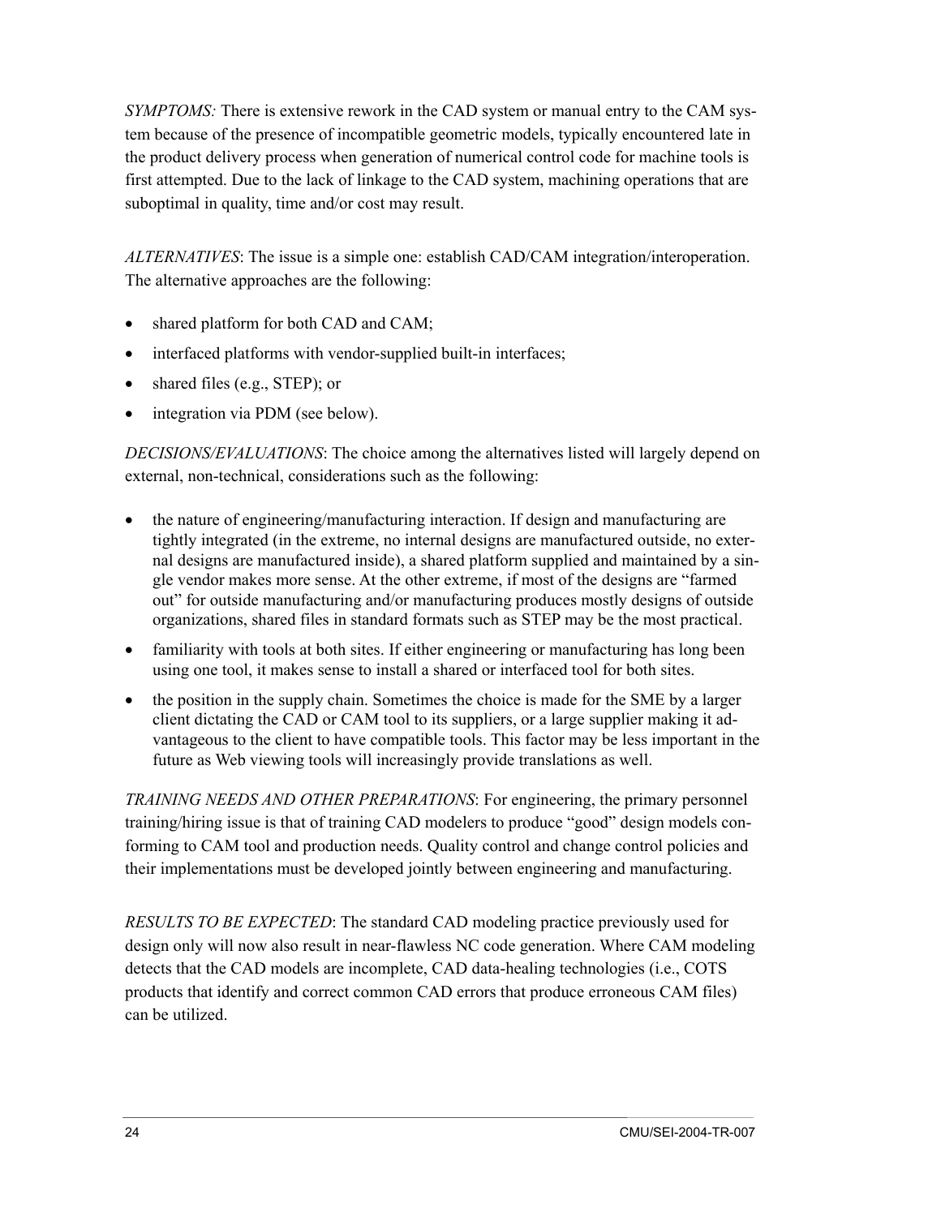*SYMPTOMS:* There is extensive rework in the CAD system or manual entry to the CAM system because of the presence of incompatible geometric models, typically encountered late in the product delivery process when generation of numerical control code for machine tools is first attempted. Due to the lack of linkage to the CAD system, machining operations that are suboptimal in quality, time and/or cost may result.

*ALTERNATIVES*: The issue is a simple one: establish CAD/CAM integration/interoperation. The alternative approaches are the following:

- shared platform for both CAD and CAM;
- interfaced platforms with vendor-supplied built-in interfaces;
- shared files (e.g., STEP); or
- integration via PDM (see below).

*DECISIONS/EVALUATIONS*: The choice among the alternatives listed will largely depend on external, non-technical, considerations such as the following:

- the nature of engineering/manufacturing interaction. If design and manufacturing are tightly integrated (in the extreme, no internal designs are manufactured outside, no external designs are manufactured inside), a shared platform supplied and maintained by a single vendor makes more sense. At the other extreme, if most of the designs are "farmed out" for outside manufacturing and/or manufacturing produces mostly designs of outside organizations, shared files in standard formats such as STEP may be the most practical.
- familiarity with tools at both sites. If either engineering or manufacturing has long been using one tool, it makes sense to install a shared or interfaced tool for both sites.
- the position in the supply chain. Sometimes the choice is made for the SME by a larger client dictating the CAD or CAM tool to its suppliers, or a large supplier making it advantageous to the client to have compatible tools. This factor may be less important in the future as Web viewing tools will increasingly provide translations as well.

*TRAINING NEEDS AND OTHER PREPARATIONS*: For engineering, the primary personnel training/hiring issue is that of training CAD modelers to produce "good" design models conforming to CAM tool and production needs. Quality control and change control policies and their implementations must be developed jointly between engineering and manufacturing.

*RESULTS TO BE EXPECTED*: The standard CAD modeling practice previously used for design only will now also result in near-flawless NC code generation. Where CAM modeling detects that the CAD models are incomplete, CAD data-healing technologies (i.e., COTS products that identify and correct common CAD errors that produce erroneous CAM files) can be utilized.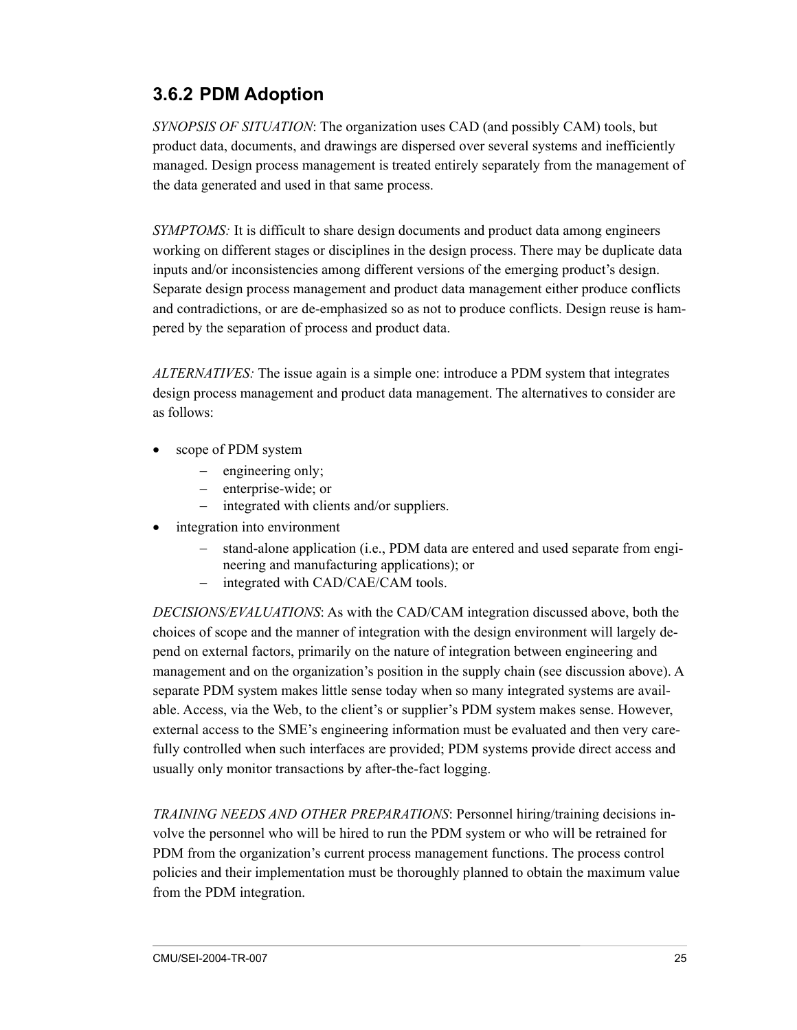### 3.6.2 PDM Adoption

*SYNOPSIS OF SITUATION*: The organization uses CAD (and possibly CAM) tools, but product data, documents, and drawings are dispersed over several systems and inefficiently managed. Design process management is treated entirely separately from the management of the data generated and used in that same process.

*SYMPTOMS:* It is difficult to share design documents and product data among engineers working on different stages or disciplines in the design process. There may be duplicate data inputs and/or inconsistencies among different versions of the emerging product's design. Separate design process management and product data management either produce conflicts and contradictions, or are de-emphasized so as not to produce conflicts. Design reuse is hampered by the separation of process and product data.

*ALTERNATIVES:* The issue again is a simple one: introduce a PDM system that integrates design process management and product data management. The alternatives to consider are as follows:

- scope of PDM system
  - engineering only;
  - enterprise-wide; or
  - integrated with clients and/or suppliers.
- integration into environment
  - stand-alone application (i.e., PDM data are entered and used separate from engineering and manufacturing applications); or
  - integrated with CAD/CAE/CAM tools.

*DECISIONS/EVALUATIONS*: As with the CAD/CAM integration discussed above, both the choices of scope and the manner of integration with the design environment will largely depend on external factors, primarily on the nature of integration between engineering and management and on the organization's position in the supply chain (see discussion above). A separate PDM system makes little sense today when so many integrated systems are available. Access, via the Web, to the client's or supplier's PDM system makes sense. However, external access to the SME's engineering information must be evaluated and then very carefully controlled when such interfaces are provided; PDM systems provide direct access and usually only monitor transactions by after-the-fact logging.

*TRAINING NEEDS AND OTHER PREPARATIONS*: Personnel hiring/training decisions involve the personnel who will be hired to run the PDM system or who will be retrained for PDM from the organization's current process management functions. The process control policies and their implementation must be thoroughly planned to obtain the maximum value from the PDM integration.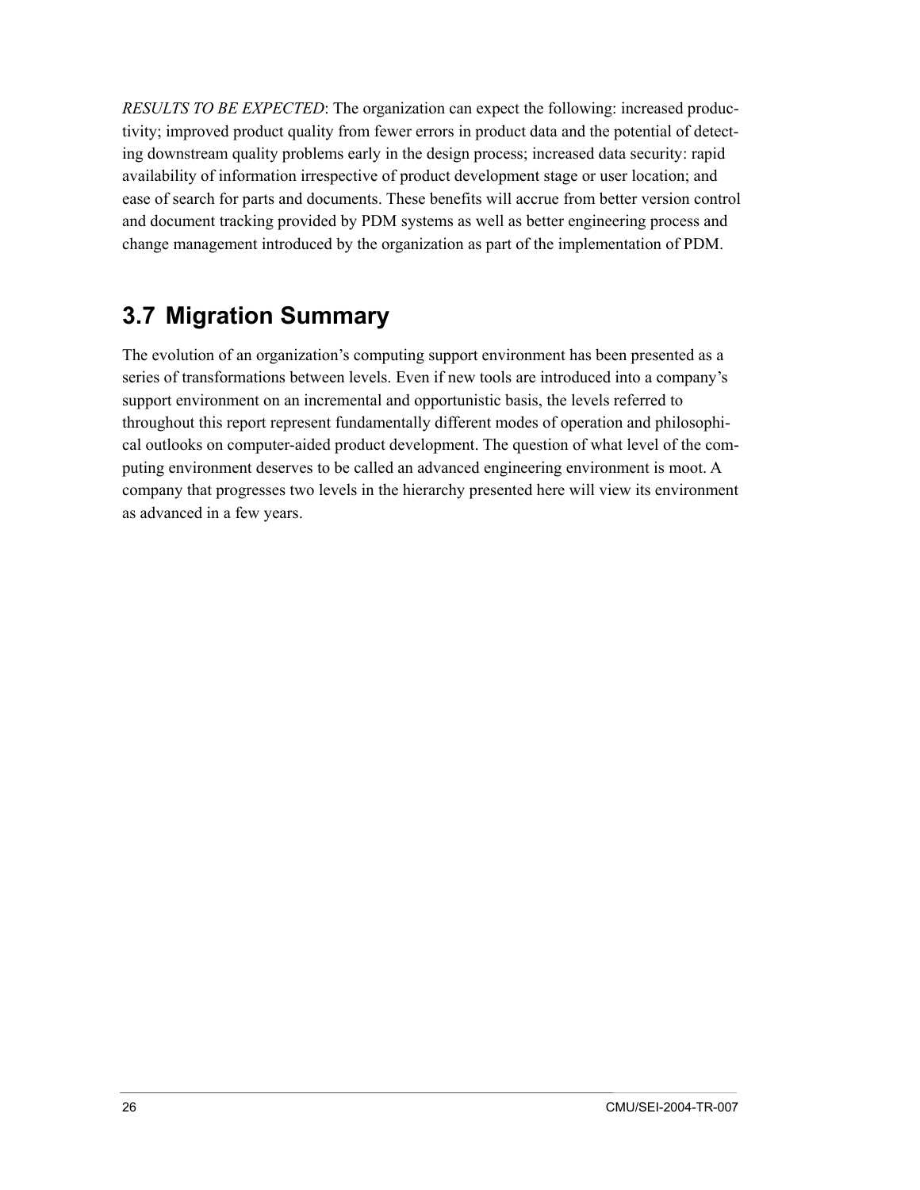*RESULTS TO BE EXPECTED*: The organization can expect the following: increased productivity; improved product quality from fewer errors in product data and the potential of detecting downstream quality problems early in the design process; increased data security: rapid availability of information irrespective of product development stage or user location; and ease of search for parts and documents. These benefits will accrue from better version control and document tracking provided by PDM systems as well as better engineering process and change management introduced by the organization as part of the implementation of PDM.

## 3.7 Migration Summary

The evolution of an organization's computing support environment has been presented as a series of transformations between levels. Even if new tools are introduced into a company's support environment on an incremental and opportunistic basis, the levels referred to throughout this report represent fundamentally different modes of operation and philosophical outlooks on computer-aided product development. The question of what level of the computing environment deserves to be called an advanced engineering environment is moot. A company that progresses two levels in the hierarchy presented here will view its environment as advanced in a few years.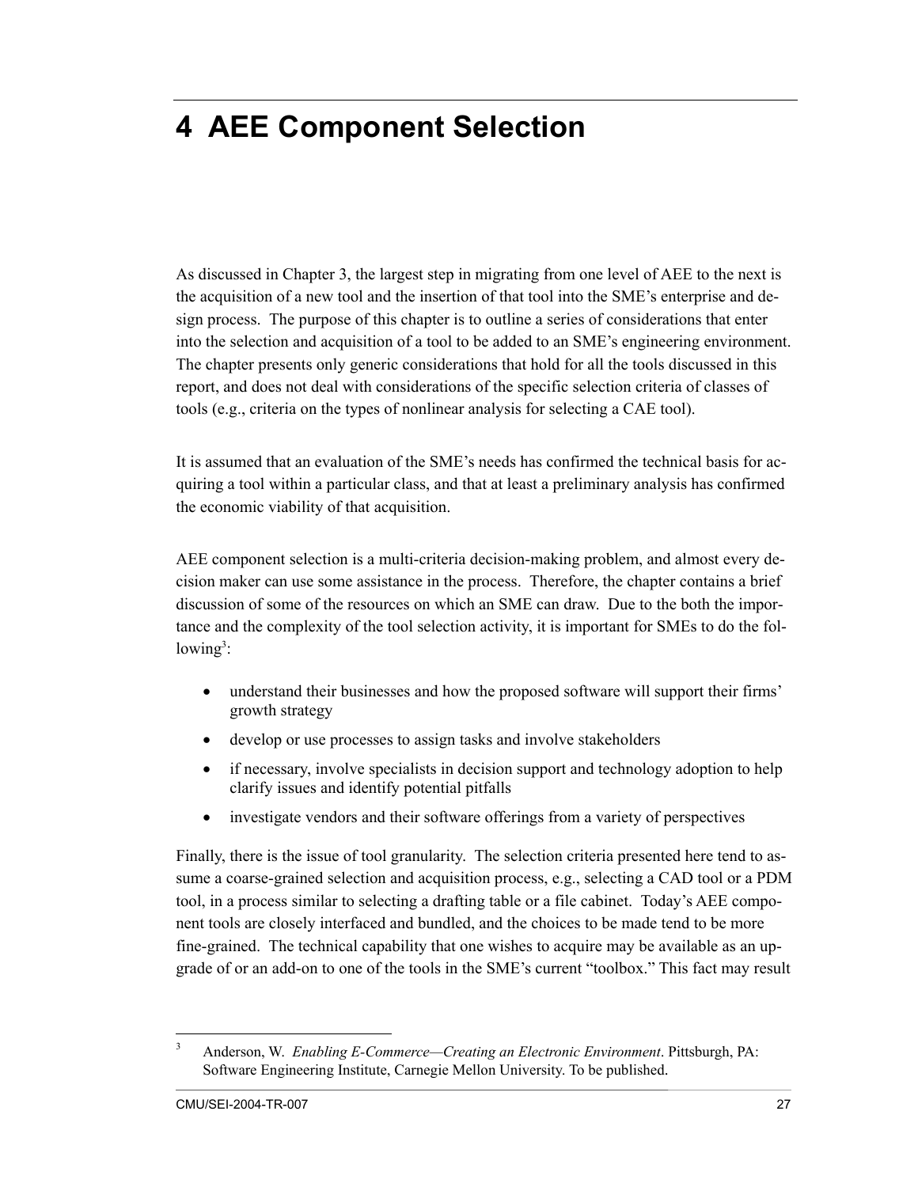# 4 AEE Component Selection

As discussed in Chapter 3, the largest step in migrating from one level of AEE to the next is the acquisition of a new tool and the insertion of that tool into the SME's enterprise and design process. The purpose of this chapter is to outline a series of considerations that enter into the selection and acquisition of a tool to be added to an SME's engineering environment. The chapter presents only generic considerations that hold for all the tools discussed in this report, and does not deal with considerations of the specific selection criteria of classes of tools (e.g., criteria on the types of nonlinear analysis for selecting a CAE tool).

It is assumed that an evaluation of the SME's needs has confirmed the technical basis for acquiring a tool within a particular class, and that at least a preliminary analysis has confirmed the economic viability of that acquisition.

AEE component selection is a multi-criteria decision-making problem, and almost every decision maker can use some assistance in the process. Therefore, the chapter contains a brief discussion of some of the resources on which an SME can draw. Due to the both the importance and the complexity of the tool selection activity, it is important for SMEs to do the following[3]:

- understand their businesses and how the proposed software will support their firms' growth strategy
- develop or use processes to assign tasks and involve stakeholders
- if necessary, involve specialists in decision support and technology adoption to help clarify issues and identify potential pitfalls
- investigate vendors and their software offerings from a variety of perspectives

Finally, there is the issue of tool granularity. The selection criteria presented here tend to assume a coarse-grained selection and acquisition process, e.g., selecting a CAD tool or a PDM tool, in a process similar to selecting a drafting table or a file cabinet. Today's AEE component tools are closely interfaced and bundled, and the choices to be made tend to be more fine-grained. The technical capability that one wishes to acquire may be available as an upgrade of or an add-on to one of the tools in the SME's current "toolbox." This fact may result

---

[3] Anderson, W. *Enabling E-Commerce—Creating an Electronic Environment*. Pittsburgh, PA: Software Engineering Institute, Carnegie Mellon University. To be published.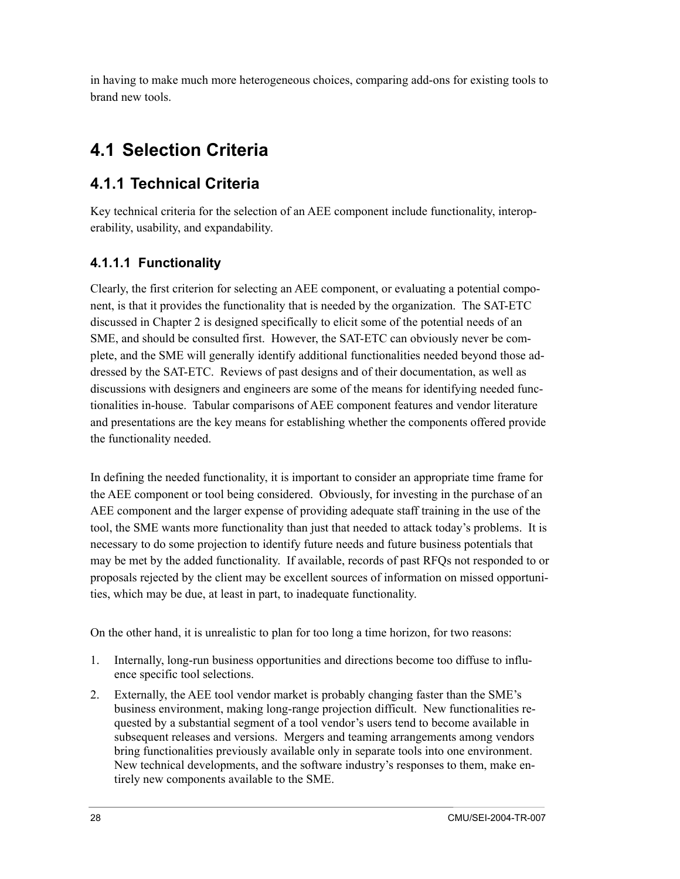in having to make much more heterogeneous choices, comparing add-ons for existing tools to brand new tools.

## 4.1 Selection Criteria

### 4.1.1 Technical Criteria

Key technical criteria for the selection of an AEE component include functionality, interoperability, usability, and expandability.

#### 4.1.1.1 Functionality

Clearly, the first criterion for selecting an AEE component, or evaluating a potential component, is that it provides the functionality that is needed by the organization. The SAT-ETC discussed in Chapter 2 is designed specifically to elicit some of the potential needs of an SME, and should be consulted first. However, the SAT-ETC can obviously never be complete, and the SME will generally identify additional functionalities needed beyond those addressed by the SAT-ETC. Reviews of past designs and of their documentation, as well as discussions with designers and engineers are some of the means for identifying needed functionalities in-house. Tabular comparisons of AEE component features and vendor literature and presentations are the key means for establishing whether the components offered provide the functionality needed.

In defining the needed functionality, it is important to consider an appropriate time frame for the AEE component or tool being considered. Obviously, for investing in the purchase of an AEE component and the larger expense of providing adequate staff training in the use of the tool, the SME wants more functionality than just that needed to attack today's problems. It is necessary to do some projection to identify future needs and future business potentials that may be met by the added functionality. If available, records of past RFQs not responded to or proposals rejected by the client may be excellent sources of information on missed opportunities, which may be due, at least in part, to inadequate functionality.

On the other hand, it is unrealistic to plan for too long a time horizon, for two reasons:

1. Internally, long-run business opportunities and directions become too diffuse to influence specific tool selections.
2. Externally, the AEE tool vendor market is probably changing faster than the SME's business environment, making long-range projection difficult. New functionalities requested by a substantial segment of a tool vendor's users tend to become available in subsequent releases and versions. Mergers and teaming arrangements among vendors bring functionalities previously available only in separate tools into one environment. New technical developments, and the software industry's responses to them, make entirely new components available to the SME.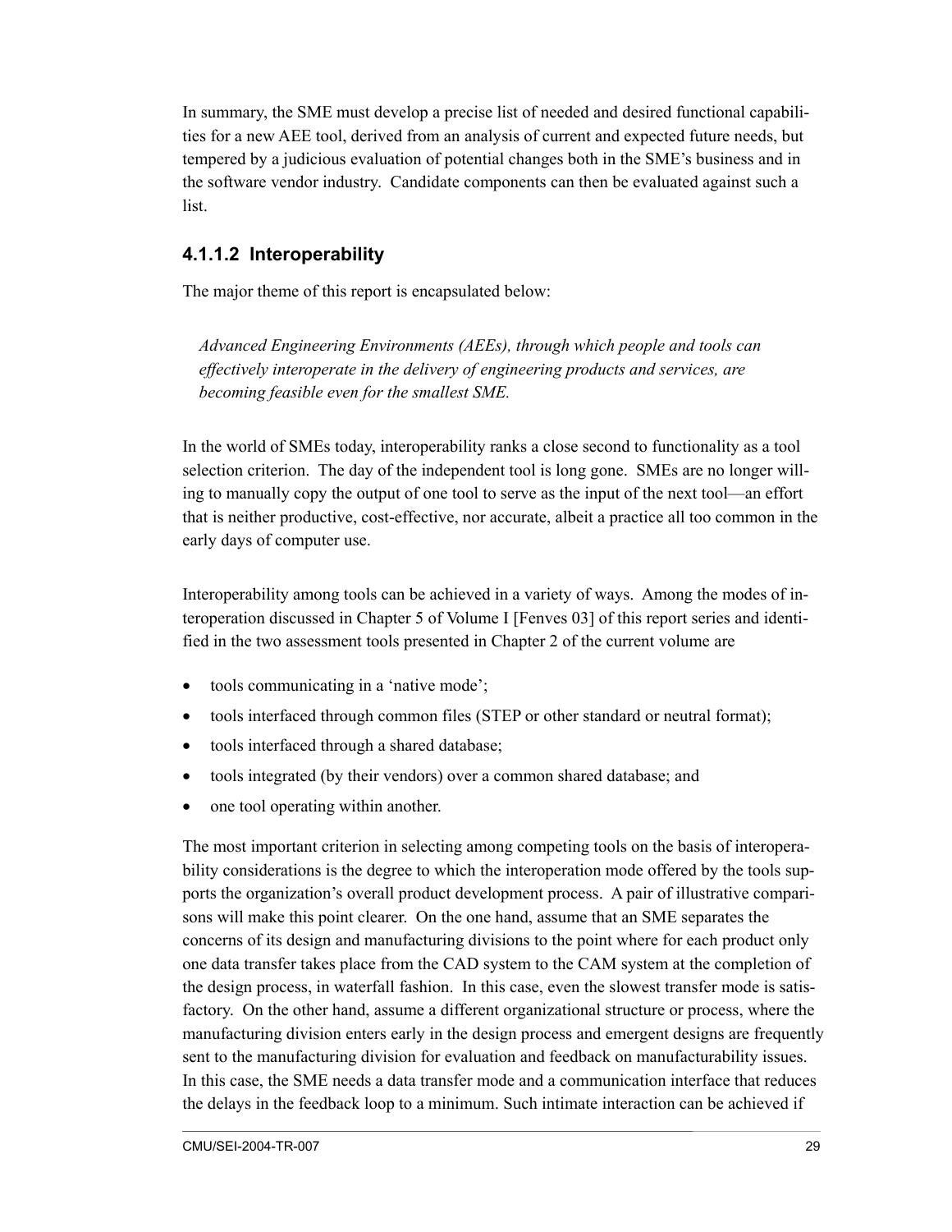In summary, the SME must develop a precise list of needed and desired functional capabilities for a new AEE tool, derived from an analysis of current and expected future needs, but tempered by a judicious evaluation of potential changes both in the SME's business and in the software vendor industry. Candidate components can then be evaluated against such a list.

#### 4.1.1.2 Interoperability

The major theme of this report is encapsulated below:

> *Advanced Engineering Environments (AEEs), through which people and tools can effectively interoperate in the delivery of engineering products and services, are becoming feasible even for the smallest SME.*

In the world of SMEs today, interoperability ranks a close second to functionality as a tool selection criterion. The day of the independent tool is long gone. SMEs are no longer willing to manually copy the output of one tool to serve as the input of the next tool—an effort that is neither productive, cost-effective, nor accurate, albeit a practice all too common in the early days of computer use.

Interoperability among tools can be achieved in a variety of ways. Among the modes of interoperation discussed in Chapter 5 of Volume I [Fenves 03] of this report series and identified in the two assessment tools presented in Chapter 2 of the current volume are

- tools communicating in a 'native mode';
- tools interfaced through common files (STEP or other standard or neutral format);
- tools interfaced through a shared database;
- tools integrated (by their vendors) over a common shared database; and
- one tool operating within another.

The most important criterion in selecting among competing tools on the basis of interoperability considerations is the degree to which the interoperation mode offered by the tools supports the organization's overall product development process. A pair of illustrative comparisons will make this point clearer. On the one hand, assume that an SME separates the concerns of its design and manufacturing divisions to the point where for each product only one data transfer takes place from the CAD system to the CAM system at the completion of the design process, in waterfall fashion. In this case, even the slowest transfer mode is satisfactory. On the other hand, assume a different organizational structure or process, where the manufacturing division enters early in the design process and emergent designs are frequently sent to the manufacturing division for evaluation and feedback on manufacturability issues. In this case, the SME needs a data transfer mode and a communication interface that reduces the delays in the feedback loop to a minimum. Such intimate interaction can be achieved if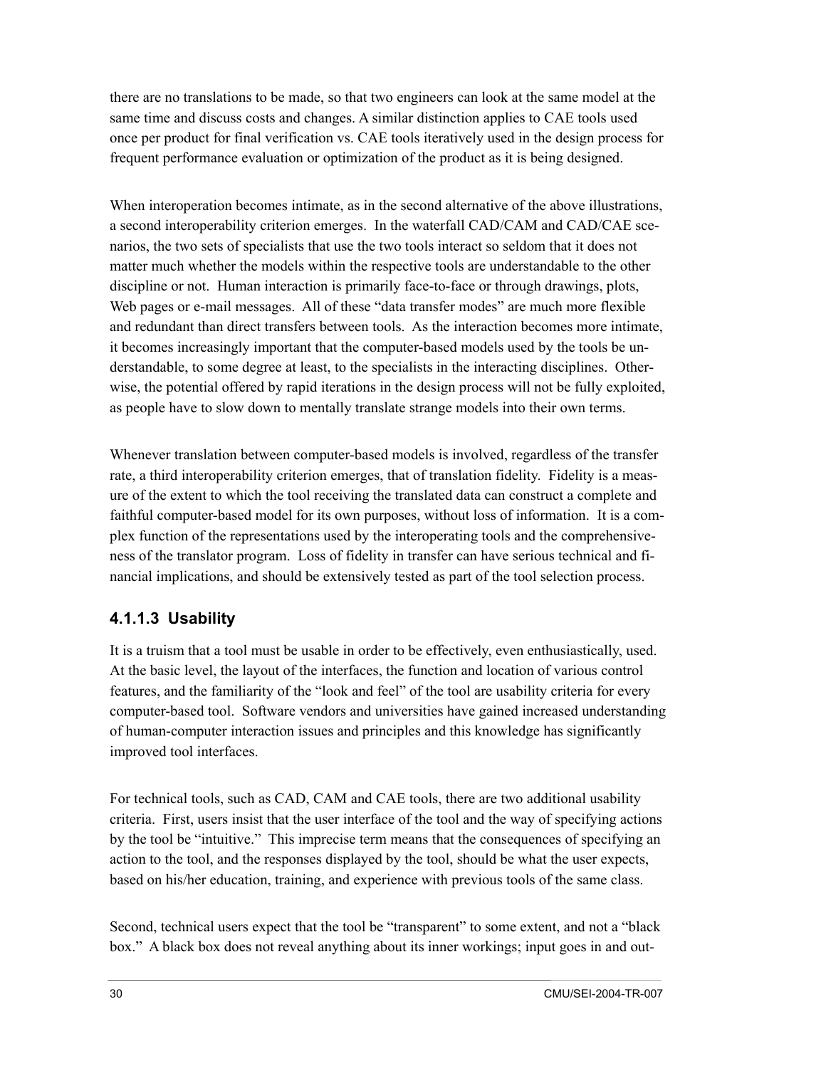there are no translations to be made, so that two engineers can look at the same model at the same time and discuss costs and changes. A similar distinction applies to CAE tools used once per product for final verification vs. CAE tools iteratively used in the design process for frequent performance evaluation or optimization of the product as it is being designed.

When interoperation becomes intimate, as in the second alternative of the above illustrations, a second interoperability criterion emerges. In the waterfall CAD/CAM and CAD/CAE scenarios, the two sets of specialists that use the two tools interact so seldom that it does not matter much whether the models within the respective tools are understandable to the other discipline or not. Human interaction is primarily face-to-face or through drawings, plots, Web pages or e-mail messages. All of these "data transfer modes" are much more flexible and redundant than direct transfers between tools. As the interaction becomes more intimate, it becomes increasingly important that the computer-based models used by the tools be understandable, to some degree at least, to the specialists in the interacting disciplines. Otherwise, the potential offered by rapid iterations in the design process will not be fully exploited, as people have to slow down to mentally translate strange models into their own terms.

Whenever translation between computer-based models is involved, regardless of the transfer rate, a third interoperability criterion emerges, that of translation fidelity. Fidelity is a measure of the extent to which the tool receiving the translated data can construct a complete and faithful computer-based model for its own purposes, without loss of information. It is a complex function of the representations used by the interoperating tools and the comprehensiveness of the translator program. Loss of fidelity in transfer can have serious technical and financial implications, and should be extensively tested as part of the tool selection process.

#### 4.1.1.3 Usability

It is a truism that a tool must be usable in order to be effectively, even enthusiastically, used. At the basic level, the layout of the interfaces, the function and location of various control features, and the familiarity of the "look and feel" of the tool are usability criteria for every computer-based tool. Software vendors and universities have gained increased understanding of human-computer interaction issues and principles and this knowledge has significantly improved tool interfaces.

For technical tools, such as CAD, CAM and CAE tools, there are two additional usability criteria. First, users insist that the user interface of the tool and the way of specifying actions by the tool be "intuitive." This imprecise term means that the consequences of specifying an action to the tool, and the responses displayed by the tool, should be what the user expects, based on his/her education, training, and experience with previous tools of the same class.

Second, technical users expect that the tool be "transparent" to some extent, and not a "black box." A black box does not reveal anything about its inner workings; input goes in and out-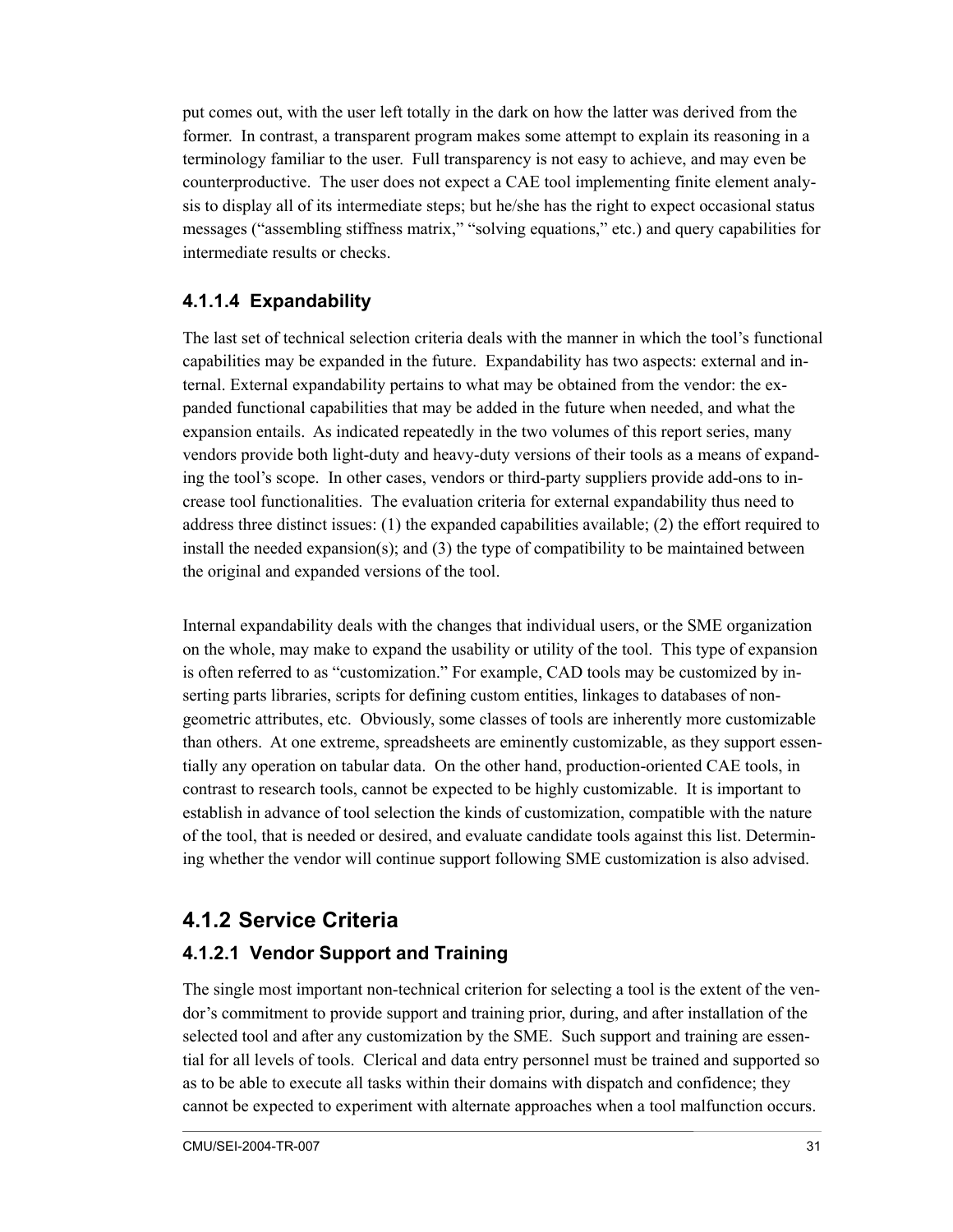put comes out, with the user left totally in the dark on how the latter was derived from the former. In contrast, a transparent program makes some attempt to explain its reasoning in a terminology familiar to the user. Full transparency is not easy to achieve, and may even be counterproductive. The user does not expect a CAE tool implementing finite element analysis to display all of its intermediate steps; but he/she has the right to expect occasional status messages ("assembling stiffness matrix," "solving equations," etc.) and query capabilities for intermediate results or checks.

#### 4.1.1.4 Expandability

The last set of technical selection criteria deals with the manner in which the tool's functional capabilities may be expanded in the future. Expandability has two aspects: external and internal. External expandability pertains to what may be obtained from the vendor: the expanded functional capabilities that may be added in the future when needed, and what the expansion entails. As indicated repeatedly in the two volumes of this report series, many vendors provide both light-duty and heavy-duty versions of their tools as a means of expanding the tool's scope. In other cases, vendors or third-party suppliers provide add-ons to increase tool functionalities. The evaluation criteria for external expandability thus need to address three distinct issues: (1) the expanded capabilities available; (2) the effort required to install the needed expansion(s); and (3) the type of compatibility to be maintained between the original and expanded versions of the tool.

Internal expandability deals with the changes that individual users, or the SME organization on the whole, may make to expand the usability or utility of the tool. This type of expansion is often referred to as "customization." For example, CAD tools may be customized by inserting parts libraries, scripts for defining custom entities, linkages to databases of non-geometric attributes, etc. Obviously, some classes of tools are inherently more customizable than others. At one extreme, spreadsheets are eminently customizable, as they support essentially any operation on tabular data. On the other hand, production-oriented CAE tools, in contrast to research tools, cannot be expected to be highly customizable. It is important to establish in advance of tool selection the kinds of customization, compatible with the nature of the tool, that is needed or desired, and evaluate candidate tools against this list. Determining whether the vendor will continue support following SME customization is also advised.

### 4.1.2 Service Criteria

#### 4.1.2.1 Vendor Support and Training

The single most important non-technical criterion for selecting a tool is the extent of the vendor's commitment to provide support and training prior, during, and after installation of the selected tool and after any customization by the SME. Such support and training are essential for all levels of tools. Clerical and data entry personnel must be trained and supported so as to be able to execute all tasks within their domains with dispatch and confidence; they cannot be expected to experiment with alternate approaches when a tool malfunction occurs.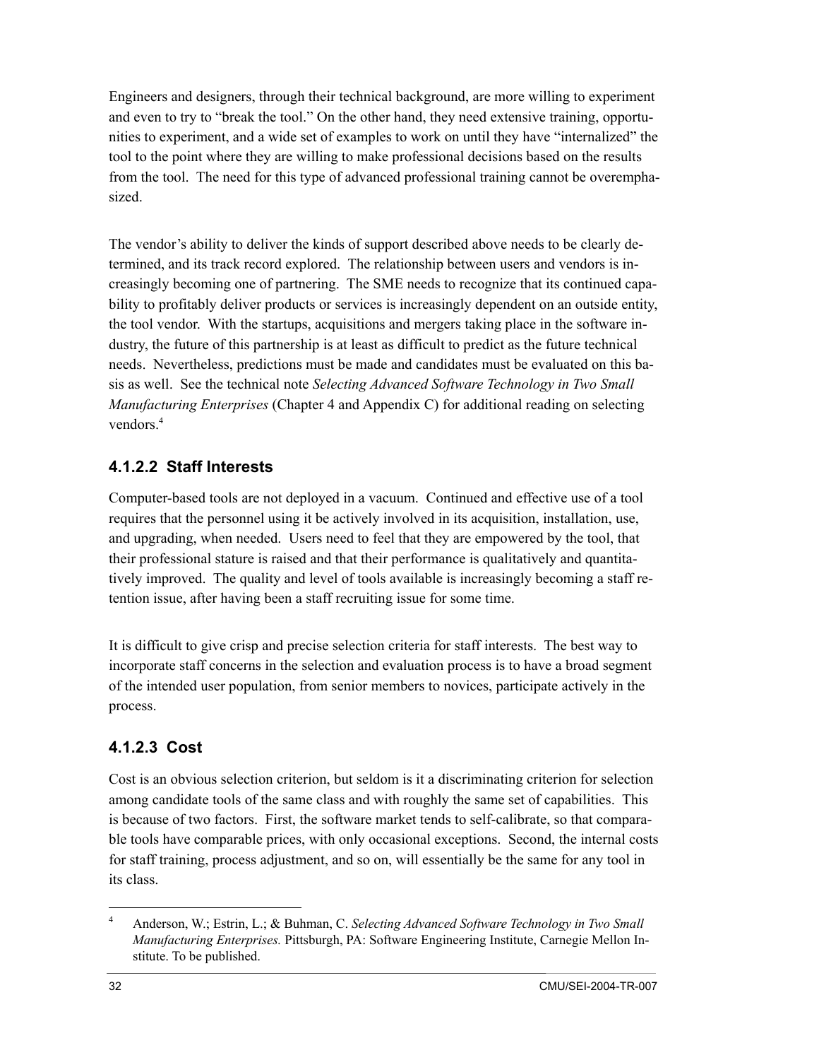Engineers and designers, through their technical background, are more willing to experiment and even to try to "break the tool." On the other hand, they need extensive training, opportunities to experiment, and a wide set of examples to work on until they have "internalized" the tool to the point where they are willing to make professional decisions based on the results from the tool. The need for this type of advanced professional training cannot be overemphasized.

The vendor's ability to deliver the kinds of support described above needs to be clearly determined, and its track record explored. The relationship between users and vendors is increasingly becoming one of partnering. The SME needs to recognize that its continued capability to profitably deliver products or services is increasingly dependent on an outside entity, the tool vendor. With the startups, acquisitions and mergers taking place in the software industry, the future of this partnership is at least as difficult to predict as the future technical needs. Nevertheless, predictions must be made and candidates must be evaluated on this basis as well. See the technical note *Selecting Advanced Software Technology in Two Small Manufacturing Enterprises* (Chapter 4 and Appendix C) for additional reading on selecting vendors.[4]

#### 4.1.2.2 Staff Interests

Computer-based tools are not deployed in a vacuum. Continued and effective use of a tool requires that the personnel using it be actively involved in its acquisition, installation, use, and upgrading, when needed. Users need to feel that they are empowered by the tool, that their professional stature is raised and that their performance is qualitatively and quantitatively improved. The quality and level of tools available is increasingly becoming a staff retention issue, after having been a staff recruiting issue for some time.

It is difficult to give crisp and precise selection criteria for staff interests. The best way to incorporate staff concerns in the selection and evaluation process is to have a broad segment of the intended user population, from senior members to novices, participate actively in the process.

#### 4.1.2.3 Cost

Cost is an obvious selection criterion, but seldom is it a discriminating criterion for selection among candidate tools of the same class and with roughly the same set of capabilities. This is because of two factors. First, the software market tends to self-calibrate, so that comparable tools have comparable prices, with only occasional exceptions. Second, the internal costs for staff training, process adjustment, and so on, will essentially be the same for any tool in its class.

---

[4] Anderson, W.; Estrin, L.; & Buhman, C. *Selecting Advanced Software Technology in Two Small Manufacturing Enterprises.* Pittsburgh, PA: Software Engineering Institute, Carnegie Mellon Institute. To be published.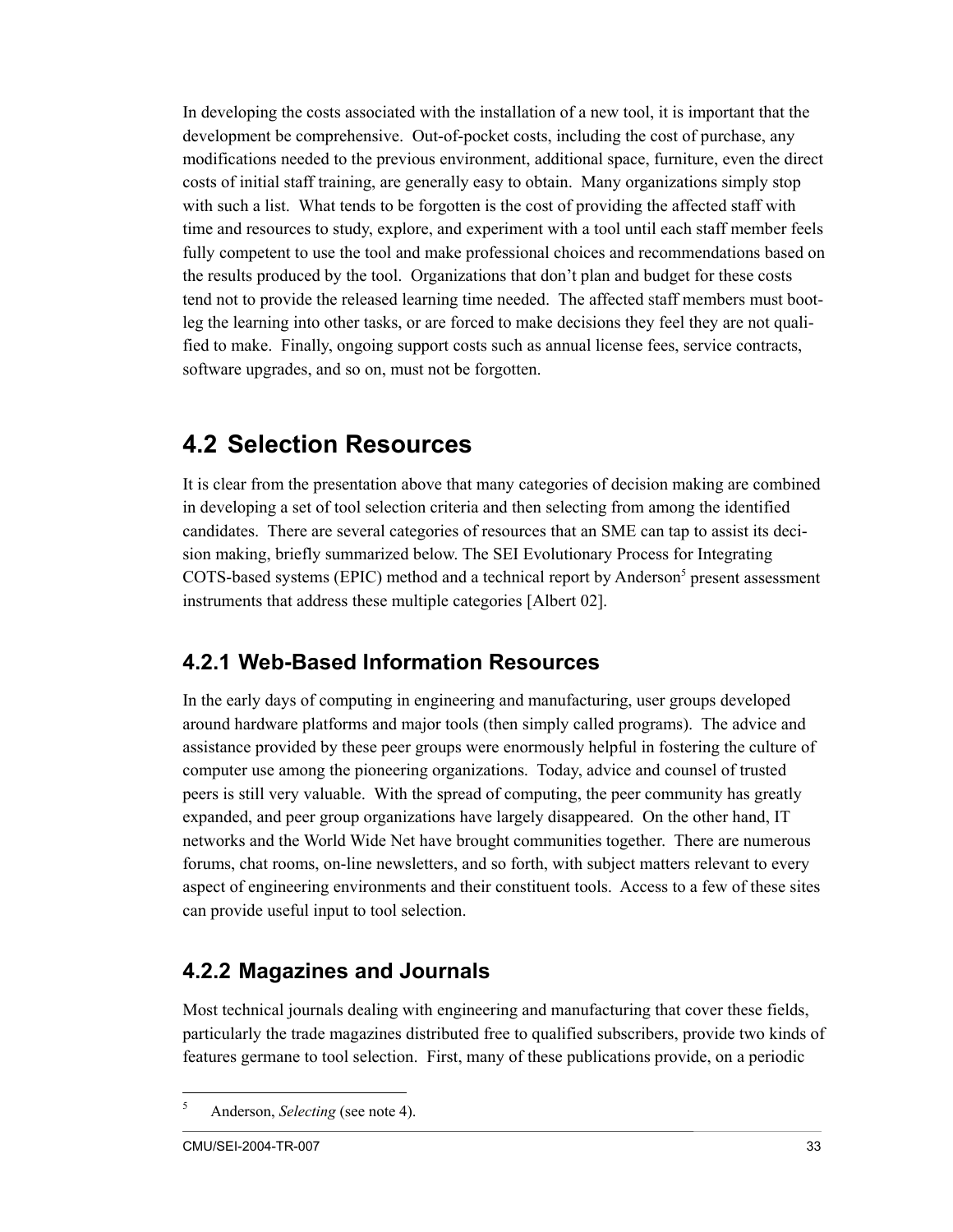In developing the costs associated with the installation of a new tool, it is important that the development be comprehensive. Out-of-pocket costs, including the cost of purchase, any modifications needed to the previous environment, additional space, furniture, even the direct costs of initial staff training, are generally easy to obtain. Many organizations simply stop with such a list. What tends to be forgotten is the cost of providing the affected staff with time and resources to study, explore, and experiment with a tool until each staff member feels fully competent to use the tool and make professional choices and recommendations based on the results produced by the tool. Organizations that don't plan and budget for these costs tend not to provide the released learning time needed. The affected staff members must bootleg the learning into other tasks, or are forced to make decisions they feel they are not qualified to make. Finally, ongoing support costs such as annual license fees, service contracts, software upgrades, and so on, must not be forgotten.

## 4.2 Selection Resources

It is clear from the presentation above that many categories of decision making are combined in developing a set of tool selection criteria and then selecting from among the identified candidates. There are several categories of resources that an SME can tap to assist its decision making, briefly summarized below. The SEI Evolutionary Process for Integrating COTS-based systems (EPIC) method and a technical report by Anderson[5] present assessment instruments that address these multiple categories [Albert 02].

### 4.2.1 Web-Based Information Resources

In the early days of computing in engineering and manufacturing, user groups developed around hardware platforms and major tools (then simply called programs). The advice and assistance provided by these peer groups were enormously helpful in fostering the culture of computer use among the pioneering organizations. Today, advice and counsel of trusted peers is still very valuable. With the spread of computing, the peer community has greatly expanded, and peer group organizations have largely disappeared. On the other hand, IT networks and the World Wide Net have brought communities together. There are numerous forums, chat rooms, on-line newsletters, and so forth, with subject matters relevant to every aspect of engineering environments and their constituent tools. Access to a few of these sites can provide useful input to tool selection.

### 4.2.2 Magazines and Journals

Most technical journals dealing with engineering and manufacturing that cover these fields, particularly the trade magazines distributed free to qualified subscribers, provide two kinds of features germane to tool selection. First, many of these publications provide, on a periodic

[5] Anderson, *Selecting* (see note 4).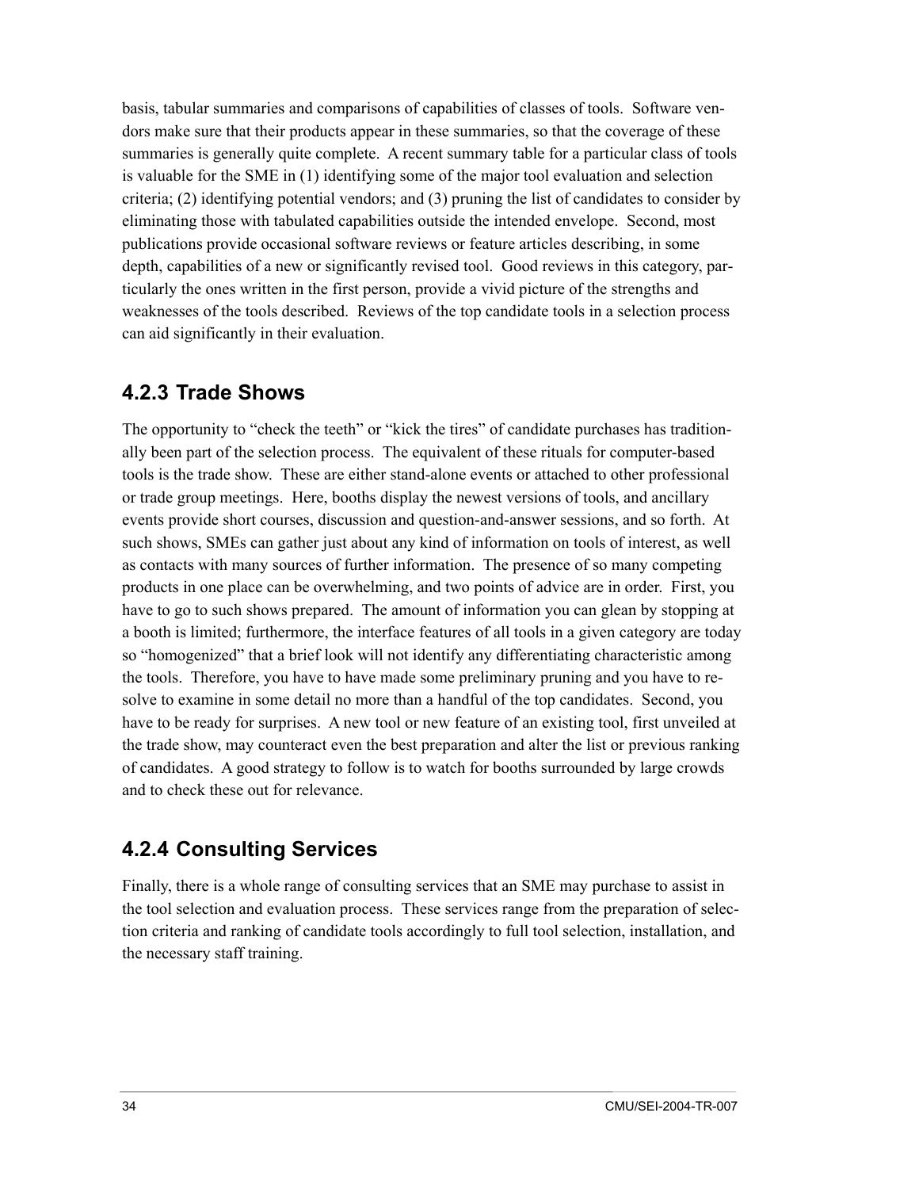basis, tabular summaries and comparisons of capabilities of classes of tools. Software vendors make sure that their products appear in these summaries, so that the coverage of these summaries is generally quite complete. A recent summary table for a particular class of tools is valuable for the SME in (1) identifying some of the major tool evaluation and selection criteria; (2) identifying potential vendors; and (3) pruning the list of candidates to consider by eliminating those with tabulated capabilities outside the intended envelope. Second, most publications provide occasional software reviews or feature articles describing, in some depth, capabilities of a new or significantly revised tool. Good reviews in this category, particularly the ones written in the first person, provide a vivid picture of the strengths and weaknesses of the tools described. Reviews of the top candidate tools in a selection process can aid significantly in their evaluation.

### 4.2.3 Trade Shows

The opportunity to "check the teeth" or "kick the tires" of candidate purchases has traditionally been part of the selection process. The equivalent of these rituals for computer-based tools is the trade show. These are either stand-alone events or attached to other professional or trade group meetings. Here, booths display the newest versions of tools, and ancillary events provide short courses, discussion and question-and-answer sessions, and so forth. At such shows, SMEs can gather just about any kind of information on tools of interest, as well as contacts with many sources of further information. The presence of so many competing products in one place can be overwhelming, and two points of advice are in order. First, you have to go to such shows prepared. The amount of information you can glean by stopping at a booth is limited; furthermore, the interface features of all tools in a given category are today so "homogenized" that a brief look will not identify any differentiating characteristic among the tools. Therefore, you have to have made some preliminary pruning and you have to resolve to examine in some detail no more than a handful of the top candidates. Second, you have to be ready for surprises. A new tool or new feature of an existing tool, first unveiled at the trade show, may counteract even the best preparation and alter the list or previous ranking of candidates. A good strategy to follow is to watch for booths surrounded by large crowds and to check these out for relevance.

### 4.2.4 Consulting Services

Finally, there is a whole range of consulting services that an SME may purchase to assist in the tool selection and evaluation process. These services range from the preparation of selection criteria and ranking of candidate tools accordingly to full tool selection, installation, and the necessary staff training.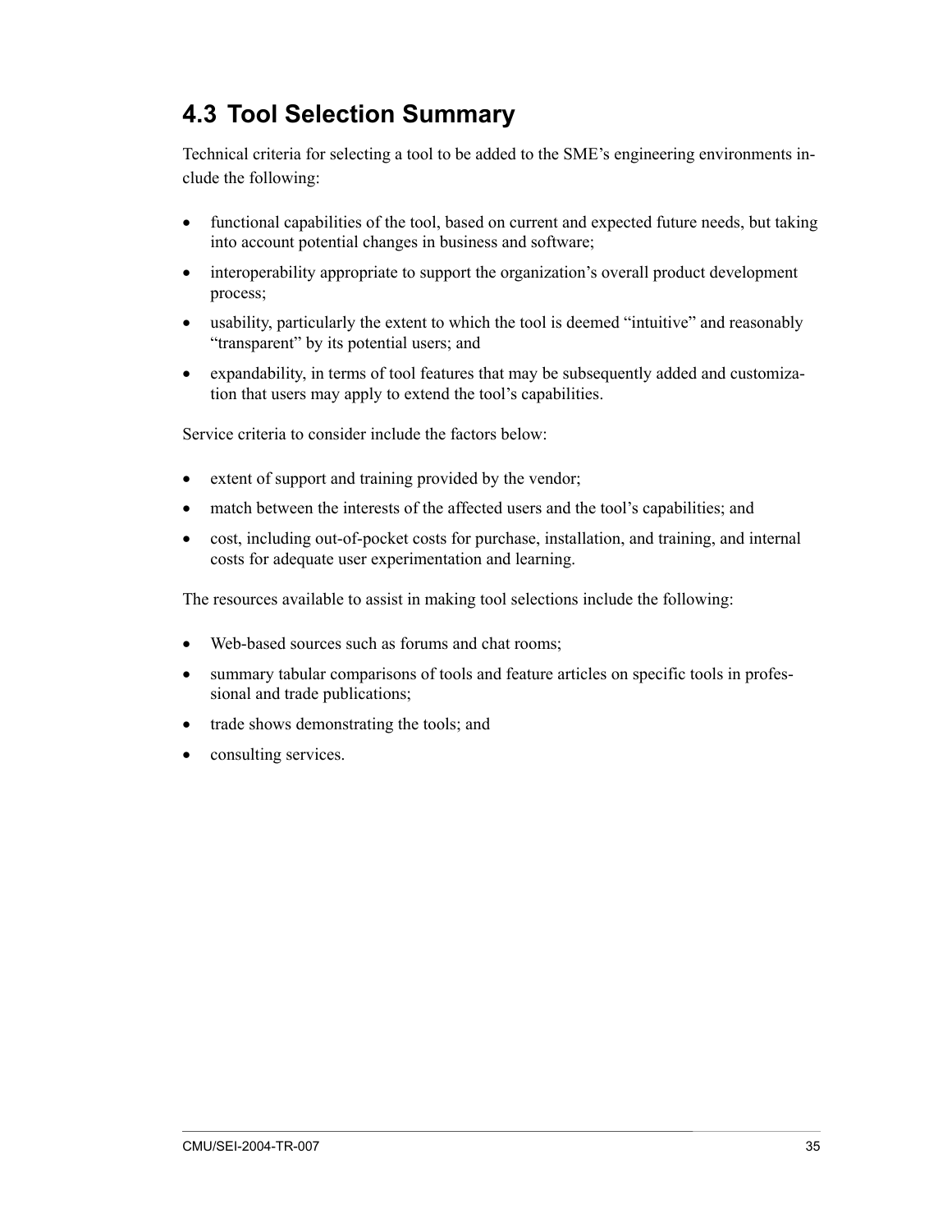## 4.3 Tool Selection Summary

Technical criteria for selecting a tool to be added to the SME's engineering environments include the following:

- functional capabilities of the tool, based on current and expected future needs, but taking into account potential changes in business and software;
- interoperability appropriate to support the organization's overall product development process;
- usability, particularly the extent to which the tool is deemed "intuitive" and reasonably "transparent" by its potential users; and
- expandability, in terms of tool features that may be subsequently added and customization that users may apply to extend the tool's capabilities.

Service criteria to consider include the factors below:

- extent of support and training provided by the vendor;
- match between the interests of the affected users and the tool's capabilities; and
- cost, including out-of-pocket costs for purchase, installation, and training, and internal costs for adequate user experimentation and learning.

The resources available to assist in making tool selections include the following:

- Web-based sources such as forums and chat rooms;
- summary tabular comparisons of tools and feature articles on specific tools in professional and trade publications;
- trade shows demonstrating the tools; and
- consulting services.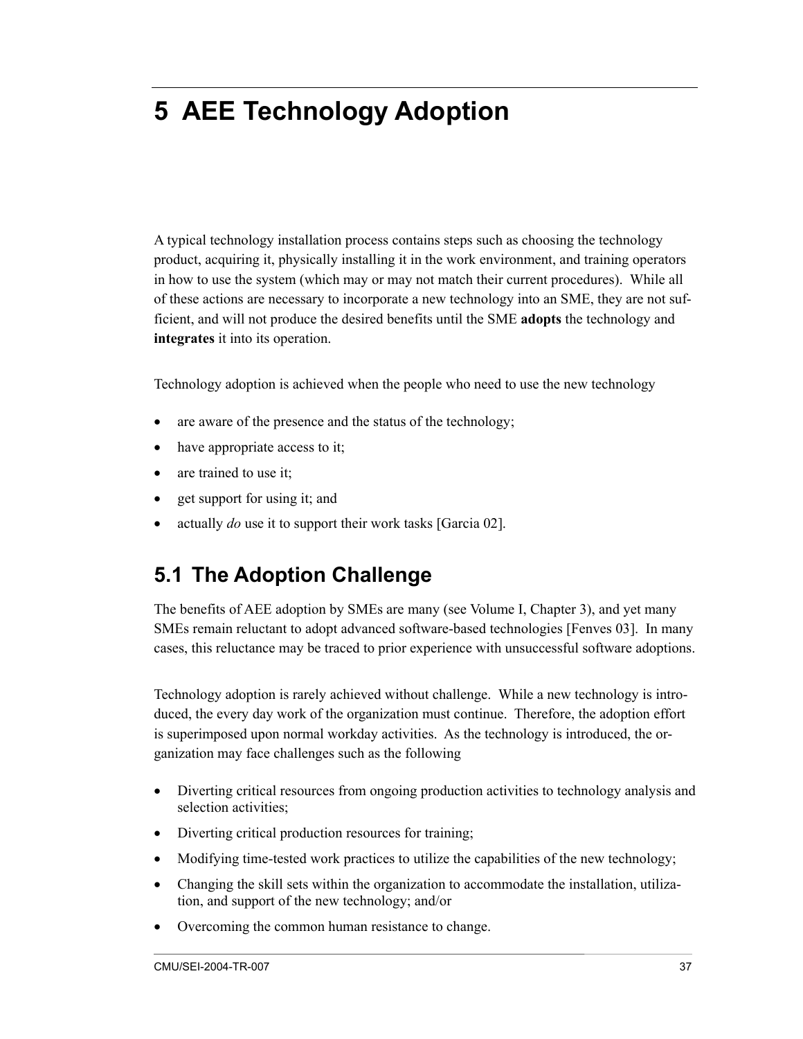# 5 AEE Technology Adoption

A typical technology installation process contains steps such as choosing the technology product, acquiring it, physically installing it in the work environment, and training operators in how to use the system (which may or may not match their current procedures). While all of these actions are necessary to incorporate a new technology into an SME, they are not sufficient, and will not produce the desired benefits until the SME **adopts** the technology and **integrates** it into its operation.

Technology adoption is achieved when the people who need to use the new technology

- are aware of the presence and the status of the technology;
- have appropriate access to it;
- are trained to use it;
- get support for using it; and
- actually *do* use it to support their work tasks [Garcia 02].

## 5.1 The Adoption Challenge

The benefits of AEE adoption by SMEs are many (see Volume I, Chapter 3), and yet many SMEs remain reluctant to adopt advanced software-based technologies [Fenves 03]. In many cases, this reluctance may be traced to prior experience with unsuccessful software adoptions.

Technology adoption is rarely achieved without challenge. While a new technology is introduced, the every day work of the organization must continue. Therefore, the adoption effort is superimposed upon normal workday activities. As the technology is introduced, the organization may face challenges such as the following

- Diverting critical resources from ongoing production activities to technology analysis and selection activities;
- Diverting critical production resources for training;
- Modifying time-tested work practices to utilize the capabilities of the new technology;
- Changing the skill sets within the organization to accommodate the installation, utilization, and support of the new technology; and/or
- Overcoming the common human resistance to change.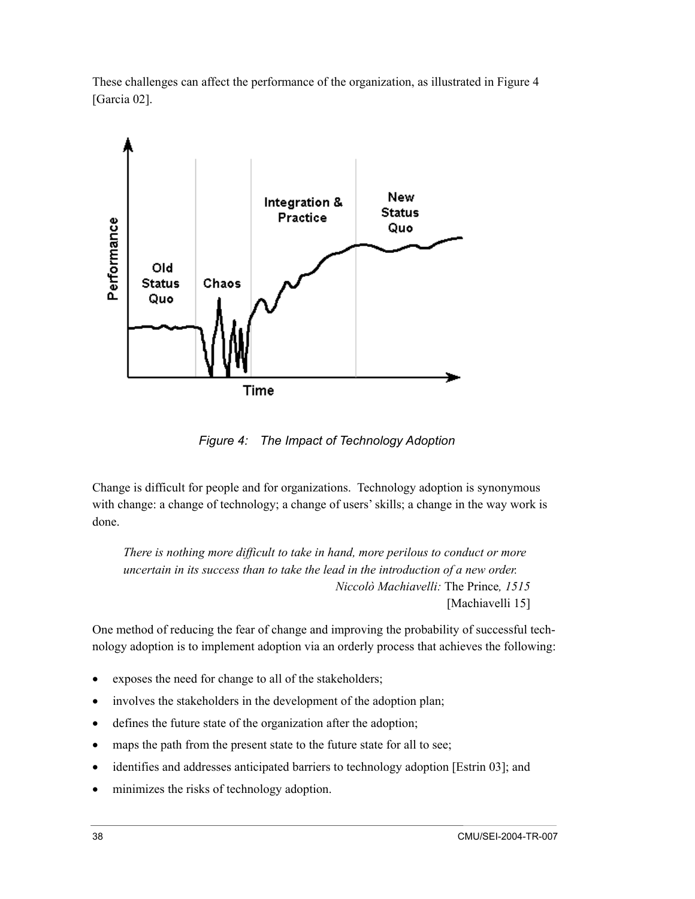These challenges can affect the performance of the organization, as illustrated in Figure 4 [Garcia 02].

*Figure 4: The Impact of Technology Adoption*

Change is difficult for people and for organizations. Technology adoption is synonymous with change: a change of technology; a change of users' skills; a change in the way work is done.

> *There is nothing more difficult to take in hand, more perilous to conduct or more uncertain in its success than to take the lead in the introduction of a new order.*
> *Niccolò Machiavelli:* The Prince*, 1515*
> [Machiavelli 15]

One method of reducing the fear of change and improving the probability of successful technology adoption is to implement adoption via an orderly process that achieves the following:

- exposes the need for change to all of the stakeholders;
- involves the stakeholders in the development of the adoption plan;
- defines the future state of the organization after the adoption;
- maps the path from the present state to the future state for all to see;
- identifies and addresses anticipated barriers to technology adoption [Estrin 03]; and
- minimizes the risks of technology adoption.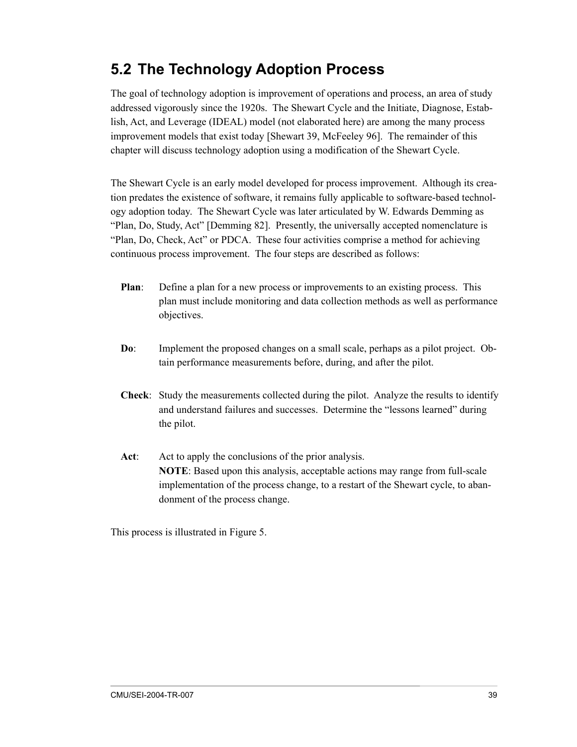## 5.2 The Technology Adoption Process

The goal of technology adoption is improvement of operations and process, an area of study addressed vigorously since the 1920s. The Shewart Cycle and the Initiate, Diagnose, Establish, Act, and Leverage (IDEAL) model (not elaborated here) are among the many process improvement models that exist today [Shewart 39, McFeeley 96]. The remainder of this chapter will discuss technology adoption using a modification of the Shewart Cycle.

The Shewart Cycle is an early model developed for process improvement. Although its creation predates the existence of software, it remains fully applicable to software-based technology adoption today. The Shewart Cycle was later articulated by W. Edwards Demming as "Plan, Do, Study, Act" [Demming 82]. Presently, the universally accepted nomenclature is "Plan, Do, Check, Act" or PDCA. These four activities comprise a method for achieving continuous process improvement. The four steps are described as follows:

**Plan**: Define a plan for a new process or improvements to an existing process. This plan must include monitoring and data collection methods as well as performance objectives.

**Do**: Implement the proposed changes on a small scale, perhaps as a pilot project. Obtain performance measurements before, during, and after the pilot.

**Check**: Study the measurements collected during the pilot. Analyze the results to identify and understand failures and successes. Determine the "lessons learned" during the pilot.

**Act**: Act to apply the conclusions of the prior analysis.
**NOTE**: Based upon this analysis, acceptable actions may range from full-scale implementation of the process change, to a restart of the Shewart cycle, to abandonment of the process change.

This process is illustrated in Figure 5.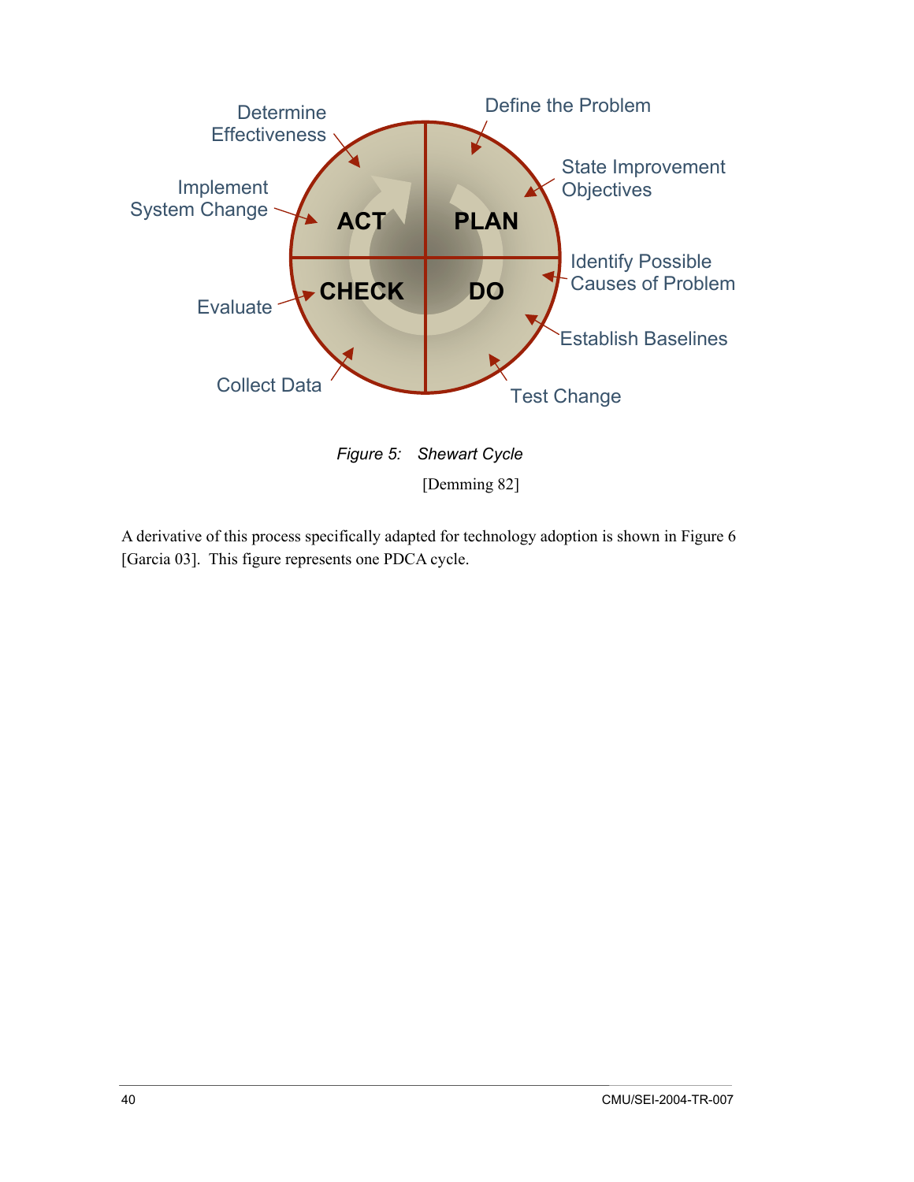Figure 5: Shewart Cycle

[Demming 82]

A derivative of this process specifically adapted for technology adoption is shown in Figure 6 [Garcia 03]. This figure represents one PDCA cycle.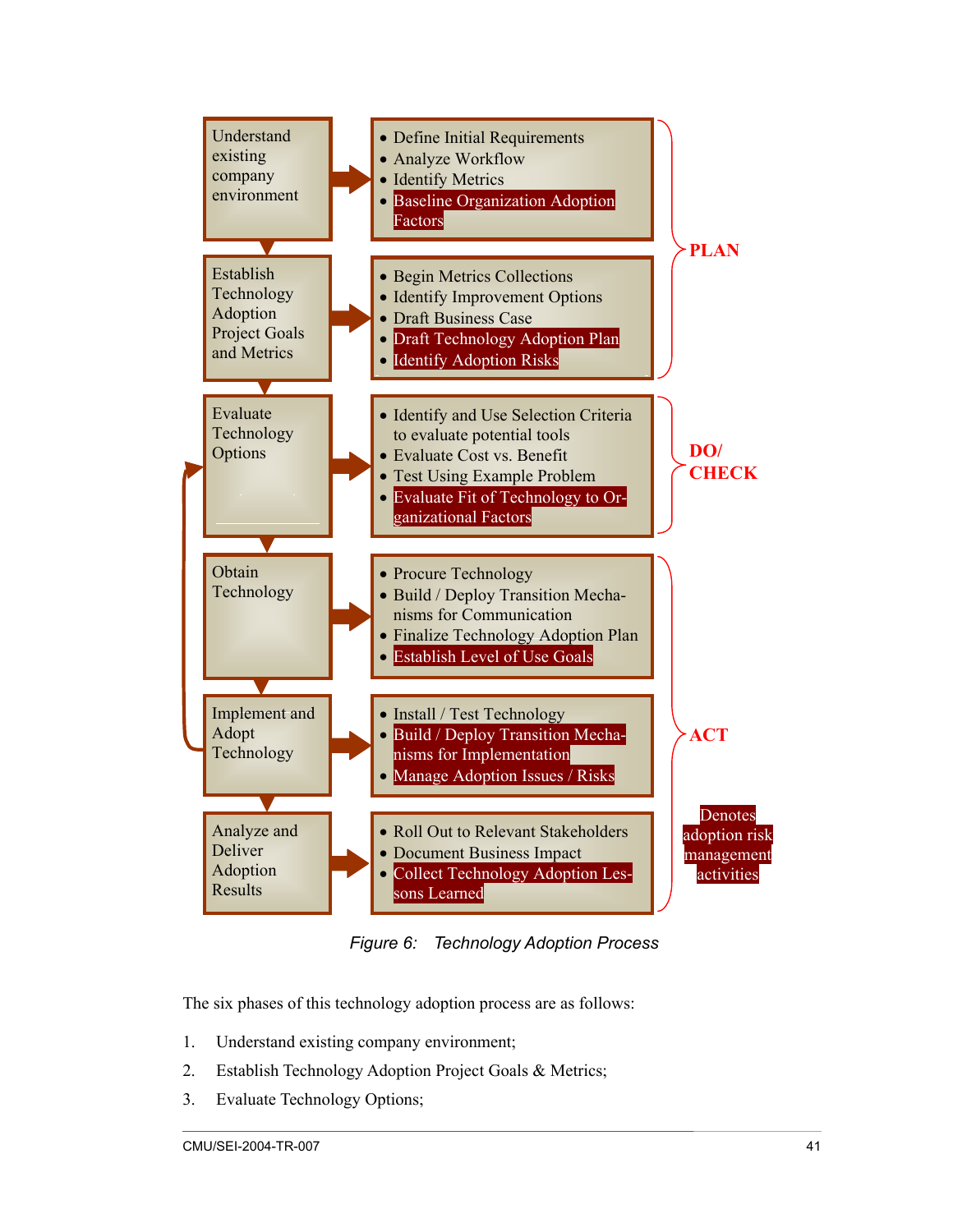| Phase | Activities |
| --- | --- |
| Understand existing company environment | • Define Initial Requirements<br>• Analyze Workflow<br>• Identify Metrics<br>• **Baseline Organization Adoption Factors** |
| Establish Technology Adoption Project Goals and Metrics | • Begin Metrics Collections<br>• Identify Improvement Options<br>• Draft Business Case<br>• **Draft Technology Adoption Plan**<br>• **Identify Adoption Risks** |
| Evaluate Technology Options | • Identify and Use Selection Criteria to evaluate potential tools<br>• Evaluate Cost vs. Benefit<br>• Test Using Example Problem<br>• **Evaluate Fit of Technology to Organizational Factors** |
| Obtain Technology | • Procure Technology<br>• Build / Deploy Transition Mechanisms for Communication<br>• Finalize Technology Adoption Plan<br>• **Establish Level of Use Goals** |
| Implement and Adopt Technology | • Install / Test Technology<br>• **Build / Deploy Transition Mechanisms for Implementation**<br>• **Manage Adoption Issues / Risks** |
| Analyze and Deliver Adoption Results | • Roll Out to Relevant Stakeholders<br>• Document Business Impact<br>• **Collect Technology Adoption Lessons Learned** |

PLAN: Understand existing company environment; Establish Technology Adoption Project Goals and Metrics

DO/ CHECK: Evaluate Technology Options

ACT: Obtain Technology; Implement and Adopt Technology; Analyze and Deliver Adoption Results

**Denotes adoption risk management activities**

*Figure 6: Technology Adoption Process*

The six phases of this technology adoption process are as follows:

1. Understand existing company environment;
2. Establish Technology Adoption Project Goals & Metrics;
3. Evaluate Technology Options;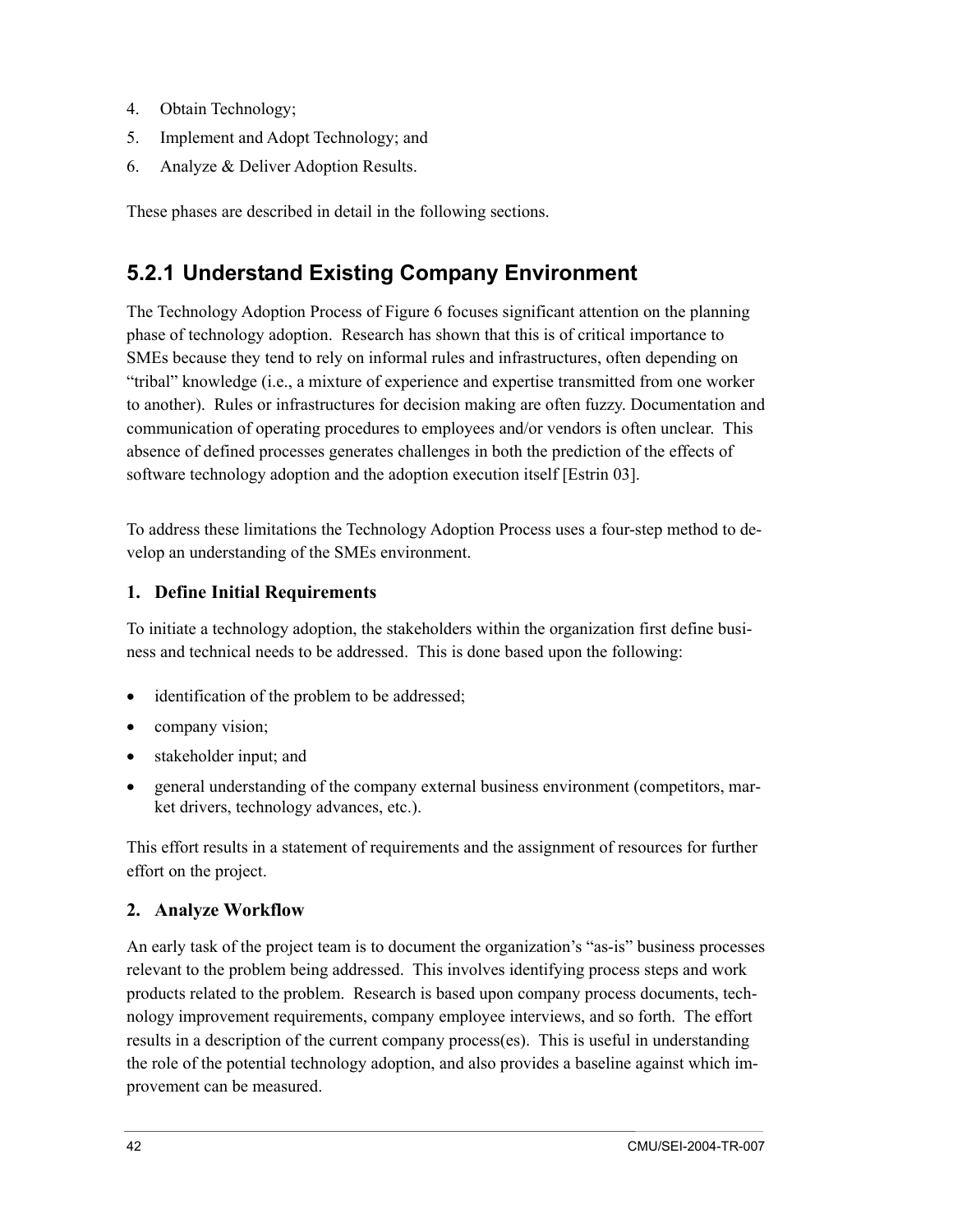4. Obtain Technology;
5. Implement and Adopt Technology; and
6. Analyze & Deliver Adoption Results.

These phases are described in detail in the following sections.

## 5.2.1 Understand Existing Company Environment

The Technology Adoption Process of Figure 6 focuses significant attention on the planning phase of technology adoption. Research has shown that this is of critical importance to SMEs because they tend to rely on informal rules and infrastructures, often depending on "tribal" knowledge (i.e., a mixture of experience and expertise transmitted from one worker to another). Rules or infrastructures for decision making are often fuzzy. Documentation and communication of operating procedures to employees and/or vendors is often unclear. This absence of defined processes generates challenges in both the prediction of the effects of software technology adoption and the adoption execution itself [Estrin 03].

To address these limitations the Technology Adoption Process uses a four-step method to develop an understanding of the SMEs environment.

### 1. Define Initial Requirements

To initiate a technology adoption, the stakeholders within the organization first define business and technical needs to be addressed. This is done based upon the following:

- identification of the problem to be addressed;
- company vision;
- stakeholder input; and
- general understanding of the company external business environment (competitors, market drivers, technology advances, etc.).

This effort results in a statement of requirements and the assignment of resources for further effort on the project.

### 2. Analyze Workflow

An early task of the project team is to document the organization's "as-is" business processes relevant to the problem being addressed. This involves identifying process steps and work products related to the problem. Research is based upon company process documents, technology improvement requirements, company employee interviews, and so forth. The effort results in a description of the current company process(es). This is useful in understanding the role of the potential technology adoption, and also provides a baseline against which improvement can be measured.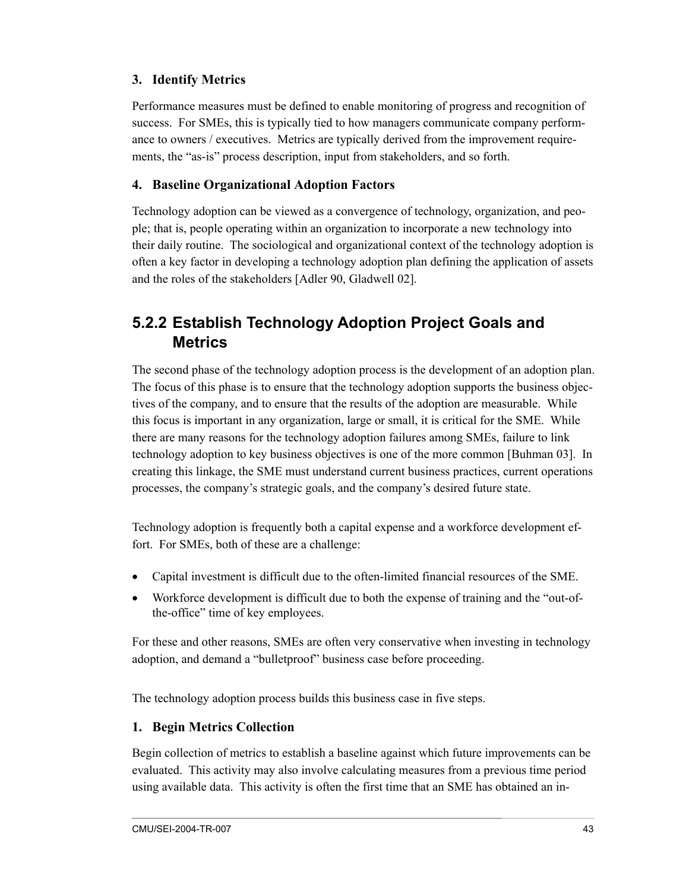### 3. Identify Metrics

Performance measures must be defined to enable monitoring of progress and recognition of success. For SMEs, this is typically tied to how managers communicate company performance to owners / executives. Metrics are typically derived from the improvement requirements, the "as-is" process description, input from stakeholders, and so forth.

### 4. Baseline Organizational Adoption Factors

Technology adoption can be viewed as a convergence of technology, organization, and people; that is, people operating within an organization to incorporate a new technology into their daily routine. The sociological and organizational context of the technology adoption is often a key factor in developing a technology adoption plan defining the application of assets and the roles of the stakeholders [Adler 90, Gladwell 02].

## 5.2.2 Establish Technology Adoption Project Goals and Metrics

The second phase of the technology adoption process is the development of an adoption plan. The focus of this phase is to ensure that the technology adoption supports the business objectives of the company, and to ensure that the results of the adoption are measurable. While this focus is important in any organization, large or small, it is critical for the SME. While there are many reasons for the technology adoption failures among SMEs, failure to link technology adoption to key business objectives is one of the more common [Buhman 03]. In creating this linkage, the SME must understand current business practices, current operations processes, the company's strategic goals, and the company's desired future state.

Technology adoption is frequently both a capital expense and a workforce development effort. For SMEs, both of these are a challenge:

- Capital investment is difficult due to the often-limited financial resources of the SME.
- Workforce development is difficult due to both the expense of training and the "out-of-the-office" time of key employees.

For these and other reasons, SMEs are often very conservative when investing in technology adoption, and demand a "bulletproof" business case before proceeding.

The technology adoption process builds this business case in five steps.

### 1. Begin Metrics Collection

Begin collection of metrics to establish a baseline against which future improvements can be evaluated. This activity may also involve calculating measures from a previous time period using available data. This activity is often the first time that an SME has obtained an in-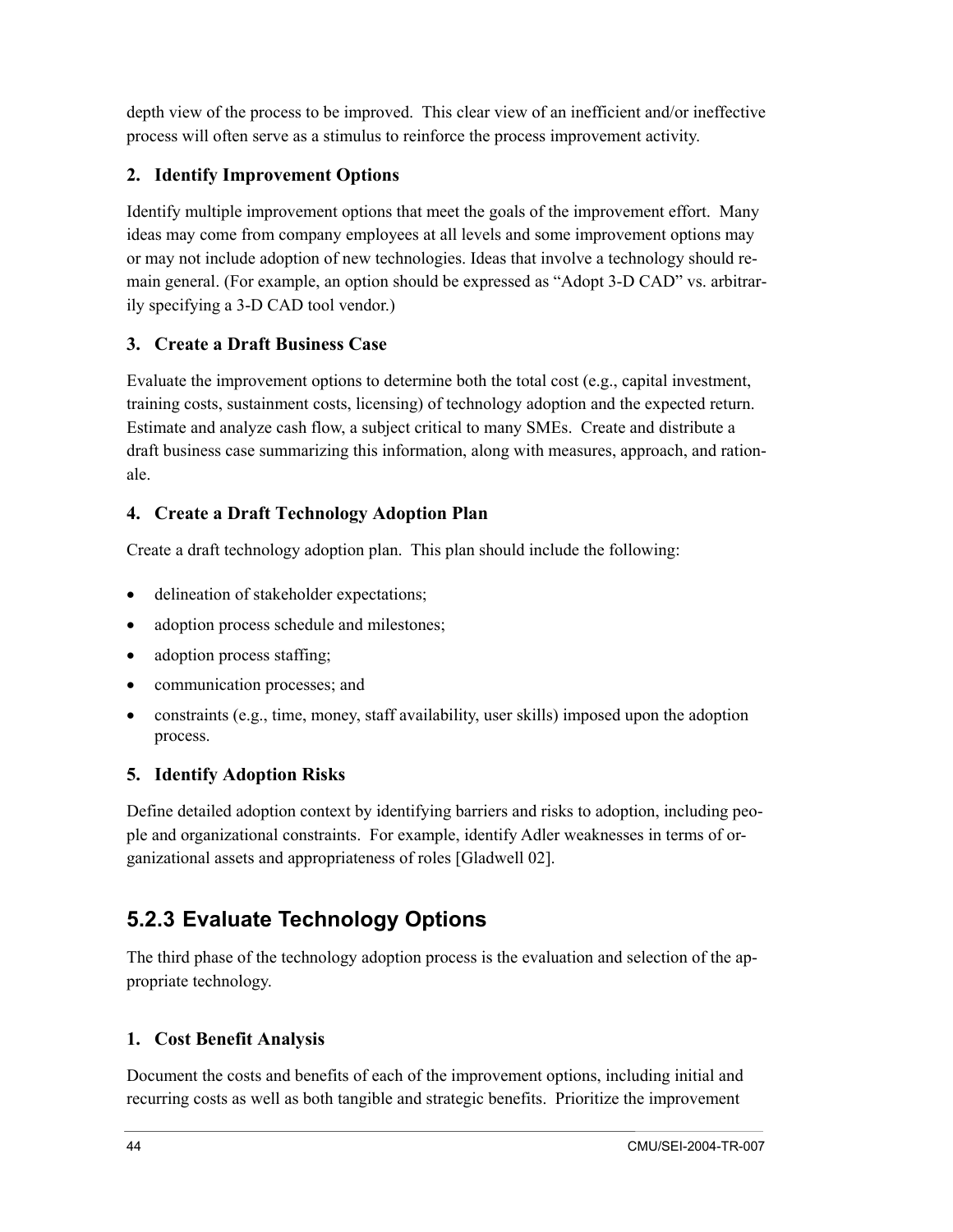depth view of the process to be improved. This clear view of an inefficient and/or ineffective process will often serve as a stimulus to reinforce the process improvement activity.

### 2. Identify Improvement Options

Identify multiple improvement options that meet the goals of the improvement effort. Many ideas may come from company employees at all levels and some improvement options may or may not include adoption of new technologies. Ideas that involve a technology should remain general. (For example, an option should be expressed as "Adopt 3-D CAD" vs. arbitrarily specifying a 3-D CAD tool vendor.)

### 3. Create a Draft Business Case

Evaluate the improvement options to determine both the total cost (e.g., capital investment, training costs, sustainment costs, licensing) of technology adoption and the expected return. Estimate and analyze cash flow, a subject critical to many SMEs. Create and distribute a draft business case summarizing this information, along with measures, approach, and rationale.

### 4. Create a Draft Technology Adoption Plan

Create a draft technology adoption plan. This plan should include the following:

- delineation of stakeholder expectations;
- adoption process schedule and milestones;
- adoption process staffing;
- communication processes; and
- constraints (e.g., time, money, staff availability, user skills) imposed upon the adoption process.

### 5. Identify Adoption Risks

Define detailed adoption context by identifying barriers and risks to adoption, including people and organizational constraints. For example, identify Adler weaknesses in terms of organizational assets and appropriateness of roles [Gladwell 02].

## 5.2.3 Evaluate Technology Options

The third phase of the technology adoption process is the evaluation and selection of the appropriate technology.

### 1. Cost Benefit Analysis

Document the costs and benefits of each of the improvement options, including initial and recurring costs as well as both tangible and strategic benefits. Prioritize the improvement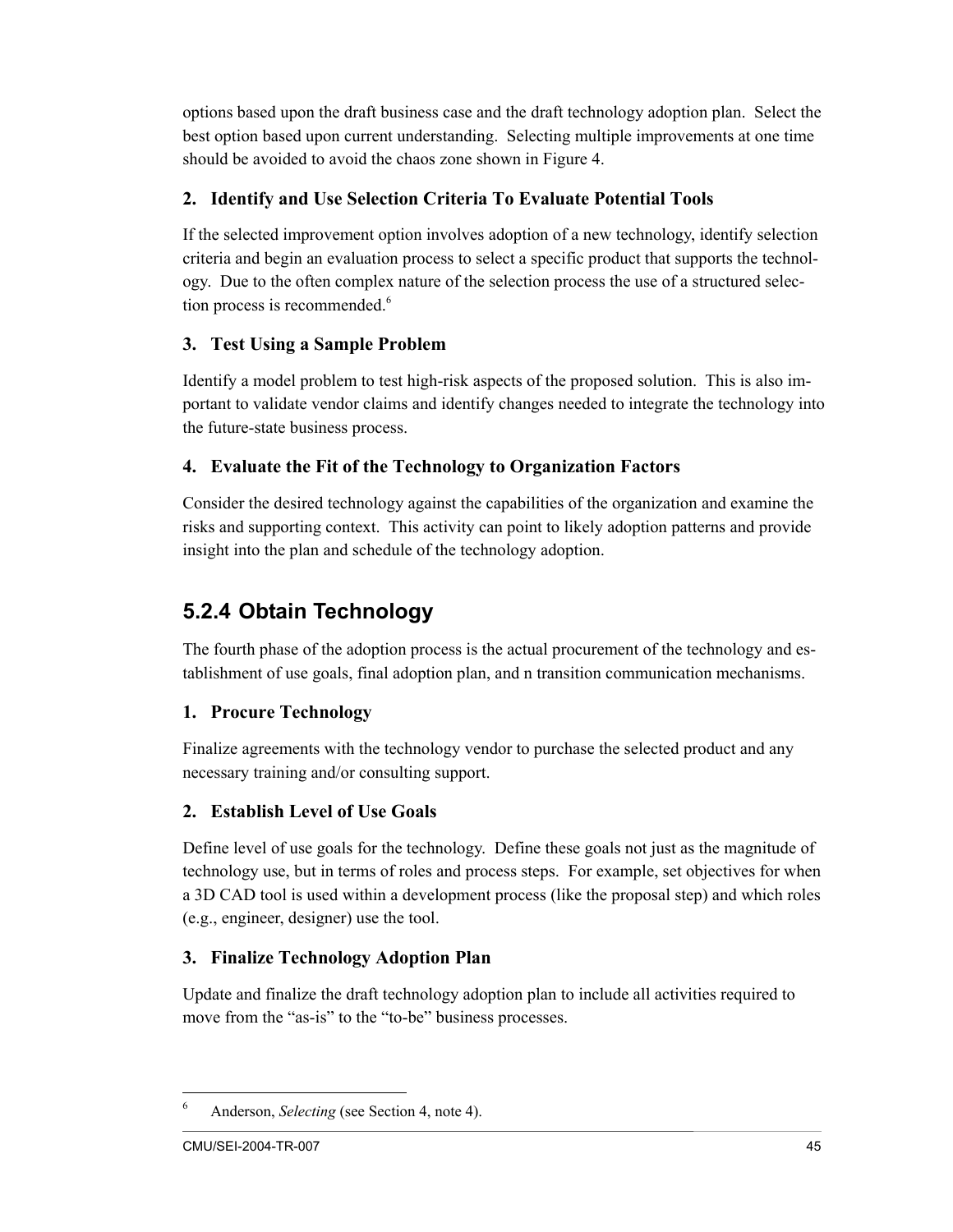options based upon the draft business case and the draft technology adoption plan. Select the best option based upon current understanding. Selecting multiple improvements at one time should be avoided to avoid the chaos zone shown in Figure 4.

### 2. Identify and Use Selection Criteria To Evaluate Potential Tools

If the selected improvement option involves adoption of a new technology, identify selection criteria and begin an evaluation process to select a specific product that supports the technology. Due to the often complex nature of the selection process the use of a structured selection process is recommended.[6]

### 3. Test Using a Sample Problem

Identify a model problem to test high-risk aspects of the proposed solution. This is also important to validate vendor claims and identify changes needed to integrate the technology into the future-state business process.

### 4. Evaluate the Fit of the Technology to Organization Factors

Consider the desired technology against the capabilities of the organization and examine the risks and supporting context. This activity can point to likely adoption patterns and provide insight into the plan and schedule of the technology adoption.

## 5.2.4 Obtain Technology

The fourth phase of the adoption process is the actual procurement of the technology and establishment of use goals, final adoption plan, and n transition communication mechanisms.

### 1. Procure Technology

Finalize agreements with the technology vendor to purchase the selected product and any necessary training and/or consulting support.

### 2. Establish Level of Use Goals

Define level of use goals for the technology. Define these goals not just as the magnitude of technology use, but in terms of roles and process steps. For example, set objectives for when a 3D CAD tool is used within a development process (like the proposal step) and which roles (e.g., engineer, designer) use the tool.

### 3. Finalize Technology Adoption Plan

Update and finalize the draft technology adoption plan to include all activities required to move from the "as-is" to the "to-be" business processes.

---

[6] Anderson, *Selecting* (see Section 4, note 4).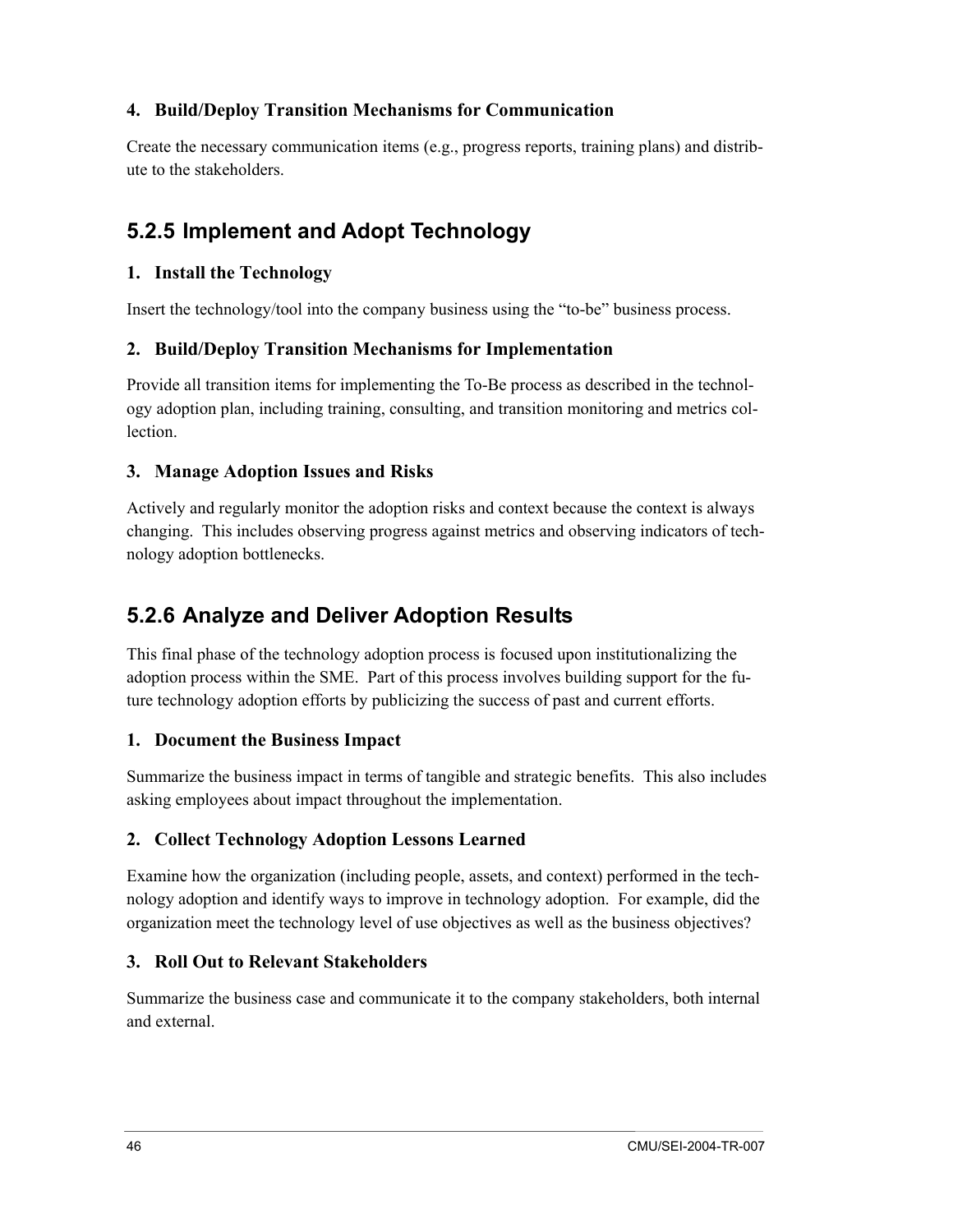### 4. Build/Deploy Transition Mechanisms for Communication

Create the necessary communication items (e.g., progress reports, training plans) and distribute to the stakeholders.

## 5.2.5 Implement and Adopt Technology

### 1. Install the Technology

Insert the technology/tool into the company business using the "to-be" business process.

### 2. Build/Deploy Transition Mechanisms for Implementation

Provide all transition items for implementing the To-Be process as described in the technology adoption plan, including training, consulting, and transition monitoring and metrics collection.

### 3. Manage Adoption Issues and Risks

Actively and regularly monitor the adoption risks and context because the context is always changing. This includes observing progress against metrics and observing indicators of technology adoption bottlenecks.

## 5.2.6 Analyze and Deliver Adoption Results

This final phase of the technology adoption process is focused upon institutionalizing the adoption process within the SME. Part of this process involves building support for the future technology adoption efforts by publicizing the success of past and current efforts.

### 1. Document the Business Impact

Summarize the business impact in terms of tangible and strategic benefits. This also includes asking employees about impact throughout the implementation.

### 2. Collect Technology Adoption Lessons Learned

Examine how the organization (including people, assets, and context) performed in the technology adoption and identify ways to improve in technology adoption. For example, did the organization meet the technology level of use objectives as well as the business objectives?

### 3. Roll Out to Relevant Stakeholders

Summarize the business case and communicate it to the company stakeholders, both internal and external.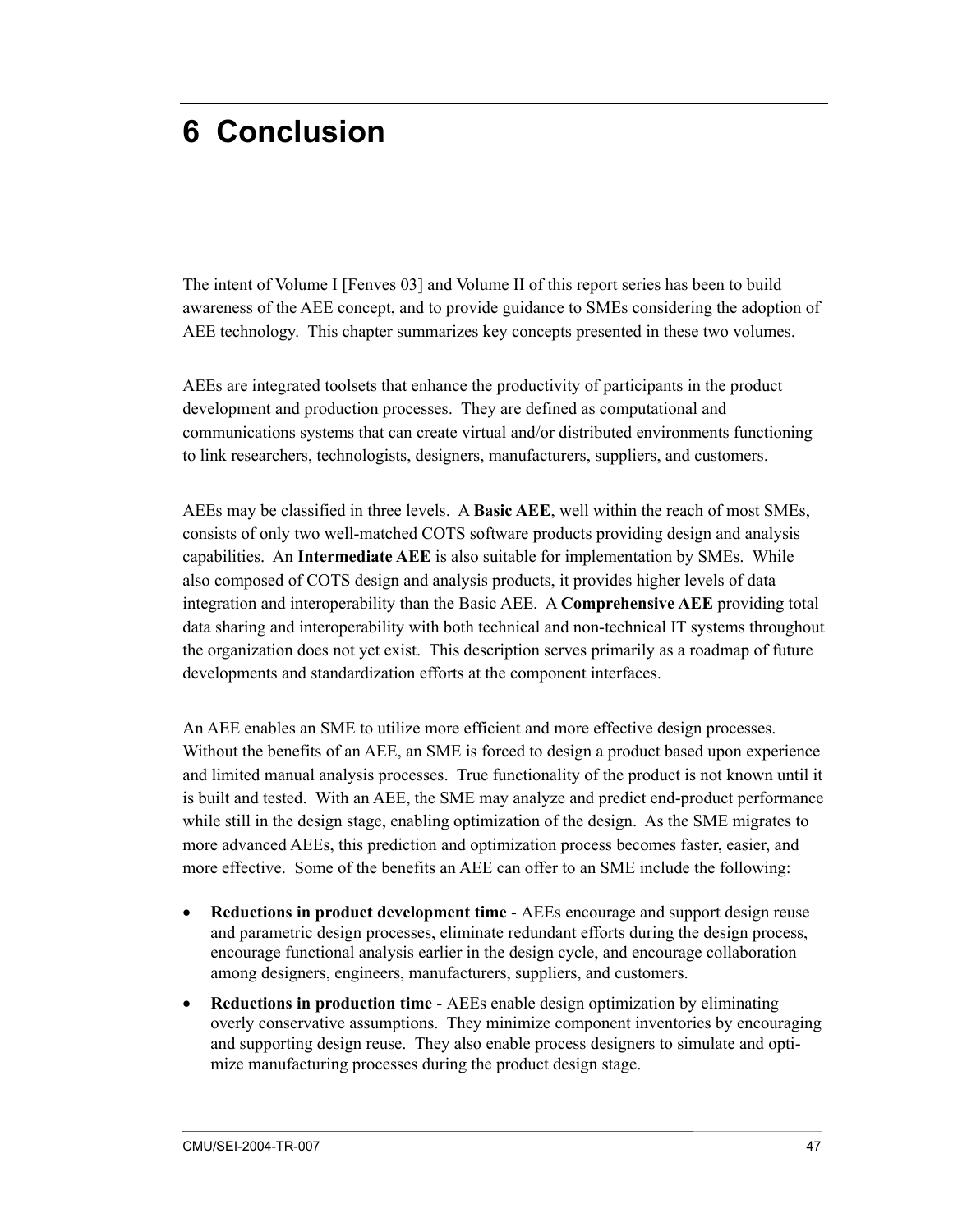# 6 Conclusion

The intent of Volume I [Fenves 03] and Volume II of this report series has been to build awareness of the AEE concept, and to provide guidance to SMEs considering the adoption of AEE technology. This chapter summarizes key concepts presented in these two volumes.

AEEs are integrated toolsets that enhance the productivity of participants in the product development and production processes. They are defined as computational and communications systems that can create virtual and/or distributed environments functioning to link researchers, technologists, designers, manufacturers, suppliers, and customers.

AEEs may be classified in three levels. A **Basic AEE**, well within the reach of most SMEs, consists of only two well-matched COTS software products providing design and analysis capabilities. An **Intermediate AEE** is also suitable for implementation by SMEs. While also composed of COTS design and analysis products, it provides higher levels of data integration and interoperability than the Basic AEE. A **Comprehensive AEE** providing total data sharing and interoperability with both technical and non-technical IT systems throughout the organization does not yet exist. This description serves primarily as a roadmap of future developments and standardization efforts at the component interfaces.

An AEE enables an SME to utilize more efficient and more effective design processes. Without the benefits of an AEE, an SME is forced to design a product based upon experience and limited manual analysis processes. True functionality of the product is not known until it is built and tested. With an AEE, the SME may analyze and predict end-product performance while still in the design stage, enabling optimization of the design. As the SME migrates to more advanced AEEs, this prediction and optimization process becomes faster, easier, and more effective. Some of the benefits an AEE can offer to an SME include the following:

- **Reductions in product development time** - AEEs encourage and support design reuse and parametric design processes, eliminate redundant efforts during the design process, encourage functional analysis earlier in the design cycle, and encourage collaboration among designers, engineers, manufacturers, suppliers, and customers.
- **Reductions in production time** - AEEs enable design optimization by eliminating overly conservative assumptions. They minimize component inventories by encouraging and supporting design reuse. They also enable process designers to simulate and optimize manufacturing processes during the product design stage.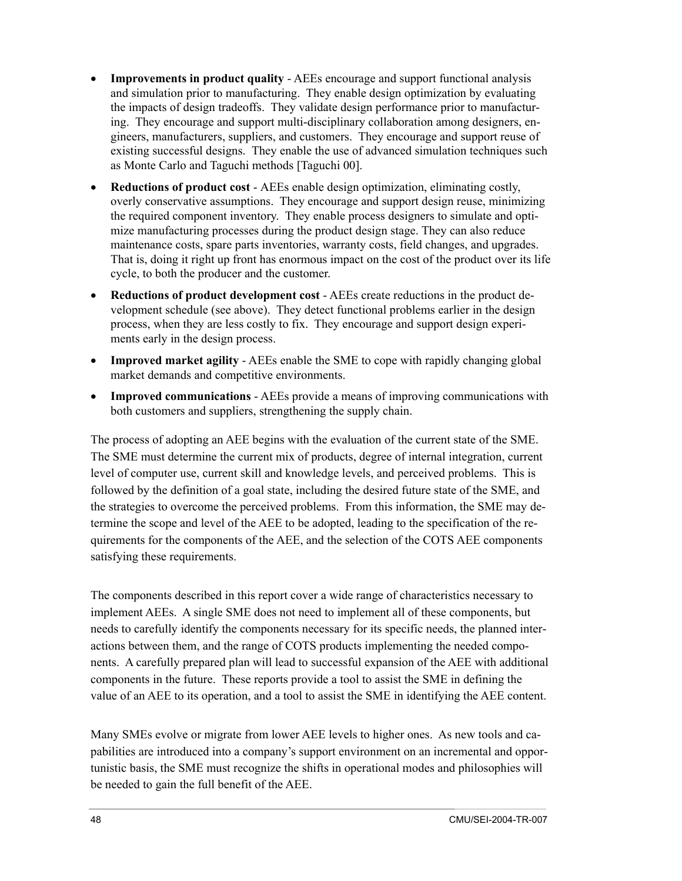- **Improvements in product quality** - AEEs encourage and support functional analysis and simulation prior to manufacturing. They enable design optimization by evaluating the impacts of design tradeoffs. They validate design performance prior to manufacturing. They encourage and support multi-disciplinary collaboration among designers, engineers, manufacturers, suppliers, and customers. They encourage and support reuse of existing successful designs. They enable the use of advanced simulation techniques such as Monte Carlo and Taguchi methods [Taguchi 00].
- **Reductions of product cost** - AEEs enable design optimization, eliminating costly, overly conservative assumptions. They encourage and support design reuse, minimizing the required component inventory. They enable process designers to simulate and optimize manufacturing processes during the product design stage. They can also reduce maintenance costs, spare parts inventories, warranty costs, field changes, and upgrades. That is, doing it right up front has enormous impact on the cost of the product over its life cycle, to both the producer and the customer.
- **Reductions of product development cost** - AEEs create reductions in the product development schedule (see above). They detect functional problems earlier in the design process, when they are less costly to fix. They encourage and support design experiments early in the design process.
- **Improved market agility** - AEEs enable the SME to cope with rapidly changing global market demands and competitive environments.
- **Improved communications** - AEEs provide a means of improving communications with both customers and suppliers, strengthening the supply chain.

The process of adopting an AEE begins with the evaluation of the current state of the SME. The SME must determine the current mix of products, degree of internal integration, current level of computer use, current skill and knowledge levels, and perceived problems. This is followed by the definition of a goal state, including the desired future state of the SME, and the strategies to overcome the perceived problems. From this information, the SME may determine the scope and level of the AEE to be adopted, leading to the specification of the requirements for the components of the AEE, and the selection of the COTS AEE components satisfying these requirements.

The components described in this report cover a wide range of characteristics necessary to implement AEEs. A single SME does not need to implement all of these components, but needs to carefully identify the components necessary for its specific needs, the planned interactions between them, and the range of COTS products implementing the needed components. A carefully prepared plan will lead to successful expansion of the AEE with additional components in the future. These reports provide a tool to assist the SME in defining the value of an AEE to its operation, and a tool to assist the SME in identifying the AEE content.

Many SMEs evolve or migrate from lower AEE levels to higher ones. As new tools and capabilities are introduced into a company's support environment on an incremental and opportunistic basis, the SME must recognize the shifts in operational modes and philosophies will be needed to gain the full benefit of the AEE.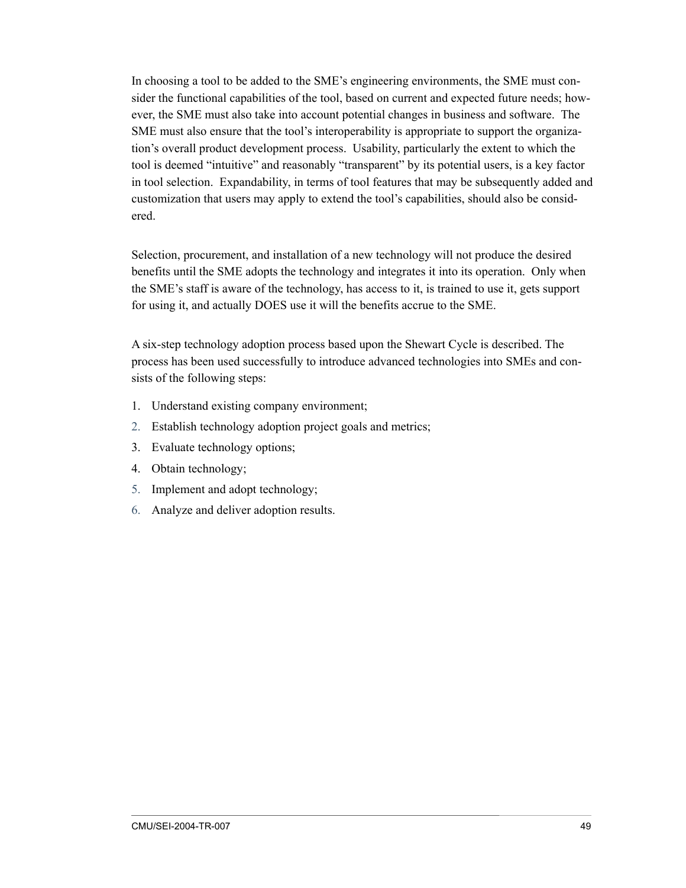In choosing a tool to be added to the SME's engineering environments, the SME must consider the functional capabilities of the tool, based on current and expected future needs; however, the SME must also take into account potential changes in business and software. The SME must also ensure that the tool's interoperability is appropriate to support the organization's overall product development process. Usability, particularly the extent to which the tool is deemed "intuitive" and reasonably "transparent" by its potential users, is a key factor in tool selection. Expandability, in terms of tool features that may be subsequently added and customization that users may apply to extend the tool's capabilities, should also be considered.

Selection, procurement, and installation of a new technology will not produce the desired benefits until the SME adopts the technology and integrates it into its operation. Only when the SME's staff is aware of the technology, has access to it, is trained to use it, gets support for using it, and actually DOES use it will the benefits accrue to the SME.

A six-step technology adoption process based upon the Shewart Cycle is described. The process has been used successfully to introduce advanced technologies into SMEs and consists of the following steps:

1. Understand existing company environment;
2. Establish technology adoption project goals and metrics;
3. Evaluate technology options;
4. Obtain technology;
5. Implement and adopt technology;
6. Analyze and deliver adoption results.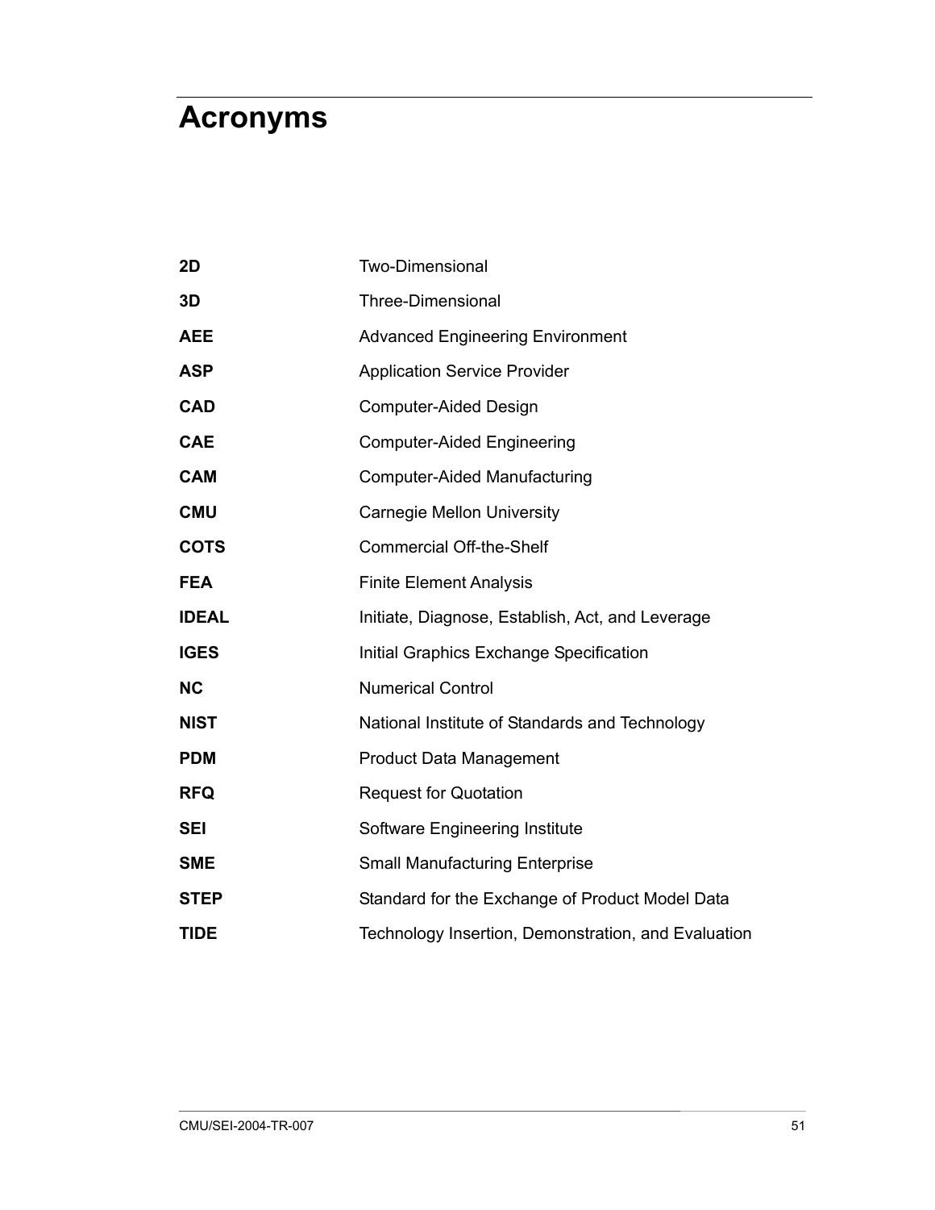# Acronyms

| | |
|---|---|
| **2D** | Two-Dimensional |
| **3D** | Three-Dimensional |
| **AEE** | Advanced Engineering Environment |
| **ASP** | Application Service Provider |
| **CAD** | Computer-Aided Design |
| **CAE** | Computer-Aided Engineering |
| **CAM** | Computer-Aided Manufacturing |
| **CMU** | Carnegie Mellon University |
| **COTS** | Commercial Off-the-Shelf |
| **FEA** | Finite Element Analysis |
| **IDEAL** | Initiate, Diagnose, Establish, Act, and Leverage |
| **IGES** | Initial Graphics Exchange Specification |
| **NC** | Numerical Control |
| **NIST** | National Institute of Standards and Technology |
| **PDM** | Product Data Management |
| **RFQ** | Request for Quotation |
| **SEI** | Software Engineering Institute |
| **SME** | Small Manufacturing Enterprise |
| **STEP** | Standard for the Exchange of Product Model Data |
| **TIDE** | Technology Insertion, Demonstration, and Evaluation |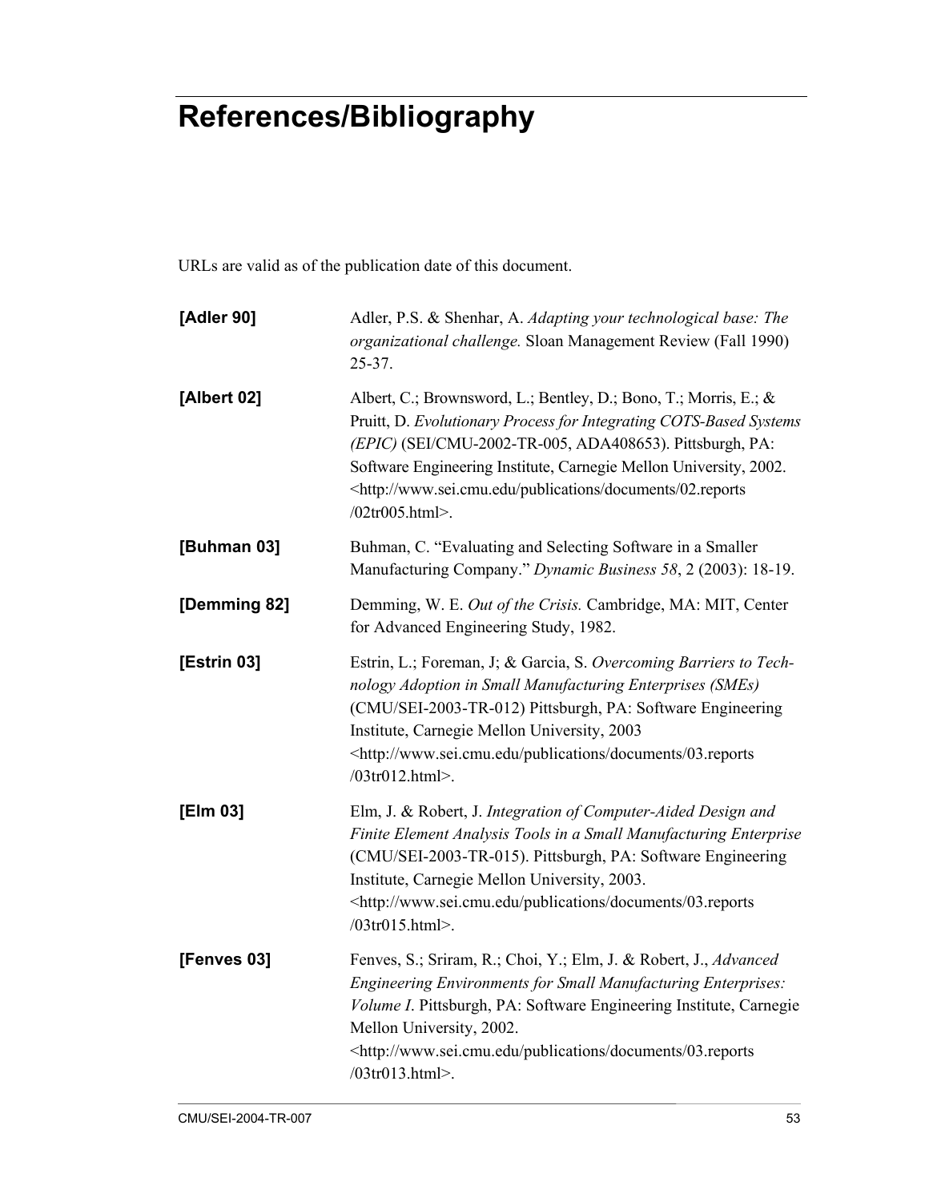# References/Bibliography

URLs are valid as of the publication date of this document.

**[Adler 90]** Adler, P.S. & Shenhar, A. *Adapting your technological base: The organizational challenge.* Sloan Management Review (Fall 1990) 25-37.

**[Albert 02]** Albert, C.; Brownsword, L.; Bentley, D.; Bono, T.; Morris, E.; & Pruitt, D. *Evolutionary Process for Integrating COTS-Based Systems (EPIC)* (SEI/CMU-2002-TR-005, ADA408653). Pittsburgh, PA: Software Engineering Institute, Carnegie Mellon University, 2002. <http://www.sei.cmu.edu/publications/documents/02.reports/02tr005.html>.

**[Buhman 03]** Buhman, C. "Evaluating and Selecting Software in a Smaller Manufacturing Company." *Dynamic Business 58*, 2 (2003): 18-19.

**[Demming 82]** Demming, W. E. *Out of the Crisis.* Cambridge, MA: MIT, Center for Advanced Engineering Study, 1982.

**[Estrin 03]** Estrin, L.; Foreman, J; & Garcia, S. *Overcoming Barriers to Technology Adoption in Small Manufacturing Enterprises (SMEs)* (CMU/SEI-2003-TR-012) Pittsburgh, PA: Software Engineering Institute, Carnegie Mellon University, 2003 <http://www.sei.cmu.edu/publications/documents/03.reports/03tr012.html>.

**[Elm 03]** Elm, J. & Robert, J. *Integration of Computer-Aided Design and Finite Element Analysis Tools in a Small Manufacturing Enterprise* (CMU/SEI-2003-TR-015). Pittsburgh, PA: Software Engineering Institute, Carnegie Mellon University, 2003. <http://www.sei.cmu.edu/publications/documents/03.reports/03tr015.html>.

**[Fenves 03]** Fenves, S.; Sriram, R.; Choi, Y.; Elm, J. & Robert, J., *Advanced Engineering Environments for Small Manufacturing Enterprises: Volume I*. Pittsburgh, PA: Software Engineering Institute, Carnegie Mellon University, 2002. <http://www.sei.cmu.edu/publications/documents/03.reports/03tr013.html>.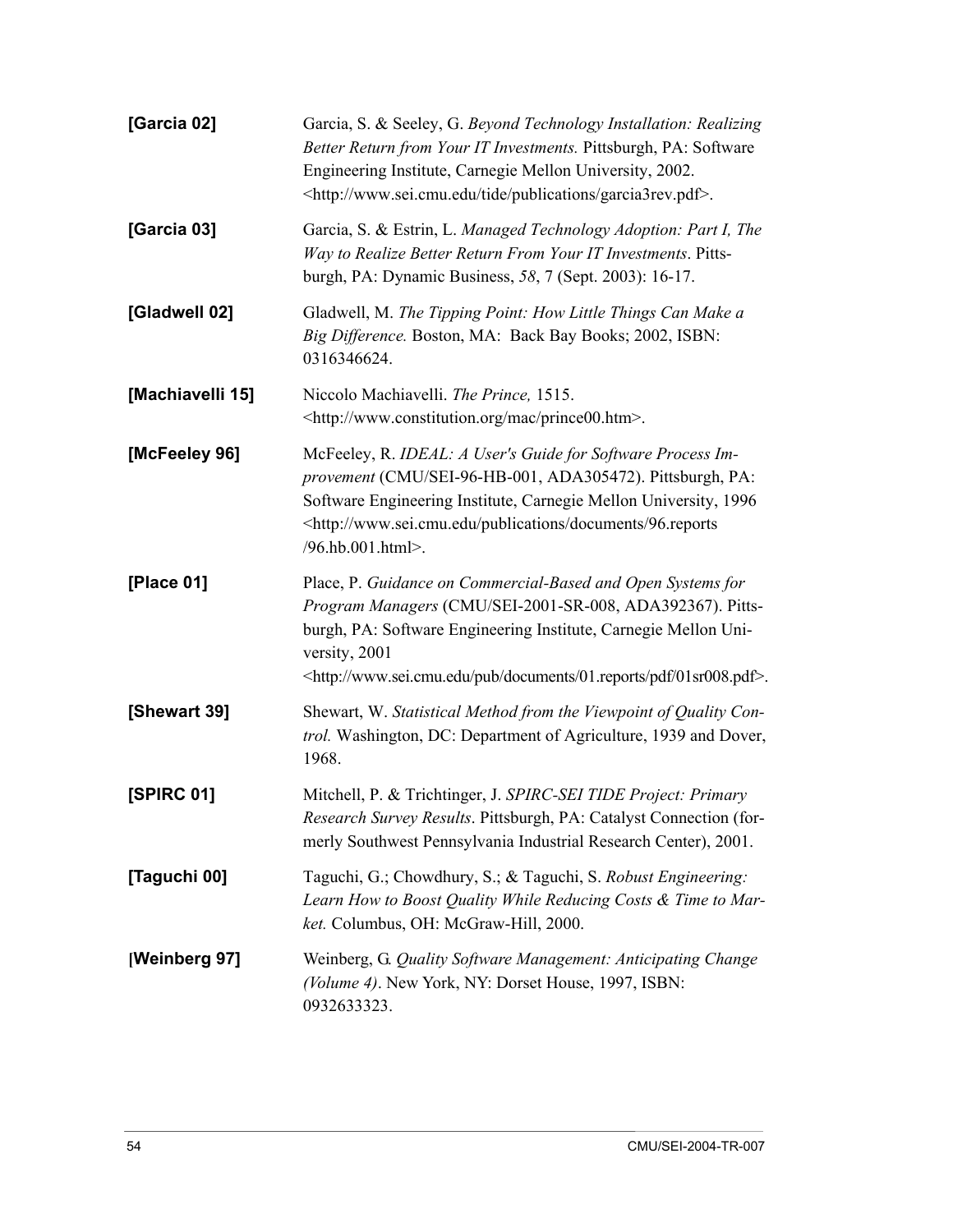**[Garcia 02]** Garcia, S. & Seeley, G. *Beyond Technology Installation: Realizing Better Return from Your IT Investments.* Pittsburgh, PA: Software Engineering Institute, Carnegie Mellon University, 2002. <http://www.sei.cmu.edu/tide/publications/garcia3rev.pdf>.

**[Garcia 03]** Garcia, S. & Estrin, L. *Managed Technology Adoption: Part I, The Way to Realize Better Return From Your IT Investments*. Pittsburgh, PA: Dynamic Business, *58*, 7 (Sept. 2003): 16-17.

**[Gladwell 02]** Gladwell, M. *The Tipping Point: How Little Things Can Make a Big Difference.* Boston, MA: Back Bay Books; 2002, ISBN: 0316346624.

**[Machiavelli 15]** Niccolo Machiavelli. *The Prince,* 1515. <http://www.constitution.org/mac/prince00.htm>.

**[McFeeley 96]** McFeeley, R. *IDEAL: A User's Guide for Software Process Improvement* (CMU/SEI-96-HB-001, ADA305472). Pittsburgh, PA: Software Engineering Institute, Carnegie Mellon University, 1996 <http://www.sei.cmu.edu/publications/documents/96.reports/96.hb.001.html>.

**[Place 01]** Place, P. *Guidance on Commercial-Based and Open Systems for Program Managers* (CMU/SEI-2001-SR-008, ADA392367). Pittsburgh, PA: Software Engineering Institute, Carnegie Mellon University, 2001 <http://www.sei.cmu.edu/pub/documents/01.reports/pdf/01sr008.pdf>.

**[Shewart 39]** Shewart, W. *Statistical Method from the Viewpoint of Quality Control.* Washington, DC: Department of Agriculture, 1939 and Dover, 1968.

**[SPIRC 01]** Mitchell, P. & Trichtinger, J. *SPIRC-SEI TIDE Project: Primary Research Survey Results*. Pittsburgh, PA: Catalyst Connection (formerly Southwest Pennsylvania Industrial Research Center), 2001.

**[Taguchi 00]** Taguchi, G.; Chowdhury, S.; & Taguchi, S. *Robust Engineering: Learn How to Boost Quality While Reducing Costs & Time to Market.* Columbus, OH: McGraw-Hill, 2000.

**[Weinberg 97]** Weinberg, G. *Quality Software Management: Anticipating Change (Volume 4)*. New York, NY: Dorset House, 1997, ISBN: 0932633323.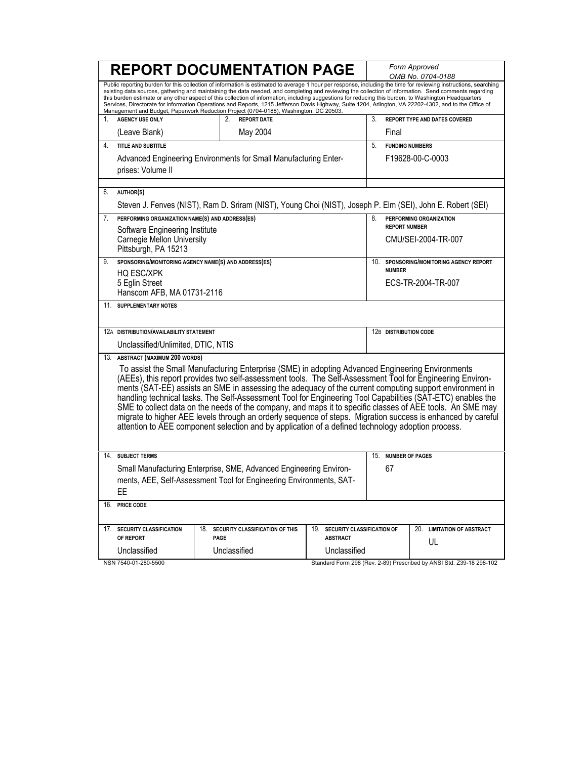# REPORT DOCUMENTATION PAGE

*Form Approved*
*OMB No. 0704-0188*

Public reporting burden for this collection of information is estimated to average 1 hour per response, including the time for reviewing instructions, searching existing data sources, gathering and maintaining the data needed, and completing and reviewing the collection of information. Send comments regarding this burden estimate or any other aspect of this collection of information, including suggestions for reducing this burden, to Washington Headquarters Services, Directorate for information Operations and Reports, 1215 Jefferson Davis Highway, Suite 1204, Arlington, VA 22202-4302, and to the Office of Management and Budget, Paperwork Reduction Project (0704-0188), Washington, DC 20503.

| | | |
|---|---|---|
| 1. **AGENCY USE ONLY** (Leave Blank) | 2. **REPORT DATE** May 2004 | 3. **REPORT TYPE AND DATES COVERED** Final |
| 4. **TITLE AND SUBTITLE** Advanced Engineering Environments for Small Manufacturing Enterprises: Volume II | | 5. **FUNDING NUMBERS** F19628-00-C-0003 |
| 6. **AUTHOR(S)** Steven J. Fenves (NIST), Ram D. Sriram (NIST), Young Choi (NIST), Joseph P. Elm (SEI), John E. Robert (SEI) | | |
| 7. **PERFORMING ORGANIZATION NAME(S) AND ADDRESS(ES)** Software Engineering Institute, Carnegie Mellon University, Pittsburgh, PA 15213 | | 8. **PERFORMING ORGANIZATION REPORT NUMBER** CMU/SEI-2004-TR-007 |
| 9. **SPONSORING/MONITORING AGENCY NAME(S) AND ADDRESS(ES)** HQ ESC/XPK, 5 Eglin Street, Hanscom AFB, MA 01731-2116 | | 10. **SPONSORING/MONITORING AGENCY REPORT NUMBER** ECS-TR-2004-TR-007 |
| 11. **SUPPLEMENTARY NOTES** | | |
| 12A **DISTRIBUTION/AVAILABILITY STATEMENT** Unclassified/Unlimited, DTIC, NTIS | | 12B **DISTRIBUTION CODE** |

13. **ABSTRACT (MAXIMUM 200 WORDS)**

To assist the Small Manufacturing Enterprise (SME) in adopting Advanced Engineering Environments (AEEs), this report provides two self-assessment tools. The Self-Assessment Tool for Engineering Environments (SAT-EE) assists an SME in assessing the adequacy of the current computing support environment in handling technical tasks. The Self-Assessment Tool for Engineering Tool Capabilities (SAT-ETC) enables the SME to collect data on the needs of the company, and maps it to specific classes of AEE tools. An SME may migrate to higher AEE levels through an orderly sequence of steps. Migration success is enhanced by careful attention to AEE component selection and by application of a defined technology adoption process.

| | |
|---|---|
| 14. **SUBJECT TERMS** Small Manufacturing Enterprise, SME, Advanced Engineering Environments, AEE, Self-Assessment Tool for Engineering Environments, SAT-EE | 15. **NUMBER OF PAGES** 67 |
| 16. **PRICE CODE** | |

| 17. **SECURITY CLASSIFICATION OF REPORT** | 18. **SECURITY CLASSIFICATION OF THIS PAGE** | 19. **SECURITY CLASSIFICATION OF ABSTRACT** | 20. **LIMITATION OF ABSTRACT** |
|---|---|---|---|
| Unclassified | Unclassified | Unclassified | UL |

NSN 7540-01-280-5500 Standard Form 298 (Rev. 2-89) Prescribed by ANSI Std. Z39-18 298-102